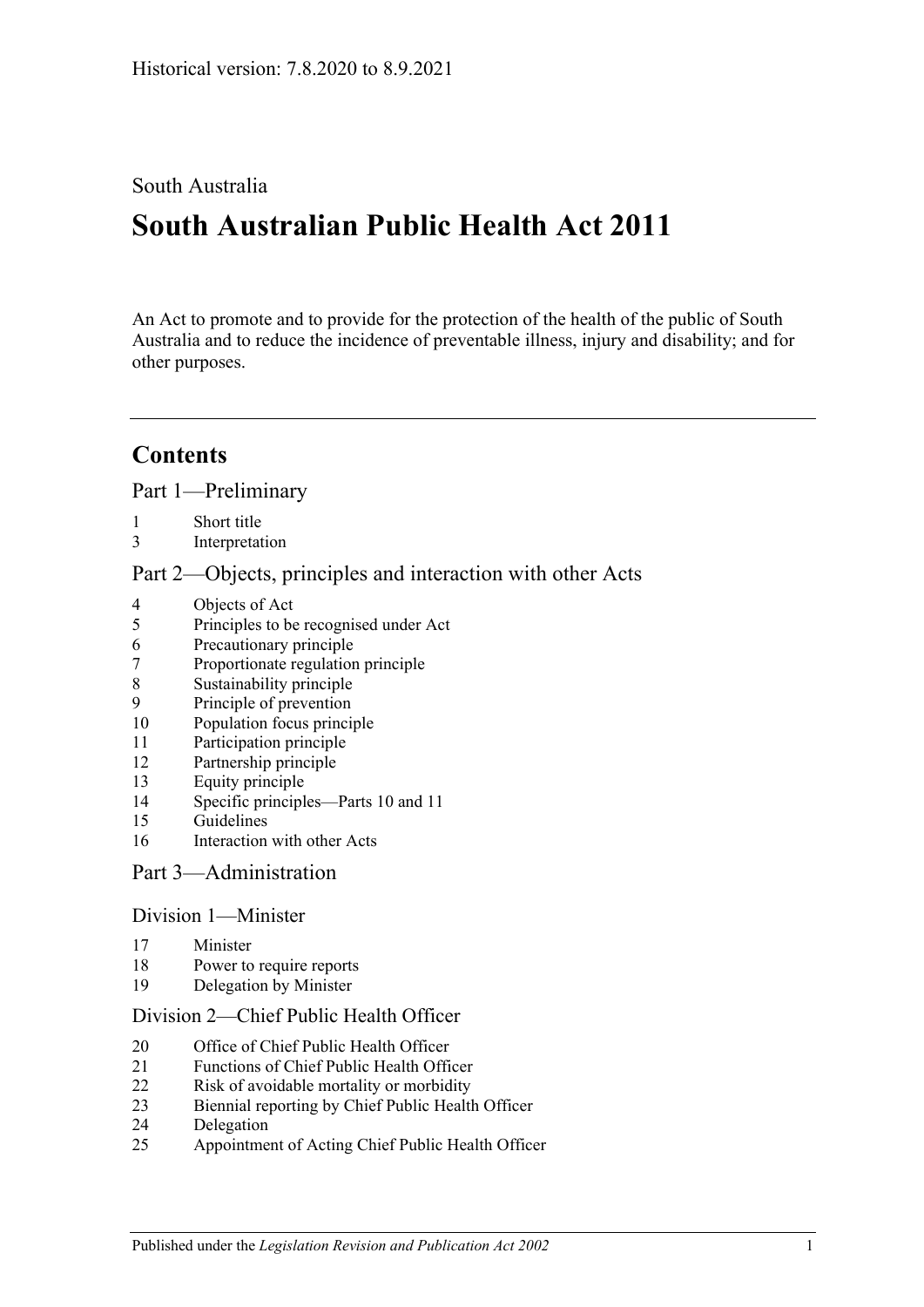Historical version: 7.8.2020 to 8.9.2021

South Australia

# South Australian Public Health Act 2011

An Act to promote and to provide for the protection of the health of the public of South Australia and to reduce the incidence of preventable illness, injury and disability; and for other purposes.

## Contents

### Part 1—Preliminary

1 Short title
3 Interpretation

### Part 2—Objects, principles and interaction with other Acts

4 Objects of Act
5 Principles to be recognised under Act
6 Precautionary principle
7 Proportionate regulation principle
8 Sustainability principle
9 Principle of prevention
10 Population focus principle
11 Participation principle
12 Partnership principle
13 Equity principle
14 Specific principles—Parts 10 and 11
15 Guidelines
16 Interaction with other Acts

### Part 3—Administration

#### Division 1—Minister

17 Minister
18 Power to require reports
19 Delegation by Minister

#### Division 2—Chief Public Health Officer

20 Office of Chief Public Health Officer
21 Functions of Chief Public Health Officer
22 Risk of avoidable mortality or morbidity
23 Biennial reporting by Chief Public Health Officer
24 Delegation
25 Appointment of Acting Chief Public Health Officer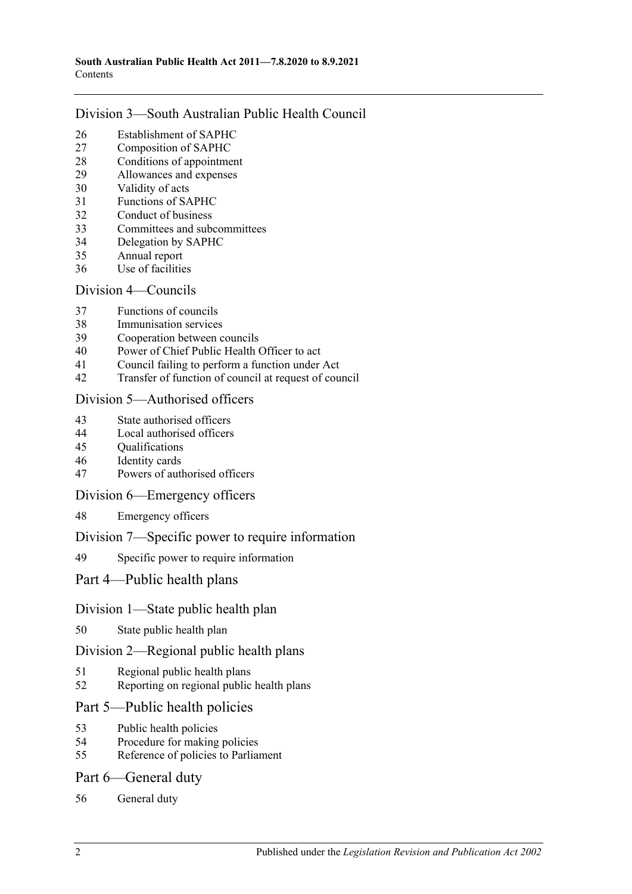## Division 3—South Australian Public Health Council

26 Establishment of SAPHC
27 Composition of SAPHC
28 Conditions of appointment
29 Allowances and expenses
30 Validity of acts
31 Functions of SAPHC
32 Conduct of business
33 Committees and subcommittees
34 Delegation by SAPHC
35 Annual report
36 Use of facilities

## Division 4—Councils

37 Functions of councils
38 Immunisation services
39 Cooperation between councils
40 Power of Chief Public Health Officer to act
41 Council failing to perform a function under Act
42 Transfer of function of council at request of council

## Division 5—Authorised officers

43 State authorised officers
44 Local authorised officers
45 Qualifications
46 Identity cards
47 Powers of authorised officers

## Division 6—Emergency officers

48 Emergency officers

## Division 7—Specific power to require information

49 Specific power to require information

# Part 4—Public health plans

## Division 1—State public health plan

50 State public health plan

## Division 2—Regional public health plans

51 Regional public health plans
52 Reporting on regional public health plans

# Part 5—Public health policies

53 Public health policies
54 Procedure for making policies
55 Reference of policies to Parliament

# Part 6—General duty

56 General duty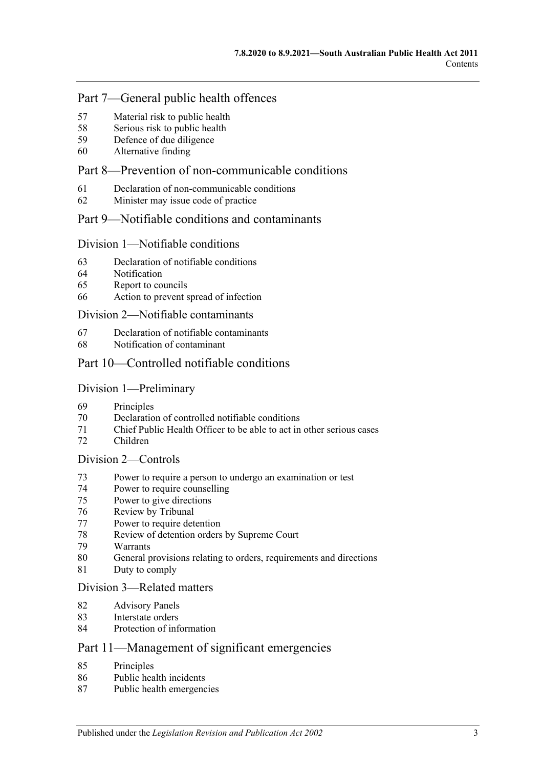## Part 7—General public health offences

57 Material risk to public health
58 Serious risk to public health
59 Defence of due diligence
60 Alternative finding

## Part 8—Prevention of non-communicable conditions

61 Declaration of non-communicable conditions
62 Minister may issue code of practice

## Part 9—Notifiable conditions and contaminants

### Division 1—Notifiable conditions

63 Declaration of notifiable conditions
64 Notification
65 Report to councils
66 Action to prevent spread of infection

### Division 2—Notifiable contaminants

67 Declaration of notifiable contaminants
68 Notification of contaminant

## Part 10—Controlled notifiable conditions

### Division 1—Preliminary

69 Principles
70 Declaration of controlled notifiable conditions
71 Chief Public Health Officer to be able to act in other serious cases
72 Children

### Division 2—Controls

73 Power to require a person to undergo an examination or test
74 Power to require counselling
75 Power to give directions
76 Review by Tribunal
77 Power to require detention
78 Review of detention orders by Supreme Court
79 Warrants
80 General provisions relating to orders, requirements and directions
81 Duty to comply

### Division 3—Related matters

82 Advisory Panels
83 Interstate orders
84 Protection of information

## Part 11—Management of significant emergencies

85 Principles
86 Public health incidents
87 Public health emergencies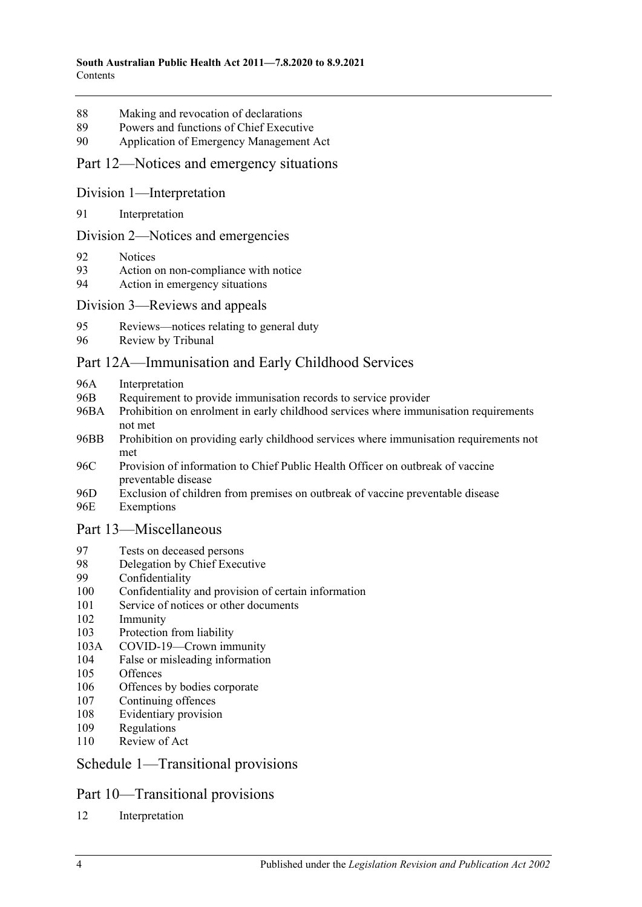88 Making and revocation of declarations
89 Powers and functions of Chief Executive
90 Application of Emergency Management Act

## Part 12—Notices and emergency situations

### Division 1—Interpretation

91 Interpretation

### Division 2—Notices and emergencies

92 Notices
93 Action on non-compliance with notice
94 Action in emergency situations

### Division 3—Reviews and appeals

95 Reviews—notices relating to general duty
96 Review by Tribunal

## Part 12A—Immunisation and Early Childhood Services

96A Interpretation
96B Requirement to provide immunisation records to service provider
96BA Prohibition on enrolment in early childhood services where immunisation requirements not met
96BB Prohibition on providing early childhood services where immunisation requirements not met
96C Provision of information to Chief Public Health Officer on outbreak of vaccine preventable disease
96D Exclusion of children from premises on outbreak of vaccine preventable disease
96E Exemptions

## Part 13—Miscellaneous

97 Tests on deceased persons
98 Delegation by Chief Executive
99 Confidentiality
100 Confidentiality and provision of certain information
101 Service of notices or other documents
102 Immunity
103 Protection from liability
103A COVID-19—Crown immunity
104 False or misleading information
105 Offences
106 Offences by bodies corporate
107 Continuing offences
108 Evidentiary provision
109 Regulations
110 Review of Act

## Schedule 1—Transitional provisions

## Part 10—Transitional provisions

12 Interpretation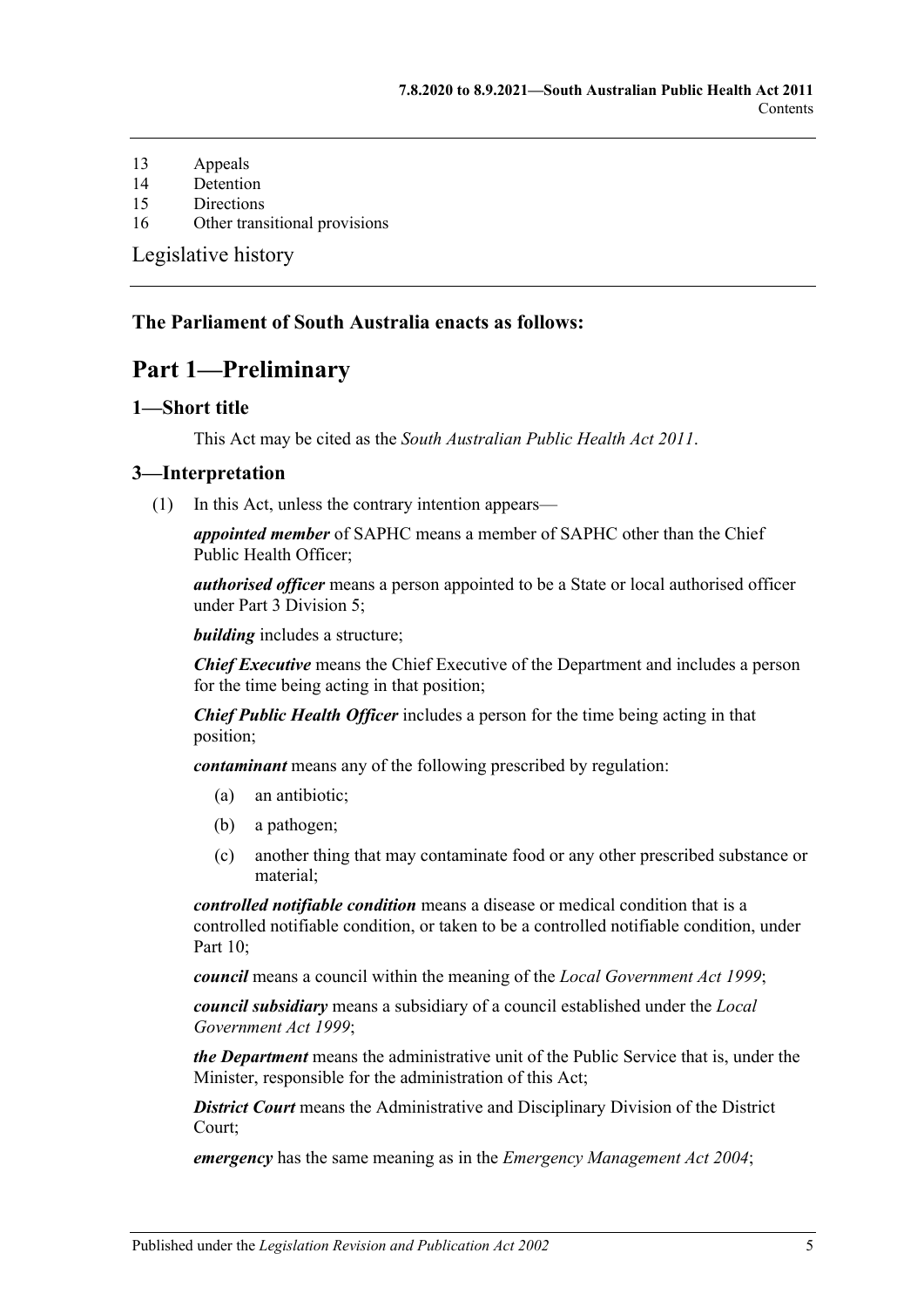13 Appeals
14 Detention
15 Directions
16 Other transitional provisions

Legislative history

**The Parliament of South Australia enacts as follows:**

# Part 1—Preliminary

## 1—Short title

This Act may be cited as the *South Australian Public Health Act 2011*.

## 3—Interpretation

(1) In this Act, unless the contrary intention appears—

***appointed member*** of SAPHC means a member of SAPHC other than the Chief Public Health Officer;

***authorised officer*** means a person appointed to be a State or local authorised officer under Part 3 Division 5;

***building*** includes a structure;

***Chief Executive*** means the Chief Executive of the Department and includes a person for the time being acting in that position;

***Chief Public Health Officer*** includes a person for the time being acting in that position;

***contaminant*** means any of the following prescribed by regulation:

(a) an antibiotic;

(b) a pathogen;

(c) another thing that may contaminate food or any other prescribed substance or material;

***controlled notifiable condition*** means a disease or medical condition that is a controlled notifiable condition, or taken to be a controlled notifiable condition, under Part 10;

***council*** means a council within the meaning of the *Local Government Act 1999*;

***council subsidiary*** means a subsidiary of a council established under the *Local Government Act 1999*;

***the Department*** means the administrative unit of the Public Service that is, under the Minister, responsible for the administration of this Act;

***District Court*** means the Administrative and Disciplinary Division of the District Court;

***emergency*** has the same meaning as in the *Emergency Management Act 2004*;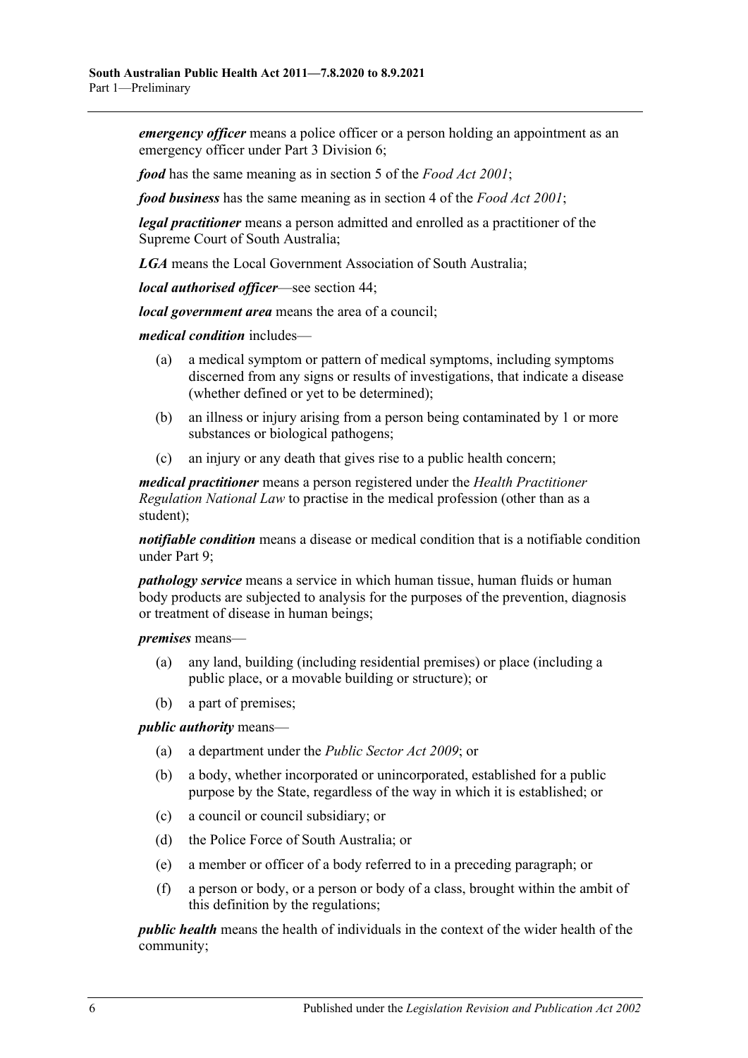***emergency officer*** means a police officer or a person holding an appointment as an emergency officer under Part 3 Division 6;

***food*** has the same meaning as in section 5 of the *Food Act 2001*;

***food business*** has the same meaning as in section 4 of the *Food Act 2001*;

***legal practitioner*** means a person admitted and enrolled as a practitioner of the Supreme Court of South Australia;

***LGA*** means the Local Government Association of South Australia;

***local authorised officer***—see section 44;

***local government area*** means the area of a council;

***medical condition*** includes—

- (a) a medical symptom or pattern of medical symptoms, including symptoms discerned from any signs or results of investigations, that indicate a disease (whether defined or yet to be determined);
- (b) an illness or injury arising from a person being contaminated by 1 or more substances or biological pathogens;
- (c) an injury or any death that gives rise to a public health concern;

***medical practitioner*** means a person registered under the *Health Practitioner Regulation National Law* to practise in the medical profession (other than as a student);

***notifiable condition*** means a disease or medical condition that is a notifiable condition under Part 9;

***pathology service*** means a service in which human tissue, human fluids or human body products are subjected to analysis for the purposes of the prevention, diagnosis or treatment of disease in human beings;

***premises*** means—

- (a) any land, building (including residential premises) or place (including a public place, or a movable building or structure); or
- (b) a part of premises;

***public authority*** means—

- (a) a department under the *Public Sector Act 2009*; or
- (b) a body, whether incorporated or unincorporated, established for a public purpose by the State, regardless of the way in which it is established; or
- (c) a council or council subsidiary; or
- (d) the Police Force of South Australia; or
- (e) a member or officer of a body referred to in a preceding paragraph; or
- (f) a person or body, or a person or body of a class, brought within the ambit of this definition by the regulations;

***public health*** means the health of individuals in the context of the wider health of the community;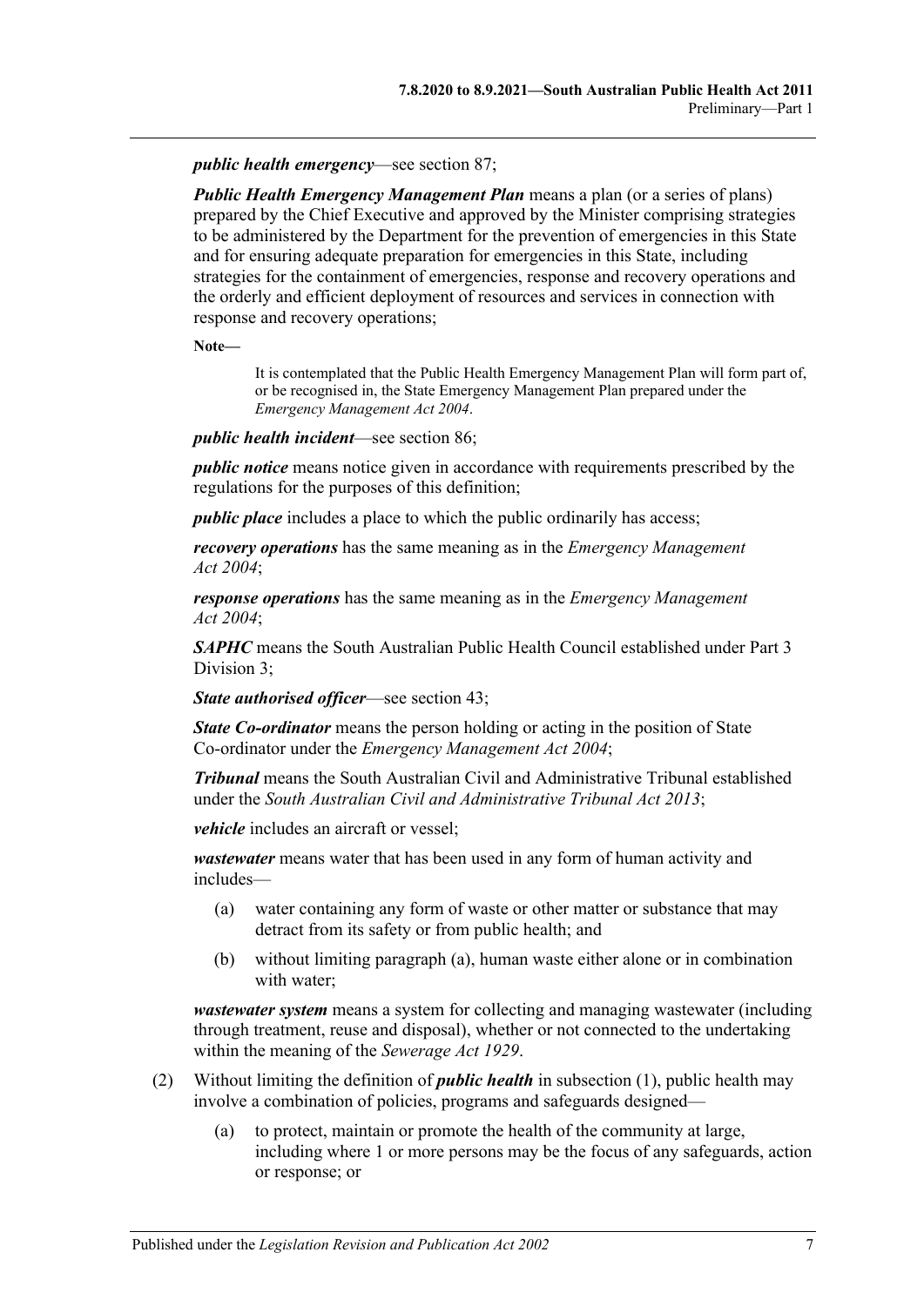***public health emergency***—see section 87;

***Public Health Emergency Management Plan*** means a plan (or a series of plans) prepared by the Chief Executive and approved by the Minister comprising strategies to be administered by the Department for the prevention of emergencies in this State and for ensuring adequate preparation for emergencies in this State, including strategies for the containment of emergencies, response and recovery operations and the orderly and efficient deployment of resources and services in connection with response and recovery operations;

**Note—**

> It is contemplated that the Public Health Emergency Management Plan will form part of, or be recognised in, the State Emergency Management Plan prepared under the *Emergency Management Act 2004*.

***public health incident***—see section 86;

***public notice*** means notice given in accordance with requirements prescribed by the regulations for the purposes of this definition;

***public place*** includes a place to which the public ordinarily has access;

***recovery operations*** has the same meaning as in the *Emergency Management Act 2004*;

***response operations*** has the same meaning as in the *Emergency Management Act 2004*;

***SAPHC*** means the South Australian Public Health Council established under Part 3 Division 3;

***State authorised officer***—see section 43;

***State Co-ordinator*** means the person holding or acting in the position of State Co-ordinator under the *Emergency Management Act 2004*;

***Tribunal*** means the South Australian Civil and Administrative Tribunal established under the *South Australian Civil and Administrative Tribunal Act 2013*;

***vehicle*** includes an aircraft or vessel;

***wastewater*** means water that has been used in any form of human activity and includes—

(a) water containing any form of waste or other matter or substance that may detract from its safety or from public health; and

(b) without limiting paragraph (a), human waste either alone or in combination with water;

***wastewater system*** means a system for collecting and managing wastewater (including through treatment, reuse and disposal), whether or not connected to the undertaking within the meaning of the *Sewerage Act 1929*.

(2) Without limiting the definition of ***public health*** in subsection (1), public health may involve a combination of policies, programs and safeguards designed—

(a) to protect, maintain or promote the health of the community at large, including where 1 or more persons may be the focus of any safeguards, action or response; or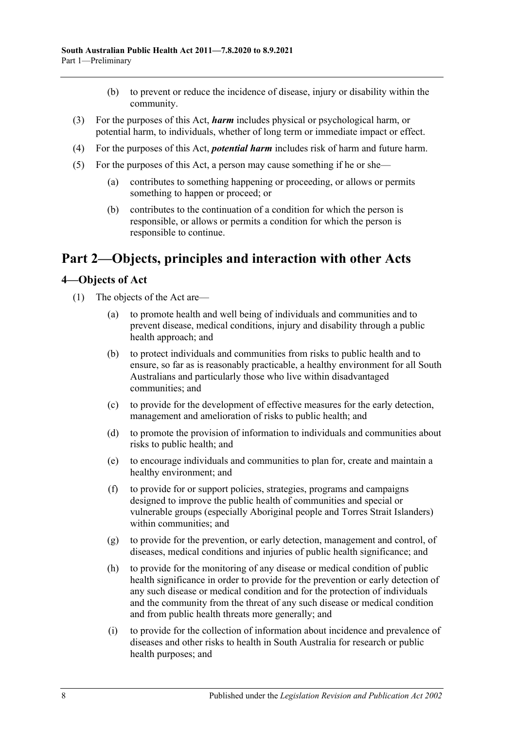(b) to prevent or reduce the incidence of disease, injury or disability within the community.

(3) For the purposes of this Act, ***harm*** includes physical or psychological harm, or potential harm, to individuals, whether of long term or immediate impact or effect.

(4) For the purposes of this Act, ***potential harm*** includes risk of harm and future harm.

(5) For the purposes of this Act, a person may cause something if he or she—

(a) contributes to something happening or proceeding, or allows or permits something to happen or proceed; or

(b) contributes to the continuation of a condition for which the person is responsible, or allows or permits a condition for which the person is responsible to continue.

# Part 2—Objects, principles and interaction with other Acts

## 4—Objects of Act

(1) The objects of the Act are—

(a) to promote health and well being of individuals and communities and to prevent disease, medical conditions, injury and disability through a public health approach; and

(b) to protect individuals and communities from risks to public health and to ensure, so far as is reasonably practicable, a healthy environment for all South Australians and particularly those who live within disadvantaged communities; and

(c) to provide for the development of effective measures for the early detection, management and amelioration of risks to public health; and

(d) to promote the provision of information to individuals and communities about risks to public health; and

(e) to encourage individuals and communities to plan for, create and maintain a healthy environment; and

(f) to provide for or support policies, strategies, programs and campaigns designed to improve the public health of communities and special or vulnerable groups (especially Aboriginal people and Torres Strait Islanders) within communities; and

(g) to provide for the prevention, or early detection, management and control, of diseases, medical conditions and injuries of public health significance; and

(h) to provide for the monitoring of any disease or medical condition of public health significance in order to provide for the prevention or early detection of any such disease or medical condition and for the protection of individuals and the community from the threat of any such disease or medical condition and from public health threats more generally; and

(i) to provide for the collection of information about incidence and prevalence of diseases and other risks to health in South Australia for research or public health purposes; and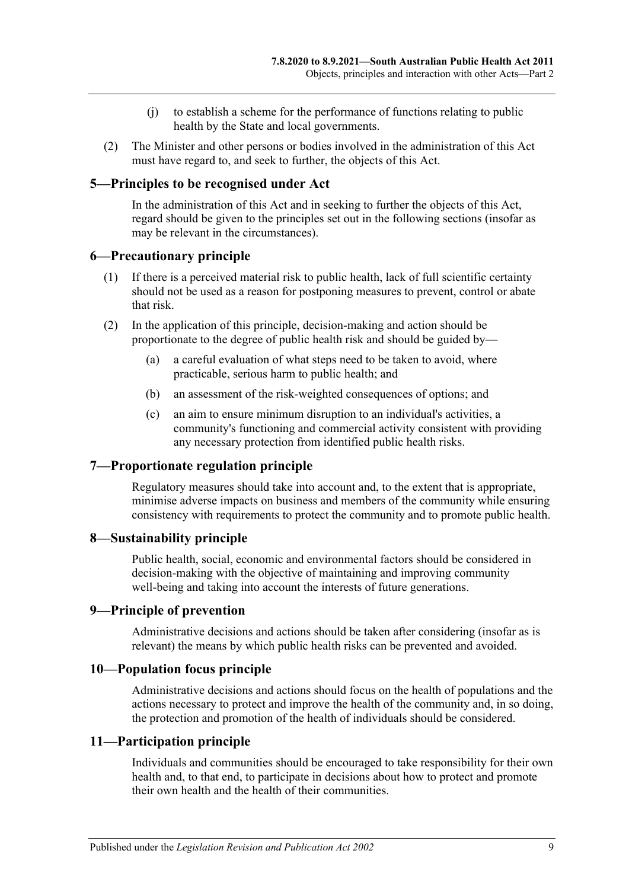(j) to establish a scheme for the performance of functions relating to public health by the State and local governments.

(2) The Minister and other persons or bodies involved in the administration of this Act must have regard to, and seek to further, the objects of this Act.

## 5—Principles to be recognised under Act

In the administration of this Act and in seeking to further the objects of this Act, regard should be given to the principles set out in the following sections (insofar as may be relevant in the circumstances).

## 6—Precautionary principle

(1) If there is a perceived material risk to public health, lack of full scientific certainty should not be used as a reason for postponing measures to prevent, control or abate that risk.

(2) In the application of this principle, decision-making and action should be proportionate to the degree of public health risk and should be guided by—

(a) a careful evaluation of what steps need to be taken to avoid, where practicable, serious harm to public health; and

(b) an assessment of the risk-weighted consequences of options; and

(c) an aim to ensure minimum disruption to an individual's activities, a community's functioning and commercial activity consistent with providing any necessary protection from identified public health risks.

## 7—Proportionate regulation principle

Regulatory measures should take into account and, to the extent that is appropriate, minimise adverse impacts on business and members of the community while ensuring consistency with requirements to protect the community and to promote public health.

## 8—Sustainability principle

Public health, social, economic and environmental factors should be considered in decision-making with the objective of maintaining and improving community well-being and taking into account the interests of future generations.

## 9—Principle of prevention

Administrative decisions and actions should be taken after considering (insofar as is relevant) the means by which public health risks can be prevented and avoided.

## 10—Population focus principle

Administrative decisions and actions should focus on the health of populations and the actions necessary to protect and improve the health of the community and, in so doing, the protection and promotion of the health of individuals should be considered.

## 11—Participation principle

Individuals and communities should be encouraged to take responsibility for their own health and, to that end, to participate in decisions about how to protect and promote their own health and the health of their communities.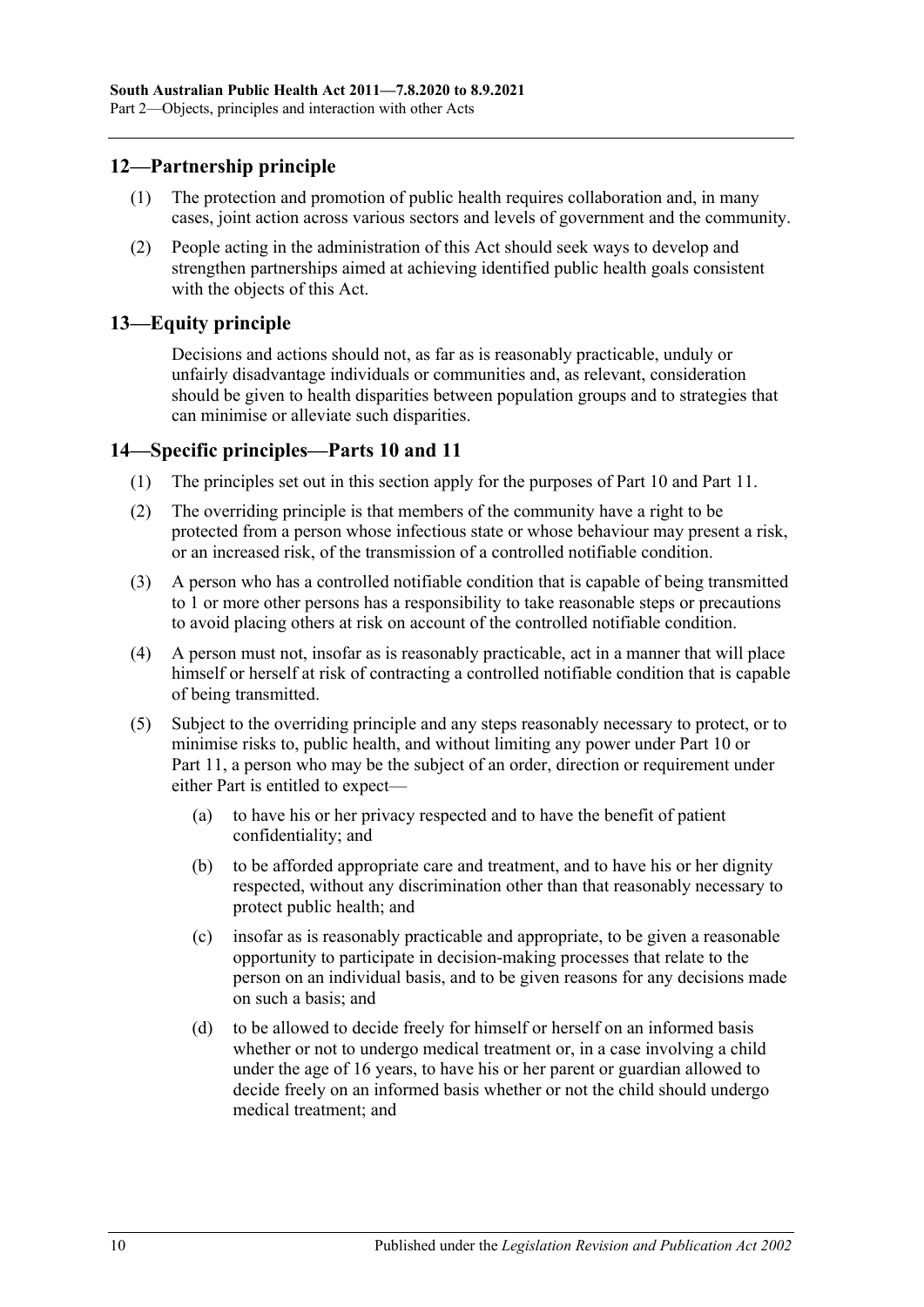## 12—Partnership principle

(1) The protection and promotion of public health requires collaboration and, in many cases, joint action across various sectors and levels of government and the community.

(2) People acting in the administration of this Act should seek ways to develop and strengthen partnerships aimed at achieving identified public health goals consistent with the objects of this Act.

## 13—Equity principle

Decisions and actions should not, as far as is reasonably practicable, unduly or unfairly disadvantage individuals or communities and, as relevant, consideration should be given to health disparities between population groups and to strategies that can minimise or alleviate such disparities.

## 14—Specific principles—Parts 10 and 11

(1) The principles set out in this section apply for the purposes of Part 10 and Part 11.

(2) The overriding principle is that members of the community have a right to be protected from a person whose infectious state or whose behaviour may present a risk, or an increased risk, of the transmission of a controlled notifiable condition.

(3) A person who has a controlled notifiable condition that is capable of being transmitted to 1 or more other persons has a responsibility to take reasonable steps or precautions to avoid placing others at risk on account of the controlled notifiable condition.

(4) A person must not, insofar as is reasonably practicable, act in a manner that will place himself or herself at risk of contracting a controlled notifiable condition that is capable of being transmitted.

(5) Subject to the overriding principle and any steps reasonably necessary to protect, or to minimise risks to, public health, and without limiting any power under Part 10 or Part 11, a person who may be the subject of an order, direction or requirement under either Part is entitled to expect—

(a) to have his or her privacy respected and to have the benefit of patient confidentiality; and

(b) to be afforded appropriate care and treatment, and to have his or her dignity respected, without any discrimination other than that reasonably necessary to protect public health; and

(c) insofar as is reasonably practicable and appropriate, to be given a reasonable opportunity to participate in decision-making processes that relate to the person on an individual basis, and to be given reasons for any decisions made on such a basis; and

(d) to be allowed to decide freely for himself or herself on an informed basis whether or not to undergo medical treatment or, in a case involving a child under the age of 16 years, to have his or her parent or guardian allowed to decide freely on an informed basis whether or not the child should undergo medical treatment; and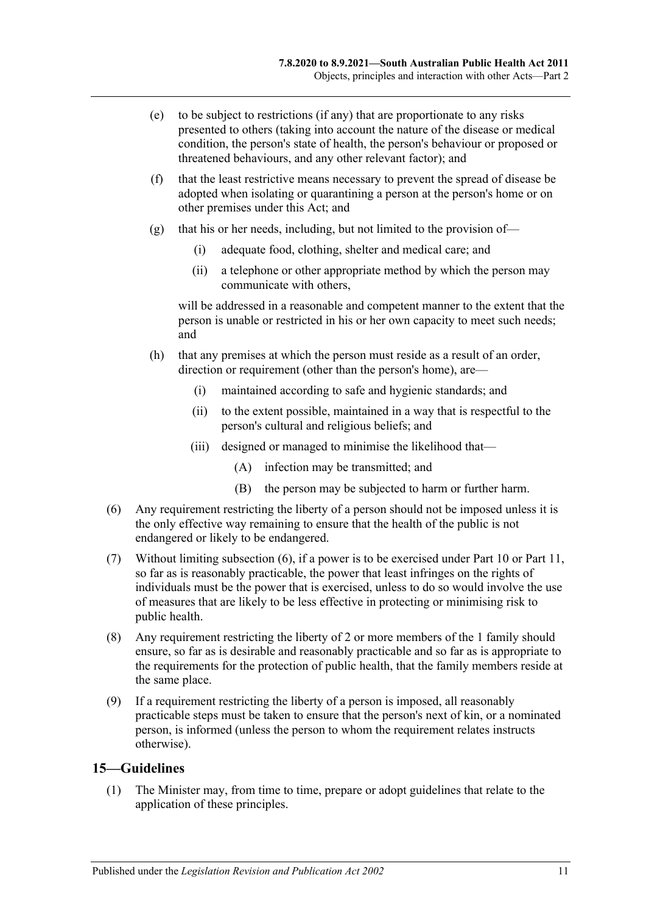(e) to be subject to restrictions (if any) that are proportionate to any risks presented to others (taking into account the nature of the disease or medical condition, the person's state of health, the person's behaviour or proposed or threatened behaviours, and any other relevant factor); and

(f) that the least restrictive means necessary to prevent the spread of disease be adopted when isolating or quarantining a person at the person's home or on other premises under this Act; and

(g) that his or her needs, including, but not limited to the provision of—

 (i) adequate food, clothing, shelter and medical care; and

 (ii) a telephone or other appropriate method by which the person may communicate with others,

 will be addressed in a reasonable and competent manner to the extent that the person is unable or restricted in his or her own capacity to meet such needs; and

(h) that any premises at which the person must reside as a result of an order, direction or requirement (other than the person's home), are—

 (i) maintained according to safe and hygienic standards; and

 (ii) to the extent possible, maintained in a way that is respectful to the person's cultural and religious beliefs; and

 (iii) designed or managed to minimise the likelihood that—

  (A) infection may be transmitted; and

  (B) the person may be subjected to harm or further harm.

(6) Any requirement restricting the liberty of a person should not be imposed unless it is the only effective way remaining to ensure that the health of the public is not endangered or likely to be endangered.

(7) Without limiting subsection (6), if a power is to be exercised under Part 10 or Part 11, so far as is reasonably practicable, the power that least infringes on the rights of individuals must be the power that is exercised, unless to do so would involve the use of measures that are likely to be less effective in protecting or minimising risk to public health.

(8) Any requirement restricting the liberty of 2 or more members of the 1 family should ensure, so far as is desirable and reasonably practicable and so far as is appropriate to the requirements for the protection of public health, that the family members reside at the same place.

(9) If a requirement restricting the liberty of a person is imposed, all reasonably practicable steps must be taken to ensure that the person's next of kin, or a nominated person, is informed (unless the person to whom the requirement relates instructs otherwise).

## 15—Guidelines

(1) The Minister may, from time to time, prepare or adopt guidelines that relate to the application of these principles.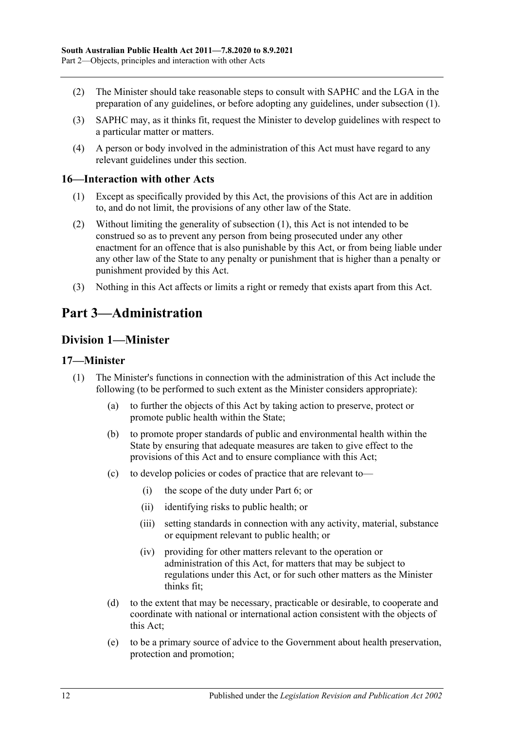(2) The Minister should take reasonable steps to consult with SAPHC and the LGA in the preparation of any guidelines, or before adopting any guidelines, under subsection (1).

(3) SAPHC may, as it thinks fit, request the Minister to develop guidelines with respect to a particular matter or matters.

(4) A person or body involved in the administration of this Act must have regard to any relevant guidelines under this section.

### 16—Interaction with other Acts

(1) Except as specifically provided by this Act, the provisions of this Act are in addition to, and do not limit, the provisions of any other law of the State.

(2) Without limiting the generality of subsection (1), this Act is not intended to be construed so as to prevent any person from being prosecuted under any other enactment for an offence that is also punishable by this Act, or from being liable under any other law of the State to any penalty or punishment that is higher than a penalty or punishment provided by this Act.

(3) Nothing in this Act affects or limits a right or remedy that exists apart from this Act.

# Part 3—Administration

## Division 1—Minister

### 17—Minister

(1) The Minister's functions in connection with the administration of this Act include the following (to be performed to such extent as the Minister considers appropriate):

- (a) to further the objects of this Act by taking action to preserve, protect or promote public health within the State;
- (b) to promote proper standards of public and environmental health within the State by ensuring that adequate measures are taken to give effect to the provisions of this Act and to ensure compliance with this Act;
- (c) to develop policies or codes of practice that are relevant to—
  - (i) the scope of the duty under Part 6; or
  - (ii) identifying risks to public health; or
  - (iii) setting standards in connection with any activity, material, substance or equipment relevant to public health; or
  - (iv) providing for other matters relevant to the operation or administration of this Act, for matters that may be subject to regulations under this Act, or for such other matters as the Minister thinks fit;
- (d) to the extent that may be necessary, practicable or desirable, to cooperate and coordinate with national or international action consistent with the objects of this Act;
- (e) to be a primary source of advice to the Government about health preservation, protection and promotion;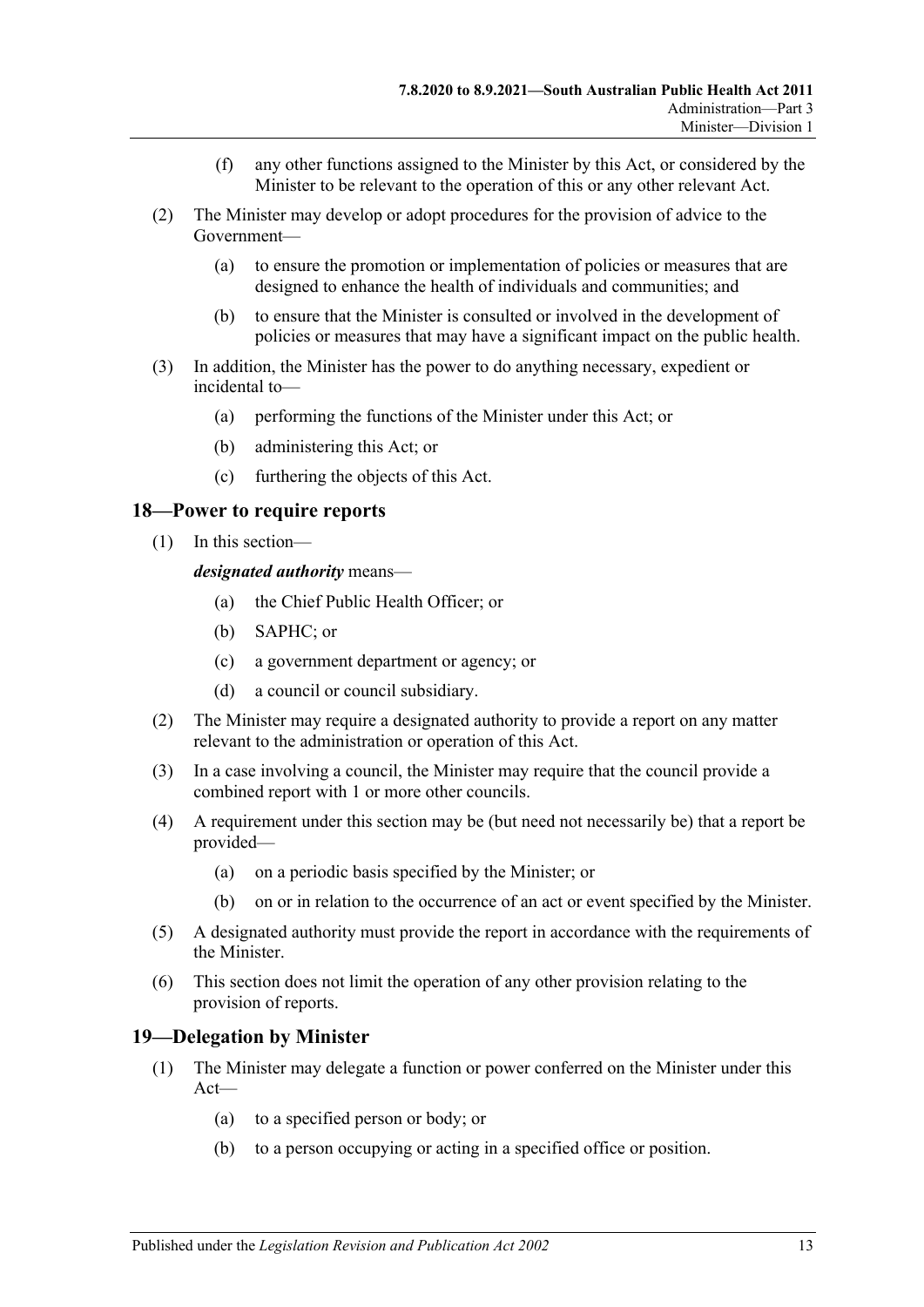(f) any other functions assigned to the Minister by this Act, or considered by the Minister to be relevant to the operation of this or any other relevant Act.

(2) The Minister may develop or adopt procedures for the provision of advice to the Government—

(a) to ensure the promotion or implementation of policies or measures that are designed to enhance the health of individuals and communities; and

(b) to ensure that the Minister is consulted or involved in the development of policies or measures that may have a significant impact on the public health.

(3) In addition, the Minister has the power to do anything necessary, expedient or incidental to—

(a) performing the functions of the Minister under this Act; or

(b) administering this Act; or

(c) furthering the objects of this Act.

## 18—Power to require reports

(1) In this section—

***designated authority*** means—

(a) the Chief Public Health Officer; or

(b) SAPHC; or

(c) a government department or agency; or

(d) a council or council subsidiary.

(2) The Minister may require a designated authority to provide a report on any matter relevant to the administration or operation of this Act.

(3) In a case involving a council, the Minister may require that the council provide a combined report with 1 or more other councils.

(4) A requirement under this section may be (but need not necessarily be) that a report be provided—

(a) on a periodic basis specified by the Minister; or

(b) on or in relation to the occurrence of an act or event specified by the Minister.

(5) A designated authority must provide the report in accordance with the requirements of the Minister.

(6) This section does not limit the operation of any other provision relating to the provision of reports.

## 19—Delegation by Minister

(1) The Minister may delegate a function or power conferred on the Minister under this Act—

(a) to a specified person or body; or

(b) to a person occupying or acting in a specified office or position.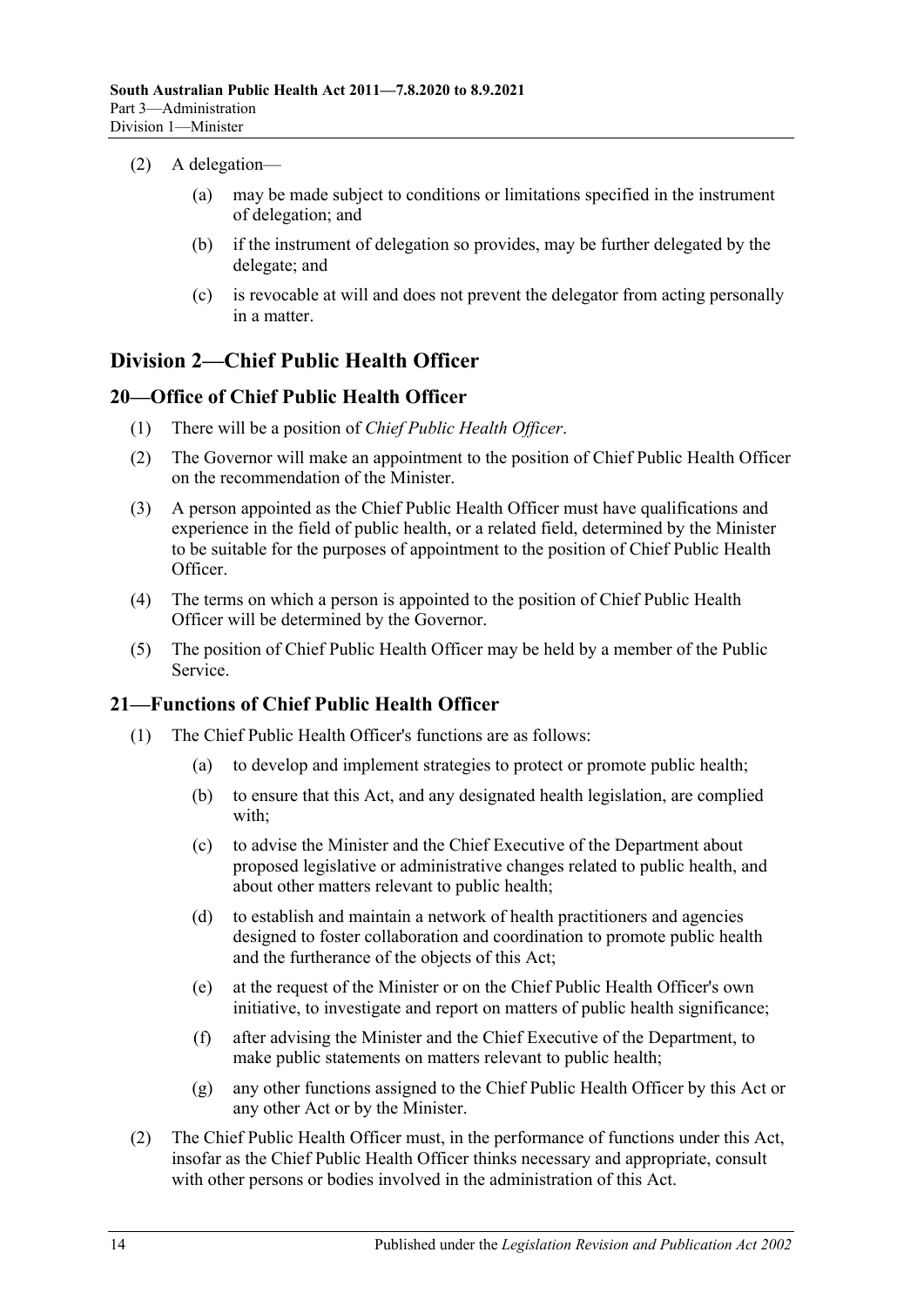(2) A delegation—

(a) may be made subject to conditions or limitations specified in the instrument of delegation; and

(b) if the instrument of delegation so provides, may be further delegated by the delegate; and

(c) is revocable at will and does not prevent the delegator from acting personally in a matter.

## Division 2—Chief Public Health Officer

### 20—Office of Chief Public Health Officer

(1) There will be a position of *Chief Public Health Officer*.

(2) The Governor will make an appointment to the position of Chief Public Health Officer on the recommendation of the Minister.

(3) A person appointed as the Chief Public Health Officer must have qualifications and experience in the field of public health, or a related field, determined by the Minister to be suitable for the purposes of appointment to the position of Chief Public Health Officer.

(4) The terms on which a person is appointed to the position of Chief Public Health Officer will be determined by the Governor.

(5) The position of Chief Public Health Officer may be held by a member of the Public Service.

### 21—Functions of Chief Public Health Officer

(1) The Chief Public Health Officer's functions are as follows:

(a) to develop and implement strategies to protect or promote public health;

(b) to ensure that this Act, and any designated health legislation, are complied with;

(c) to advise the Minister and the Chief Executive of the Department about proposed legislative or administrative changes related to public health, and about other matters relevant to public health;

(d) to establish and maintain a network of health practitioners and agencies designed to foster collaboration and coordination to promote public health and the furtherance of the objects of this Act;

(e) at the request of the Minister or on the Chief Public Health Officer's own initiative, to investigate and report on matters of public health significance;

(f) after advising the Minister and the Chief Executive of the Department, to make public statements on matters relevant to public health;

(g) any other functions assigned to the Chief Public Health Officer by this Act or any other Act or by the Minister.

(2) The Chief Public Health Officer must, in the performance of functions under this Act, insofar as the Chief Public Health Officer thinks necessary and appropriate, consult with other persons or bodies involved in the administration of this Act.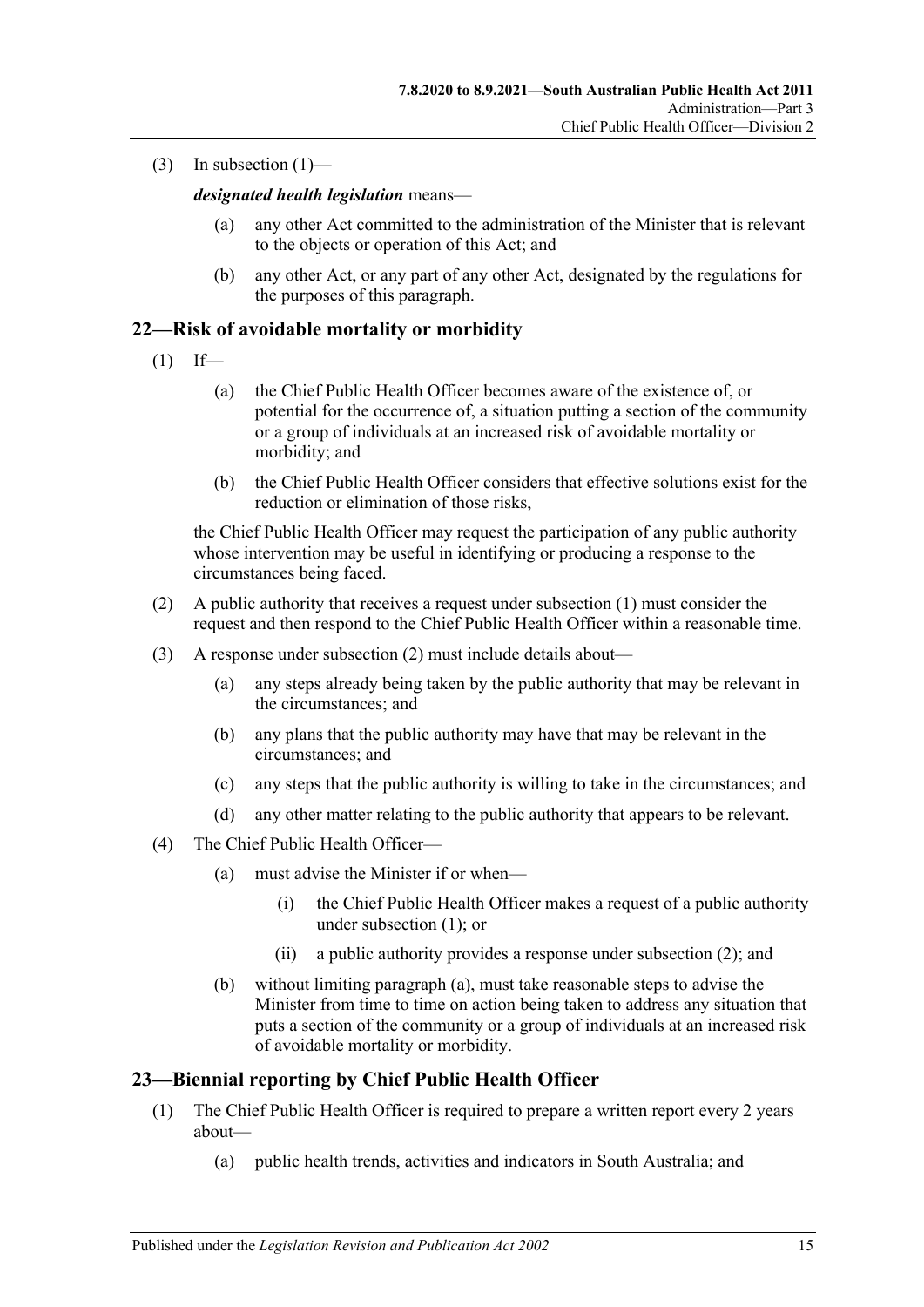(3) In subsection (1)—

***designated health legislation*** means—

(a) any other Act committed to the administration of the Minister that is relevant to the objects or operation of this Act; and

(b) any other Act, or any part of any other Act, designated by the regulations for the purposes of this paragraph.

## 22—Risk of avoidable mortality or morbidity

(1) If—

(a) the Chief Public Health Officer becomes aware of the existence of, or potential for the occurrence of, a situation putting a section of the community or a group of individuals at an increased risk of avoidable mortality or morbidity; and

(b) the Chief Public Health Officer considers that effective solutions exist for the reduction or elimination of those risks,

the Chief Public Health Officer may request the participation of any public authority whose intervention may be useful in identifying or producing a response to the circumstances being faced.

(2) A public authority that receives a request under subsection (1) must consider the request and then respond to the Chief Public Health Officer within a reasonable time.

(3) A response under subsection (2) must include details about—

(a) any steps already being taken by the public authority that may be relevant in the circumstances; and

(b) any plans that the public authority may have that may be relevant in the circumstances; and

(c) any steps that the public authority is willing to take in the circumstances; and

(d) any other matter relating to the public authority that appears to be relevant.

(4) The Chief Public Health Officer—

(a) must advise the Minister if or when—

(i) the Chief Public Health Officer makes a request of a public authority under subsection (1); or

(ii) a public authority provides a response under subsection (2); and

(b) without limiting paragraph (a), must take reasonable steps to advise the Minister from time to time on action being taken to address any situation that puts a section of the community or a group of individuals at an increased risk of avoidable mortality or morbidity.

## 23—Biennial reporting by Chief Public Health Officer

(1) The Chief Public Health Officer is required to prepare a written report every 2 years about—

(a) public health trends, activities and indicators in South Australia; and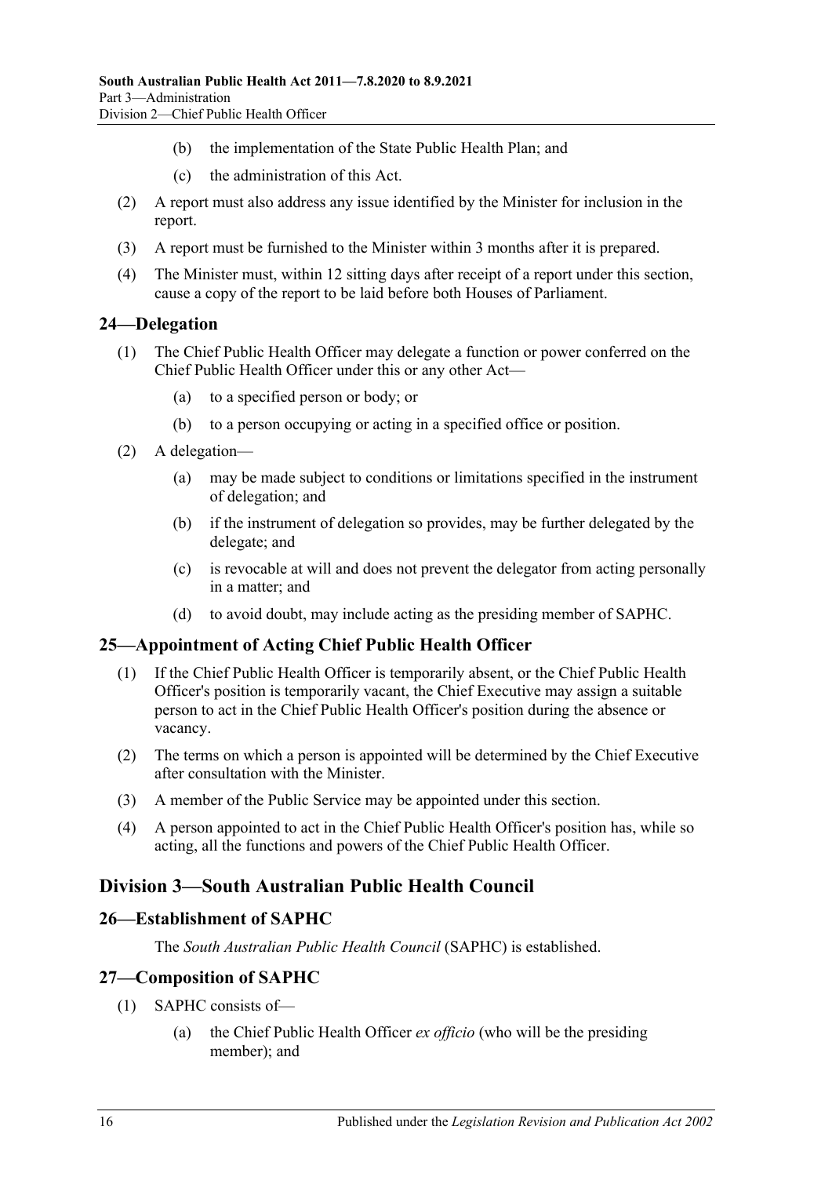(b) the implementation of the State Public Health Plan; and

(c) the administration of this Act.

(2) A report must also address any issue identified by the Minister for inclusion in the report.

(3) A report must be furnished to the Minister within 3 months after it is prepared.

(4) The Minister must, within 12 sitting days after receipt of a report under this section, cause a copy of the report to be laid before both Houses of Parliament.

## 24—Delegation

(1) The Chief Public Health Officer may delegate a function or power conferred on the Chief Public Health Officer under this or any other Act—

(a) to a specified person or body; or

(b) to a person occupying or acting in a specified office or position.

(2) A delegation—

(a) may be made subject to conditions or limitations specified in the instrument of delegation; and

(b) if the instrument of delegation so provides, may be further delegated by the delegate; and

(c) is revocable at will and does not prevent the delegator from acting personally in a matter; and

(d) to avoid doubt, may include acting as the presiding member of SAPHC.

## 25—Appointment of Acting Chief Public Health Officer

(1) If the Chief Public Health Officer is temporarily absent, or the Chief Public Health Officer's position is temporarily vacant, the Chief Executive may assign a suitable person to act in the Chief Public Health Officer's position during the absence or vacancy.

(2) The terms on which a person is appointed will be determined by the Chief Executive after consultation with the Minister.

(3) A member of the Public Service may be appointed under this section.

(4) A person appointed to act in the Chief Public Health Officer's position has, while so acting, all the functions and powers of the Chief Public Health Officer.

# Division 3—South Australian Public Health Council

## 26—Establishment of SAPHC

The *South Australian Public Health Council* (SAPHC) is established.

## 27—Composition of SAPHC

(1) SAPHC consists of—

(a) the Chief Public Health Officer *ex officio* (who will be the presiding member); and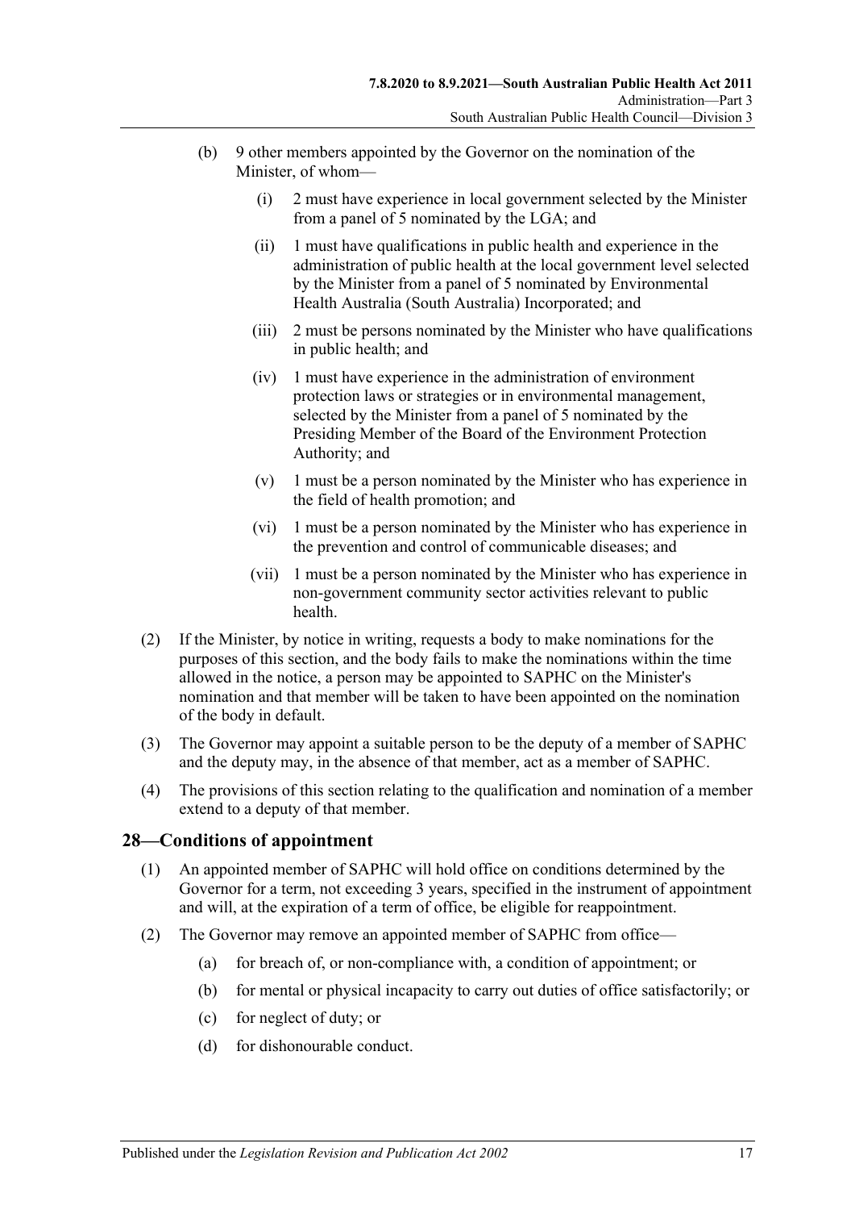(b) 9 other members appointed by the Governor on the nomination of the Minister, of whom—

  (i) 2 must have experience in local government selected by the Minister from a panel of 5 nominated by the LGA; and

  (ii) 1 must have qualifications in public health and experience in the administration of public health at the local government level selected by the Minister from a panel of 5 nominated by Environmental Health Australia (South Australia) Incorporated; and

  (iii) 2 must be persons nominated by the Minister who have qualifications in public health; and

  (iv) 1 must have experience in the administration of environment protection laws or strategies or in environmental management, selected by the Minister from a panel of 5 nominated by the Presiding Member of the Board of the Environment Protection Authority; and

  (v) 1 must be a person nominated by the Minister who has experience in the field of health promotion; and

  (vi) 1 must be a person nominated by the Minister who has experience in the prevention and control of communicable diseases; and

  (vii) 1 must be a person nominated by the Minister who has experience in non-government community sector activities relevant to public health.

(2) If the Minister, by notice in writing, requests a body to make nominations for the purposes of this section, and the body fails to make the nominations within the time allowed in the notice, a person may be appointed to SAPHC on the Minister's nomination and that member will be taken to have been appointed on the nomination of the body in default.

(3) The Governor may appoint a suitable person to be the deputy of a member of SAPHC and the deputy may, in the absence of that member, act as a member of SAPHC.

(4) The provisions of this section relating to the qualification and nomination of a member extend to a deputy of that member.

## 28—Conditions of appointment

(1) An appointed member of SAPHC will hold office on conditions determined by the Governor for a term, not exceeding 3 years, specified in the instrument of appointment and will, at the expiration of a term of office, be eligible for reappointment.

(2) The Governor may remove an appointed member of SAPHC from office—

  (a) for breach of, or non-compliance with, a condition of appointment; or

  (b) for mental or physical incapacity to carry out duties of office satisfactorily; or

  (c) for neglect of duty; or

  (d) for dishonourable conduct.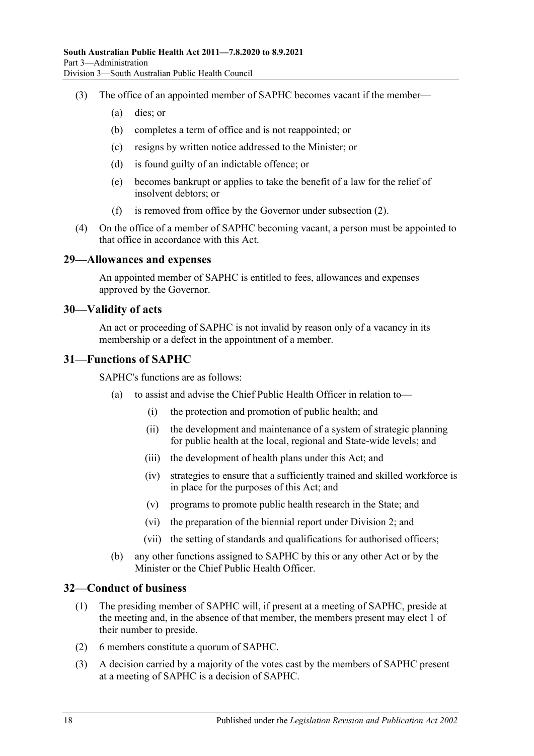(3) The office of an appointed member of SAPHC becomes vacant if the member—

  (a) dies; or

  (b) completes a term of office and is not reappointed; or

  (c) resigns by written notice addressed to the Minister; or

  (d) is found guilty of an indictable offence; or

  (e) becomes bankrupt or applies to take the benefit of a law for the relief of insolvent debtors; or

  (f) is removed from office by the Governor under subsection (2).

(4) On the office of a member of SAPHC becoming vacant, a person must be appointed to that office in accordance with this Act.

## 29—Allowances and expenses

An appointed member of SAPHC is entitled to fees, allowances and expenses approved by the Governor.

## 30—Validity of acts

An act or proceeding of SAPHC is not invalid by reason only of a vacancy in its membership or a defect in the appointment of a member.

## 31—Functions of SAPHC

SAPHC's functions are as follows:

  (a) to assist and advise the Chief Public Health Officer in relation to—

    (i) the protection and promotion of public health; and

    (ii) the development and maintenance of a system of strategic planning for public health at the local, regional and State-wide levels; and

    (iii) the development of health plans under this Act; and

    (iv) strategies to ensure that a sufficiently trained and skilled workforce is in place for the purposes of this Act; and

    (v) programs to promote public health research in the State; and

    (vi) the preparation of the biennial report under Division 2; and

    (vii) the setting of standards and qualifications for authorised officers;

  (b) any other functions assigned to SAPHC by this or any other Act or by the Minister or the Chief Public Health Officer.

## 32—Conduct of business

(1) The presiding member of SAPHC will, if present at a meeting of SAPHC, preside at the meeting and, in the absence of that member, the members present may elect 1 of their number to preside.

(2) 6 members constitute a quorum of SAPHC.

(3) A decision carried by a majority of the votes cast by the members of SAPHC present at a meeting of SAPHC is a decision of SAPHC.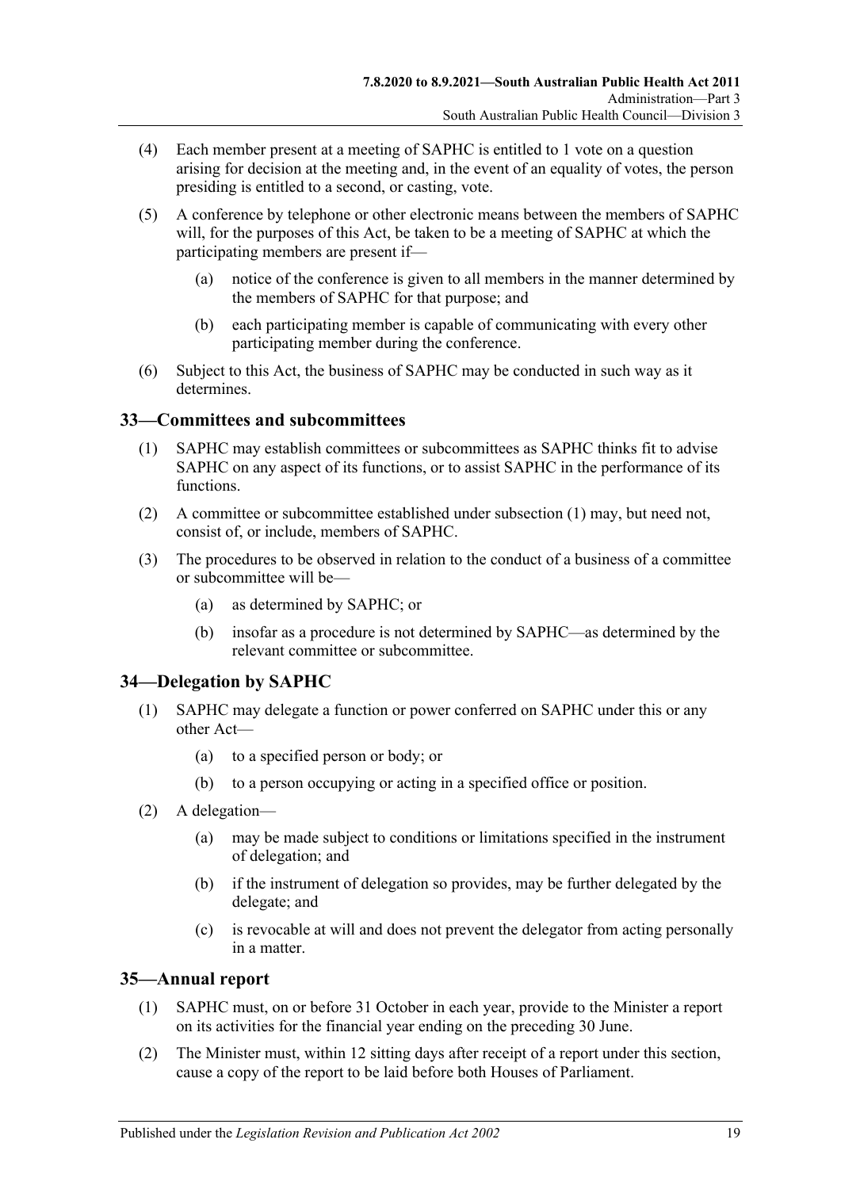(4) Each member present at a meeting of SAPHC is entitled to 1 vote on a question arising for decision at the meeting and, in the event of an equality of votes, the person presiding is entitled to a second, or casting, vote.

(5) A conference by telephone or other electronic means between the members of SAPHC will, for the purposes of this Act, be taken to be a meeting of SAPHC at which the participating members are present if—

(a) notice of the conference is given to all members in the manner determined by the members of SAPHC for that purpose; and

(b) each participating member is capable of communicating with every other participating member during the conference.

(6) Subject to this Act, the business of SAPHC may be conducted in such way as it determines.

## 33—Committees and subcommittees

(1) SAPHC may establish committees or subcommittees as SAPHC thinks fit to advise SAPHC on any aspect of its functions, or to assist SAPHC in the performance of its functions.

(2) A committee or subcommittee established under subsection (1) may, but need not, consist of, or include, members of SAPHC.

(3) The procedures to be observed in relation to the conduct of a business of a committee or subcommittee will be—

(a) as determined by SAPHC; or

(b) insofar as a procedure is not determined by SAPHC—as determined by the relevant committee or subcommittee.

## 34—Delegation by SAPHC

(1) SAPHC may delegate a function or power conferred on SAPHC under this or any other Act—

(a) to a specified person or body; or

(b) to a person occupying or acting in a specified office or position.

(2) A delegation—

(a) may be made subject to conditions or limitations specified in the instrument of delegation; and

(b) if the instrument of delegation so provides, may be further delegated by the delegate; and

(c) is revocable at will and does not prevent the delegator from acting personally in a matter.

## 35—Annual report

(1) SAPHC must, on or before 31 October in each year, provide to the Minister a report on its activities for the financial year ending on the preceding 30 June.

(2) The Minister must, within 12 sitting days after receipt of a report under this section, cause a copy of the report to be laid before both Houses of Parliament.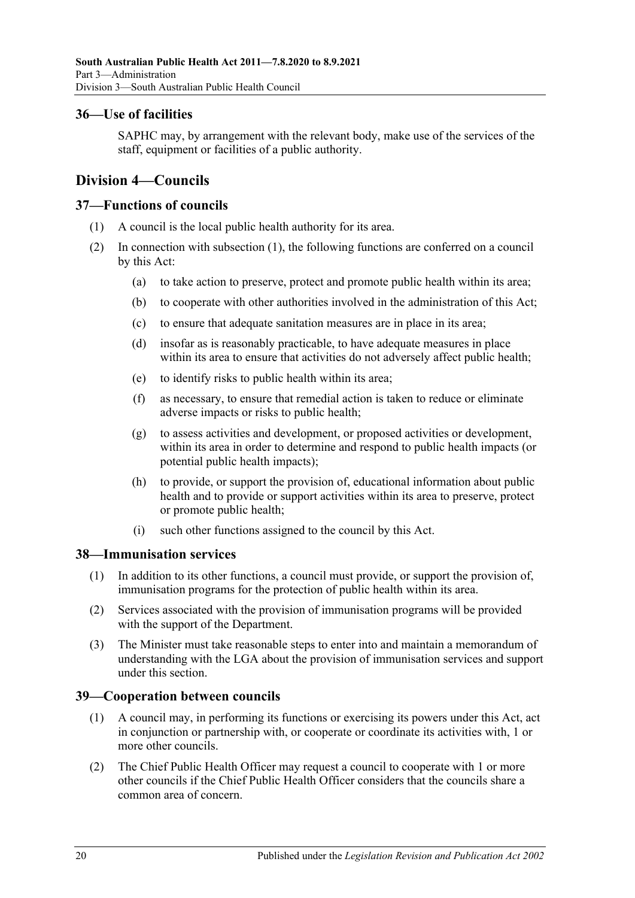## 36—Use of facilities

SAPHC may, by arrangement with the relevant body, make use of the services of the staff, equipment or facilities of a public authority.

# Division 4—Councils

## 37—Functions of councils

(1) A council is the local public health authority for its area.

(2) In connection with subsection (1), the following functions are conferred on a council by this Act:

- (a) to take action to preserve, protect and promote public health within its area;
- (b) to cooperate with other authorities involved in the administration of this Act;
- (c) to ensure that adequate sanitation measures are in place in its area;
- (d) insofar as is reasonably practicable, to have adequate measures in place within its area to ensure that activities do not adversely affect public health;
- (e) to identify risks to public health within its area;
- (f) as necessary, to ensure that remedial action is taken to reduce or eliminate adverse impacts or risks to public health;
- (g) to assess activities and development, or proposed activities or development, within its area in order to determine and respond to public health impacts (or potential public health impacts);
- (h) to provide, or support the provision of, educational information about public health and to provide or support activities within its area to preserve, protect or promote public health;
- (i) such other functions assigned to the council by this Act.

## 38—Immunisation services

(1) In addition to its other functions, a council must provide, or support the provision of, immunisation programs for the protection of public health within its area.

(2) Services associated with the provision of immunisation programs will be provided with the support of the Department.

(3) The Minister must take reasonable steps to enter into and maintain a memorandum of understanding with the LGA about the provision of immunisation services and support under this section.

## 39—Cooperation between councils

(1) A council may, in performing its functions or exercising its powers under this Act, act in conjunction or partnership with, or cooperate or coordinate its activities with, 1 or more other councils.

(2) The Chief Public Health Officer may request a council to cooperate with 1 or more other councils if the Chief Public Health Officer considers that the councils share a common area of concern.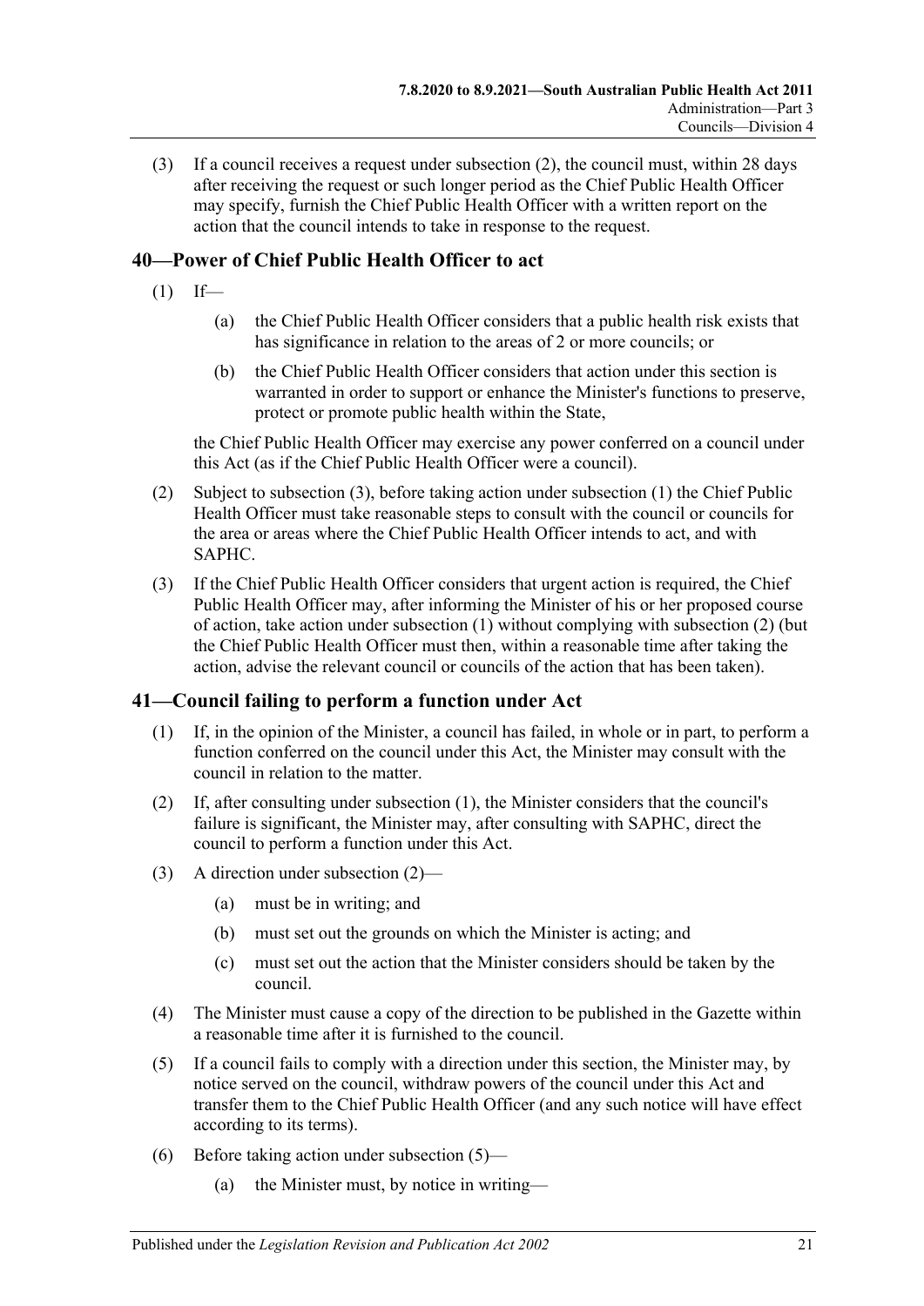(3) If a council receives a request under subsection (2), the council must, within 28 days after receiving the request or such longer period as the Chief Public Health Officer may specify, furnish the Chief Public Health Officer with a written report on the action that the council intends to take in response to the request.

## 40—Power of Chief Public Health Officer to act

(1) If—

(a) the Chief Public Health Officer considers that a public health risk exists that has significance in relation to the areas of 2 or more councils; or

(b) the Chief Public Health Officer considers that action under this section is warranted in order to support or enhance the Minister's functions to preserve, protect or promote public health within the State,

the Chief Public Health Officer may exercise any power conferred on a council under this Act (as if the Chief Public Health Officer were a council).

(2) Subject to subsection (3), before taking action under subsection (1) the Chief Public Health Officer must take reasonable steps to consult with the council or councils for the area or areas where the Chief Public Health Officer intends to act, and with SAPHC.

(3) If the Chief Public Health Officer considers that urgent action is required, the Chief Public Health Officer may, after informing the Minister of his or her proposed course of action, take action under subsection (1) without complying with subsection (2) (but the Chief Public Health Officer must then, within a reasonable time after taking the action, advise the relevant council or councils of the action that has been taken).

## 41—Council failing to perform a function under Act

(1) If, in the opinion of the Minister, a council has failed, in whole or in part, to perform a function conferred on the council under this Act, the Minister may consult with the council in relation to the matter.

(2) If, after consulting under subsection (1), the Minister considers that the council's failure is significant, the Minister may, after consulting with SAPHC, direct the council to perform a function under this Act.

(3) A direction under subsection (2)—

(a) must be in writing; and

(b) must set out the grounds on which the Minister is acting; and

(c) must set out the action that the Minister considers should be taken by the council.

(4) The Minister must cause a copy of the direction to be published in the Gazette within a reasonable time after it is furnished to the council.

(5) If a council fails to comply with a direction under this section, the Minister may, by notice served on the council, withdraw powers of the council under this Act and transfer them to the Chief Public Health Officer (and any such notice will have effect according to its terms).

(6) Before taking action under subsection (5)—

(a) the Minister must, by notice in writing—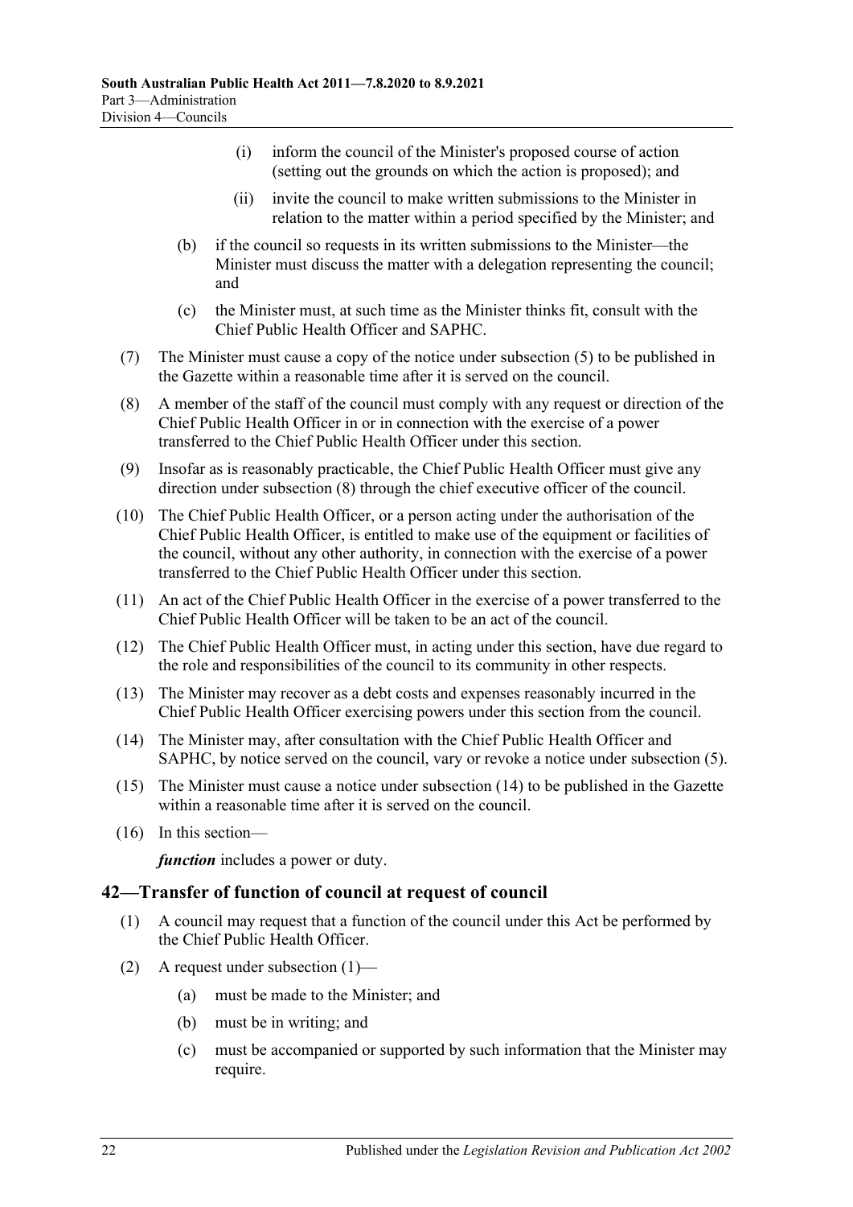(i) inform the council of the Minister's proposed course of action (setting out the grounds on which the action is proposed); and

(ii) invite the council to make written submissions to the Minister in relation to the matter within a period specified by the Minister; and

(b) if the council so requests in its written submissions to the Minister—the Minister must discuss the matter with a delegation representing the council; and

(c) the Minister must, at such time as the Minister thinks fit, consult with the Chief Public Health Officer and SAPHC.

(7) The Minister must cause a copy of the notice under subsection (5) to be published in the Gazette within a reasonable time after it is served on the council.

(8) A member of the staff of the council must comply with any request or direction of the Chief Public Health Officer in or in connection with the exercise of a power transferred to the Chief Public Health Officer under this section.

(9) Insofar as is reasonably practicable, the Chief Public Health Officer must give any direction under subsection (8) through the chief executive officer of the council.

(10) The Chief Public Health Officer, or a person acting under the authorisation of the Chief Public Health Officer, is entitled to make use of the equipment or facilities of the council, without any other authority, in connection with the exercise of a power transferred to the Chief Public Health Officer under this section.

(11) An act of the Chief Public Health Officer in the exercise of a power transferred to the Chief Public Health Officer will be taken to be an act of the council.

(12) The Chief Public Health Officer must, in acting under this section, have due regard to the role and responsibilities of the council to its community in other respects.

(13) The Minister may recover as a debt costs and expenses reasonably incurred in the Chief Public Health Officer exercising powers under this section from the council.

(14) The Minister may, after consultation with the Chief Public Health Officer and SAPHC, by notice served on the council, vary or revoke a notice under subsection (5).

(15) The Minister must cause a notice under subsection (14) to be published in the Gazette within a reasonable time after it is served on the council.

(16) In this section—

***function*** includes a power or duty.

## 42—Transfer of function of council at request of council

(1) A council may request that a function of the council under this Act be performed by the Chief Public Health Officer.

(2) A request under subsection (1)—

(a) must be made to the Minister; and

(b) must be in writing; and

(c) must be accompanied or supported by such information that the Minister may require.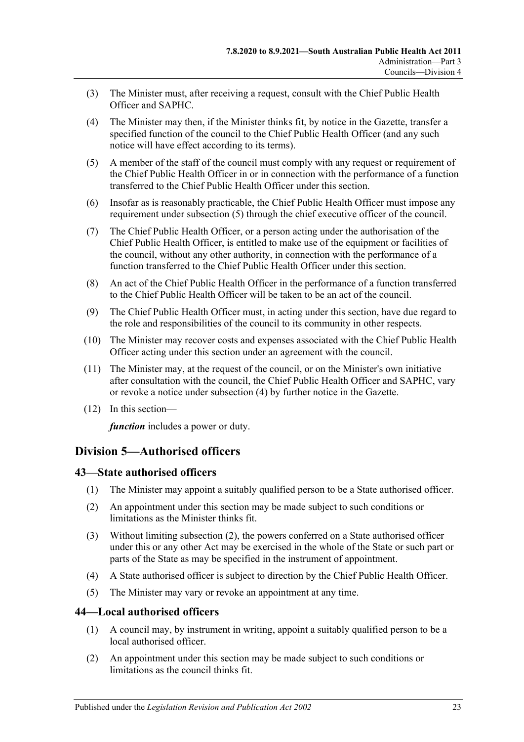(3) The Minister must, after receiving a request, consult with the Chief Public Health Officer and SAPHC.

(4) The Minister may then, if the Minister thinks fit, by notice in the Gazette, transfer a specified function of the council to the Chief Public Health Officer (and any such notice will have effect according to its terms).

(5) A member of the staff of the council must comply with any request or requirement of the Chief Public Health Officer in or in connection with the performance of a function transferred to the Chief Public Health Officer under this section.

(6) Insofar as is reasonably practicable, the Chief Public Health Officer must impose any requirement under subsection (5) through the chief executive officer of the council.

(7) The Chief Public Health Officer, or a person acting under the authorisation of the Chief Public Health Officer, is entitled to make use of the equipment or facilities of the council, without any other authority, in connection with the performance of a function transferred to the Chief Public Health Officer under this section.

(8) An act of the Chief Public Health Officer in the performance of a function transferred to the Chief Public Health Officer will be taken to be an act of the council.

(9) The Chief Public Health Officer must, in acting under this section, have due regard to the role and responsibilities of the council to its community in other respects.

(10) The Minister may recover costs and expenses associated with the Chief Public Health Officer acting under this section under an agreement with the council.

(11) The Minister may, at the request of the council, or on the Minister's own initiative after consultation with the council, the Chief Public Health Officer and SAPHC, vary or revoke a notice under subsection (4) by further notice in the Gazette.

(12) In this section—

***function*** includes a power or duty.

## Division 5—Authorised officers

### 43—State authorised officers

(1) The Minister may appoint a suitably qualified person to be a State authorised officer.

(2) An appointment under this section may be made subject to such conditions or limitations as the Minister thinks fit.

(3) Without limiting subsection (2), the powers conferred on a State authorised officer under this or any other Act may be exercised in the whole of the State or such part or parts of the State as may be specified in the instrument of appointment.

(4) A State authorised officer is subject to direction by the Chief Public Health Officer.

(5) The Minister may vary or revoke an appointment at any time.

### 44—Local authorised officers

(1) A council may, by instrument in writing, appoint a suitably qualified person to be a local authorised officer.

(2) An appointment under this section may be made subject to such conditions or limitations as the council thinks fit.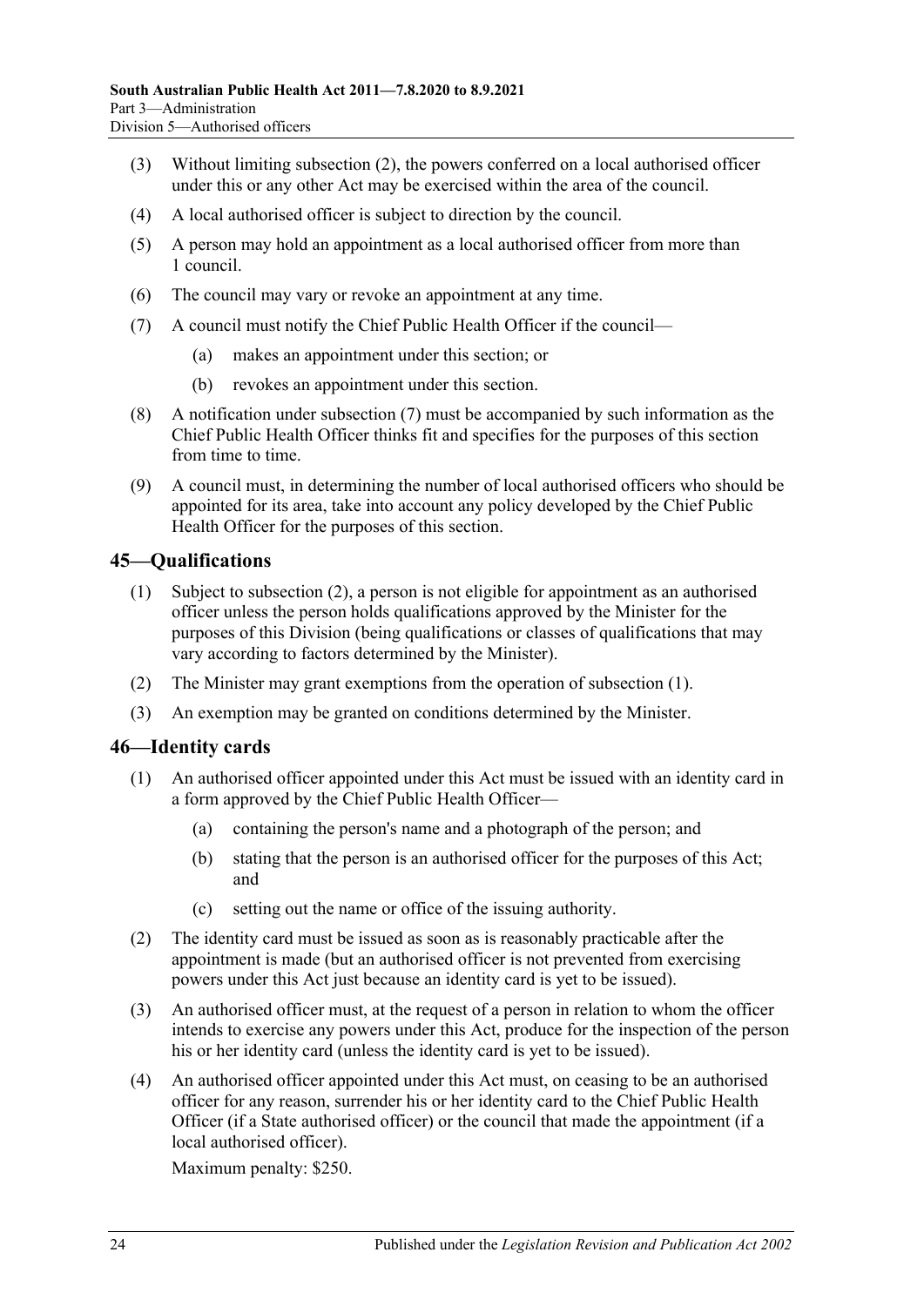(3) Without limiting subsection (2), the powers conferred on a local authorised officer under this or any other Act may be exercised within the area of the council.

(4) A local authorised officer is subject to direction by the council.

(5) A person may hold an appointment as a local authorised officer from more than 1 council.

(6) The council may vary or revoke an appointment at any time.

(7) A council must notify the Chief Public Health Officer if the council—

(a) makes an appointment under this section; or

(b) revokes an appointment under this section.

(8) A notification under subsection (7) must be accompanied by such information as the Chief Public Health Officer thinks fit and specifies for the purposes of this section from time to time.

(9) A council must, in determining the number of local authorised officers who should be appointed for its area, take into account any policy developed by the Chief Public Health Officer for the purposes of this section.

## 45—Qualifications

(1) Subject to subsection (2), a person is not eligible for appointment as an authorised officer unless the person holds qualifications approved by the Minister for the purposes of this Division (being qualifications or classes of qualifications that may vary according to factors determined by the Minister).

(2) The Minister may grant exemptions from the operation of subsection (1).

(3) An exemption may be granted on conditions determined by the Minister.

## 46—Identity cards

(1) An authorised officer appointed under this Act must be issued with an identity card in a form approved by the Chief Public Health Officer—

(a) containing the person's name and a photograph of the person; and

(b) stating that the person is an authorised officer for the purposes of this Act; and

(c) setting out the name or office of the issuing authority.

(2) The identity card must be issued as soon as is reasonably practicable after the appointment is made (but an authorised officer is not prevented from exercising powers under this Act just because an identity card is yet to be issued).

(3) An authorised officer must, at the request of a person in relation to whom the officer intends to exercise any powers under this Act, produce for the inspection of the person his or her identity card (unless the identity card is yet to be issued).

(4) An authorised officer appointed under this Act must, on ceasing to be an authorised officer for any reason, surrender his or her identity card to the Chief Public Health Officer (if a State authorised officer) or the council that made the appointment (if a local authorised officer).

Maximum penalty: $250.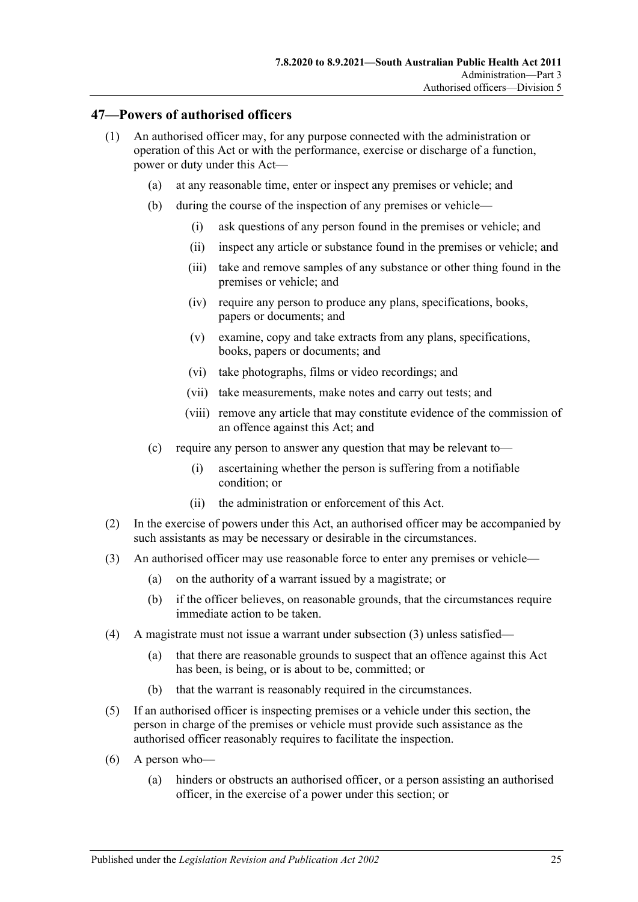## 47—Powers of authorised officers

(1) An authorised officer may, for any purpose connected with the administration or operation of this Act or with the performance, exercise or discharge of a function, power or duty under this Act—

(a) at any reasonable time, enter or inspect any premises or vehicle; and

(b) during the course of the inspection of any premises or vehicle—

(i) ask questions of any person found in the premises or vehicle; and

(ii) inspect any article or substance found in the premises or vehicle; and

(iii) take and remove samples of any substance or other thing found in the premises or vehicle; and

(iv) require any person to produce any plans, specifications, books, papers or documents; and

(v) examine, copy and take extracts from any plans, specifications, books, papers or documents; and

(vi) take photographs, films or video recordings; and

(vii) take measurements, make notes and carry out tests; and

(viii) remove any article that may constitute evidence of the commission of an offence against this Act; and

(c) require any person to answer any question that may be relevant to—

(i) ascertaining whether the person is suffering from a notifiable condition; or

(ii) the administration or enforcement of this Act.

(2) In the exercise of powers under this Act, an authorised officer may be accompanied by such assistants as may be necessary or desirable in the circumstances.

(3) An authorised officer may use reasonable force to enter any premises or vehicle—

(a) on the authority of a warrant issued by a magistrate; or

(b) if the officer believes, on reasonable grounds, that the circumstances require immediate action to be taken.

(4) A magistrate must not issue a warrant under subsection (3) unless satisfied—

(a) that there are reasonable grounds to suspect that an offence against this Act has been, is being, or is about to be, committed; or

(b) that the warrant is reasonably required in the circumstances.

(5) If an authorised officer is inspecting premises or a vehicle under this section, the person in charge of the premises or vehicle must provide such assistance as the authorised officer reasonably requires to facilitate the inspection.

(6) A person who—

(a) hinders or obstructs an authorised officer, or a person assisting an authorised officer, in the exercise of a power under this section; or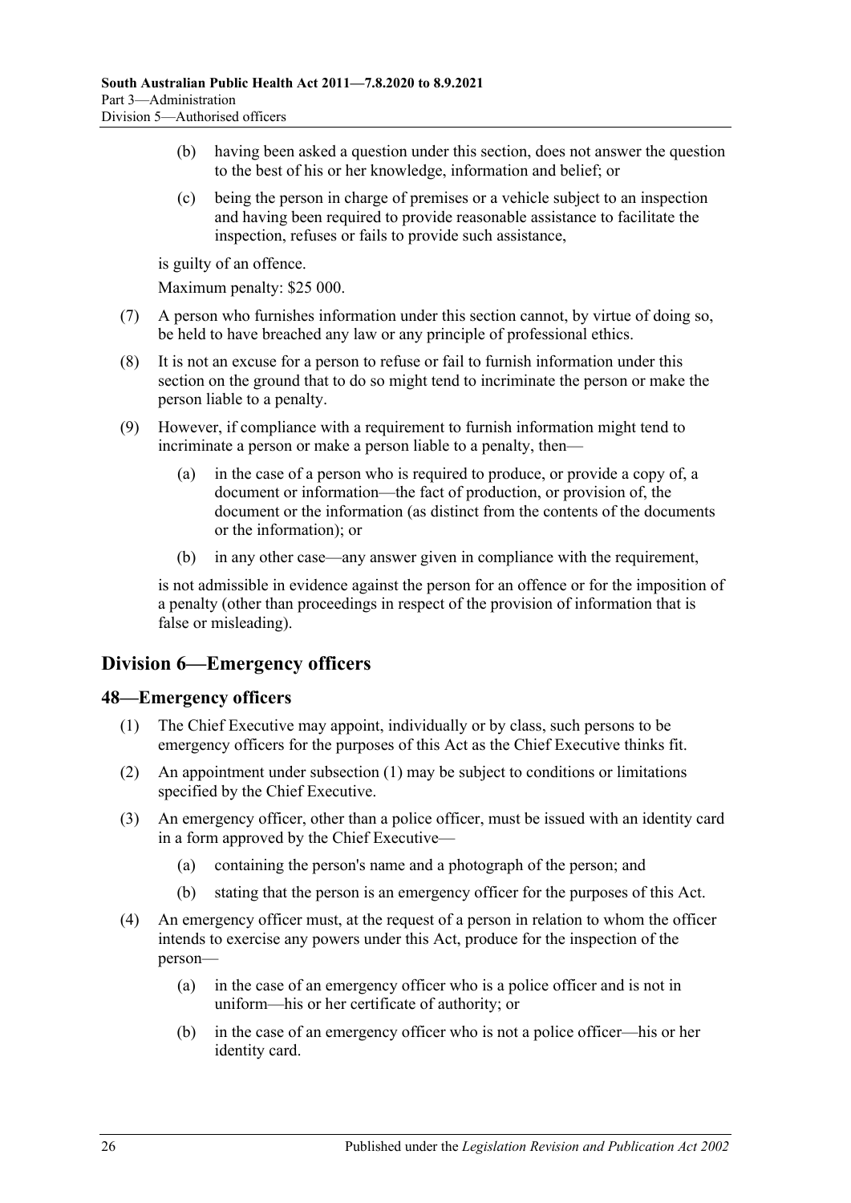(b) having been asked a question under this section, does not answer the question to the best of his or her knowledge, information and belief; or

(c) being the person in charge of premises or a vehicle subject to an inspection and having been required to provide reasonable assistance to facilitate the inspection, refuses or fails to provide such assistance,

is guilty of an offence.

Maximum penalty: $25 000.

(7) A person who furnishes information under this section cannot, by virtue of doing so, be held to have breached any law or any principle of professional ethics.

(8) It is not an excuse for a person to refuse or fail to furnish information under this section on the ground that to do so might tend to incriminate the person or make the person liable to a penalty.

(9) However, if compliance with a requirement to furnish information might tend to incriminate a person or make a person liable to a penalty, then—

(a) in the case of a person who is required to produce, or provide a copy of, a document or information—the fact of production, or provision of, the document or the information (as distinct from the contents of the documents or the information); or

(b) in any other case—any answer given in compliance with the requirement,

is not admissible in evidence against the person for an offence or for the imposition of a penalty (other than proceedings in respect of the provision of information that is false or misleading).

## Division 6—Emergency officers

### 48—Emergency officers

(1) The Chief Executive may appoint, individually or by class, such persons to be emergency officers for the purposes of this Act as the Chief Executive thinks fit.

(2) An appointment under subsection (1) may be subject to conditions or limitations specified by the Chief Executive.

(3) An emergency officer, other than a police officer, must be issued with an identity card in a form approved by the Chief Executive—

(a) containing the person's name and a photograph of the person; and

(b) stating that the person is an emergency officer for the purposes of this Act.

(4) An emergency officer must, at the request of a person in relation to whom the officer intends to exercise any powers under this Act, produce for the inspection of the person—

(a) in the case of an emergency officer who is a police officer and is not in uniform—his or her certificate of authority; or

(b) in the case of an emergency officer who is not a police officer—his or her identity card.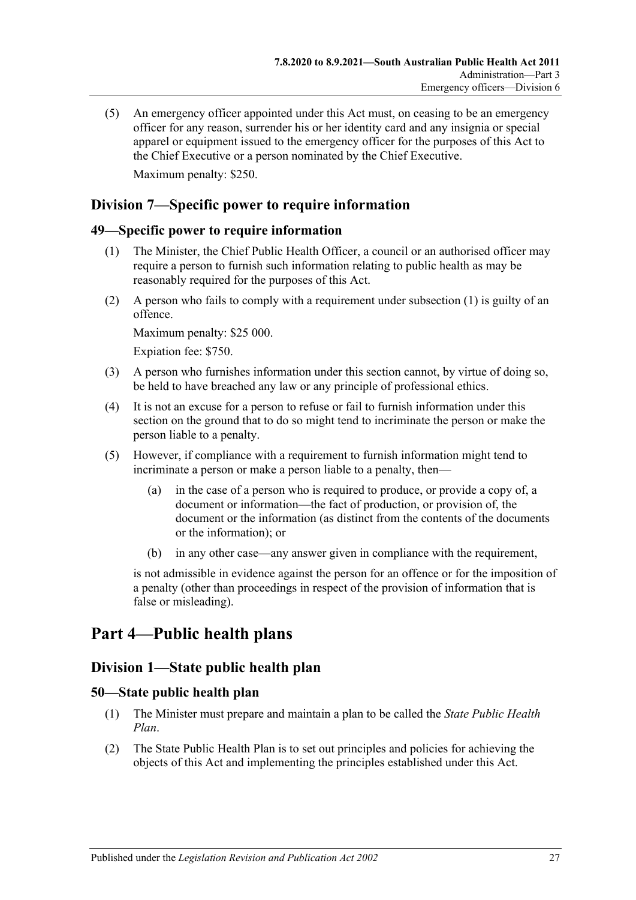(5) An emergency officer appointed under this Act must, on ceasing to be an emergency officer for any reason, surrender his or her identity card and any insignia or special apparel or equipment issued to the emergency officer for the purposes of this Act to the Chief Executive or a person nominated by the Chief Executive.

Maximum penalty: $250.

## Division 7—Specific power to require information

### 49—Specific power to require information

(1) The Minister, the Chief Public Health Officer, a council or an authorised officer may require a person to furnish such information relating to public health as may be reasonably required for the purposes of this Act.

(2) A person who fails to comply with a requirement under subsection (1) is guilty of an offence.

Maximum penalty: $25 000.

Expiation fee: $750.

(3) A person who furnishes information under this section cannot, by virtue of doing so, be held to have breached any law or any principle of professional ethics.

(4) It is not an excuse for a person to refuse or fail to furnish information under this section on the ground that to do so might tend to incriminate the person or make the person liable to a penalty.

(5) However, if compliance with a requirement to furnish information might tend to incriminate a person or make a person liable to a penalty, then—

(a) in the case of a person who is required to produce, or provide a copy of, a document or information—the fact of production, or provision of, the document or the information (as distinct from the contents of the documents or the information); or

(b) in any other case—any answer given in compliance with the requirement,

is not admissible in evidence against the person for an offence or for the imposition of a penalty (other than proceedings in respect of the provision of information that is false or misleading).

# Part 4—Public health plans

## Division 1—State public health plan

### 50—State public health plan

(1) The Minister must prepare and maintain a plan to be called the *State Public Health Plan*.

(2) The State Public Health Plan is to set out principles and policies for achieving the objects of this Act and implementing the principles established under this Act.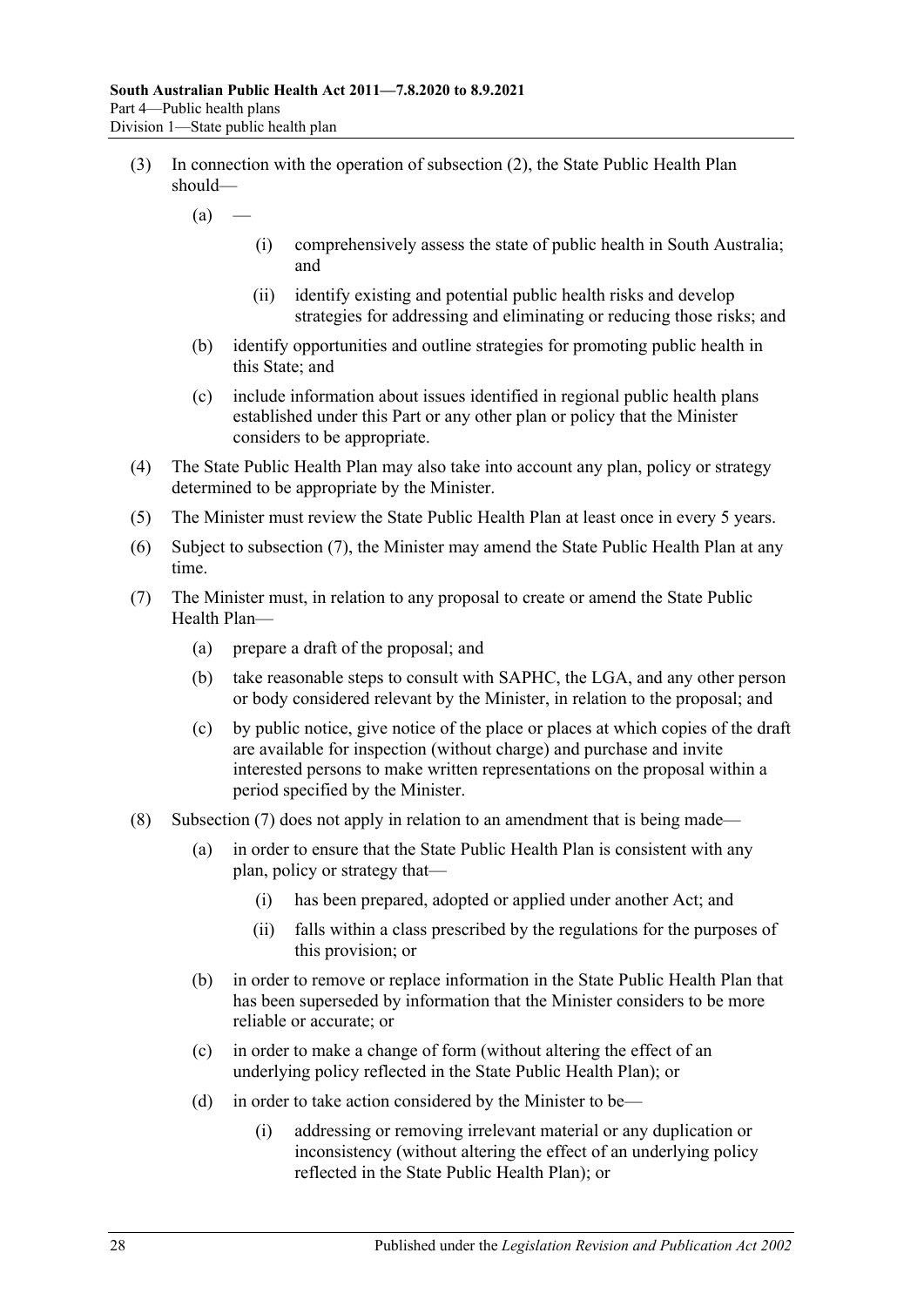(3) In connection with the operation of subsection (2), the State Public Health Plan should—

(a) —

(i) comprehensively assess the state of public health in South Australia; and

(ii) identify existing and potential public health risks and develop strategies for addressing and eliminating or reducing those risks; and

(b) identify opportunities and outline strategies for promoting public health in this State; and

(c) include information about issues identified in regional public health plans established under this Part or any other plan or policy that the Minister considers to be appropriate.

(4) The State Public Health Plan may also take into account any plan, policy or strategy determined to be appropriate by the Minister.

(5) The Minister must review the State Public Health Plan at least once in every 5 years.

(6) Subject to subsection (7), the Minister may amend the State Public Health Plan at any time.

(7) The Minister must, in relation to any proposal to create or amend the State Public Health Plan—

(a) prepare a draft of the proposal; and

(b) take reasonable steps to consult with SAPHC, the LGA, and any other person or body considered relevant by the Minister, in relation to the proposal; and

(c) by public notice, give notice of the place or places at which copies of the draft are available for inspection (without charge) and purchase and invite interested persons to make written representations on the proposal within a period specified by the Minister.

(8) Subsection (7) does not apply in relation to an amendment that is being made—

(a) in order to ensure that the State Public Health Plan is consistent with any plan, policy or strategy that—

(i) has been prepared, adopted or applied under another Act; and

(ii) falls within a class prescribed by the regulations for the purposes of this provision; or

(b) in order to remove or replace information in the State Public Health Plan that has been superseded by information that the Minister considers to be more reliable or accurate; or

(c) in order to make a change of form (without altering the effect of an underlying policy reflected in the State Public Health Plan); or

(d) in order to take action considered by the Minister to be—

(i) addressing or removing irrelevant material or any duplication or inconsistency (without altering the effect of an underlying policy reflected in the State Public Health Plan); or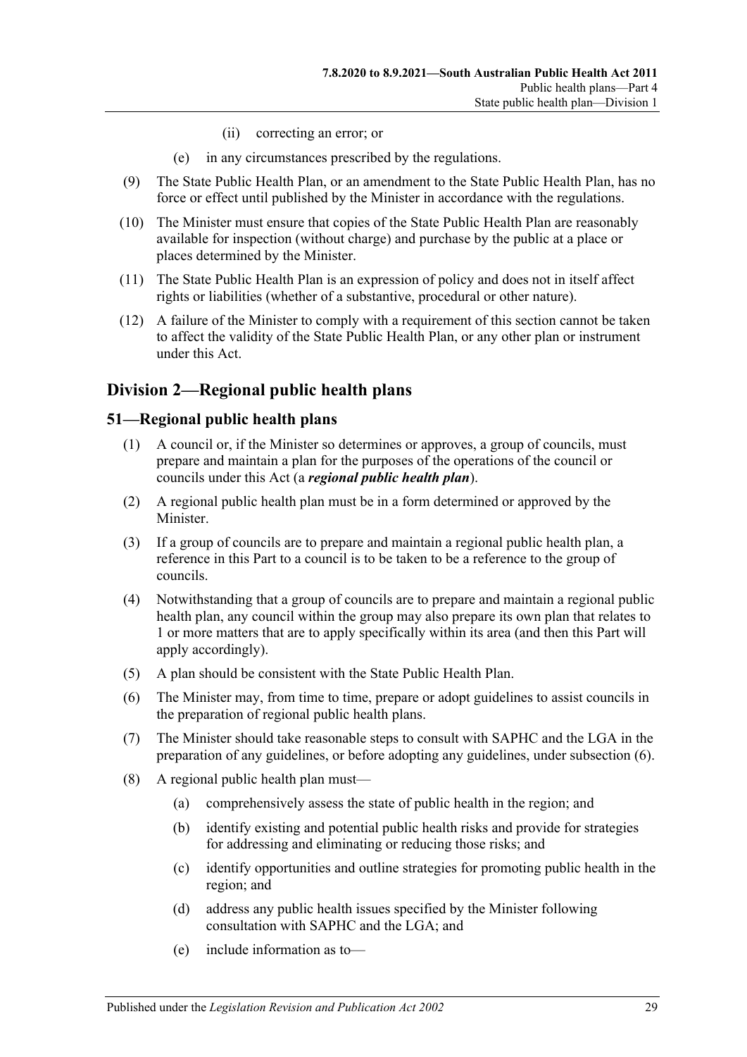(ii) correcting an error; or

(e) in any circumstances prescribed by the regulations.

(9) The State Public Health Plan, or an amendment to the State Public Health Plan, has no force or effect until published by the Minister in accordance with the regulations.

(10) The Minister must ensure that copies of the State Public Health Plan are reasonably available for inspection (without charge) and purchase by the public at a place or places determined by the Minister.

(11) The State Public Health Plan is an expression of policy and does not in itself affect rights or liabilities (whether of a substantive, procedural or other nature).

(12) A failure of the Minister to comply with a requirement of this section cannot be taken to affect the validity of the State Public Health Plan, or any other plan or instrument under this Act.

## Division 2—Regional public health plans

### 51—Regional public health plans

(1) A council or, if the Minister so determines or approves, a group of councils, must prepare and maintain a plan for the purposes of the operations of the council or councils under this Act (a ***regional public health plan***).

(2) A regional public health plan must be in a form determined or approved by the Minister.

(3) If a group of councils are to prepare and maintain a regional public health plan, a reference in this Part to a council is to be taken to be a reference to the group of councils.

(4) Notwithstanding that a group of councils are to prepare and maintain a regional public health plan, any council within the group may also prepare its own plan that relates to 1 or more matters that are to apply specifically within its area (and then this Part will apply accordingly).

(5) A plan should be consistent with the State Public Health Plan.

(6) The Minister may, from time to time, prepare or adopt guidelines to assist councils in the preparation of regional public health plans.

(7) The Minister should take reasonable steps to consult with SAPHC and the LGA in the preparation of any guidelines, or before adopting any guidelines, under subsection (6).

(8) A regional public health plan must—

(a) comprehensively assess the state of public health in the region; and

(b) identify existing and potential public health risks and provide for strategies for addressing and eliminating or reducing those risks; and

(c) identify opportunities and outline strategies for promoting public health in the region; and

(d) address any public health issues specified by the Minister following consultation with SAPHC and the LGA; and

(e) include information as to—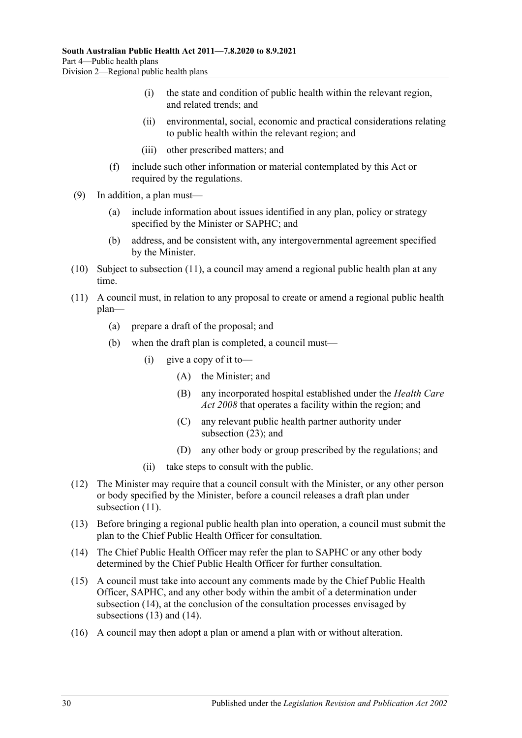(i) the state and condition of public health within the relevant region, and related trends; and

(ii) environmental, social, economic and practical considerations relating to public health within the relevant region; and

(iii) other prescribed matters; and

(f) include such other information or material contemplated by this Act or required by the regulations.

(9) In addition, a plan must—

(a) include information about issues identified in any plan, policy or strategy specified by the Minister or SAPHC; and

(b) address, and be consistent with, any intergovernmental agreement specified by the Minister.

(10) Subject to subsection (11), a council may amend a regional public health plan at any time.

(11) A council must, in relation to any proposal to create or amend a regional public health plan—

(a) prepare a draft of the proposal; and

(b) when the draft plan is completed, a council must—

(i) give a copy of it to—

(A) the Minister; and

(B) any incorporated hospital established under the *Health Care Act 2008* that operates a facility within the region; and

(C) any relevant public health partner authority under subsection (23); and

(D) any other body or group prescribed by the regulations; and

(ii) take steps to consult with the public.

(12) The Minister may require that a council consult with the Minister, or any other person or body specified by the Minister, before a council releases a draft plan under subsection (11).

(13) Before bringing a regional public health plan into operation, a council must submit the plan to the Chief Public Health Officer for consultation.

(14) The Chief Public Health Officer may refer the plan to SAPHC or any other body determined by the Chief Public Health Officer for further consultation.

(15) A council must take into account any comments made by the Chief Public Health Officer, SAPHC, and any other body within the ambit of a determination under subsection (14), at the conclusion of the consultation processes envisaged by subsections (13) and (14).

(16) A council may then adopt a plan or amend a plan with or without alteration.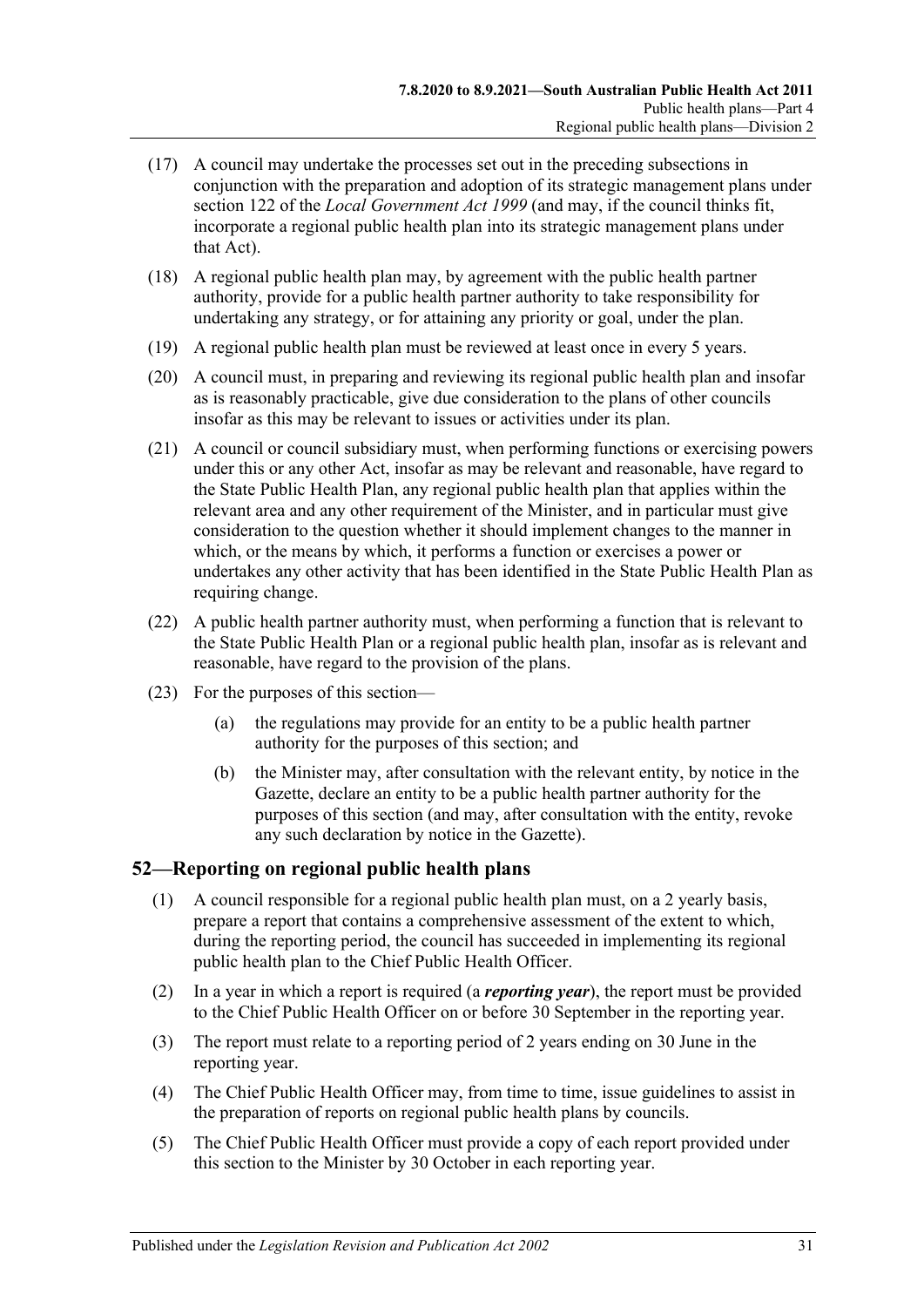(17) A council may undertake the processes set out in the preceding subsections in conjunction with the preparation and adoption of its strategic management plans under section 122 of the *Local Government Act 1999* (and may, if the council thinks fit, incorporate a regional public health plan into its strategic management plans under that Act).

(18) A regional public health plan may, by agreement with the public health partner authority, provide for a public health partner authority to take responsibility for undertaking any strategy, or for attaining any priority or goal, under the plan.

(19) A regional public health plan must be reviewed at least once in every 5 years.

(20) A council must, in preparing and reviewing its regional public health plan and insofar as is reasonably practicable, give due consideration to the plans of other councils insofar as this may be relevant to issues or activities under its plan.

(21) A council or council subsidiary must, when performing functions or exercising powers under this or any other Act, insofar as may be relevant and reasonable, have regard to the State Public Health Plan, any regional public health plan that applies within the relevant area and any other requirement of the Minister, and in particular must give consideration to the question whether it should implement changes to the manner in which, or the means by which, it performs a function or exercises a power or undertakes any other activity that has been identified in the State Public Health Plan as requiring change.

(22) A public health partner authority must, when performing a function that is relevant to the State Public Health Plan or a regional public health plan, insofar as is relevant and reasonable, have regard to the provision of the plans.

(23) For the purposes of this section—

- (a) the regulations may provide for an entity to be a public health partner authority for the purposes of this section; and
- (b) the Minister may, after consultation with the relevant entity, by notice in the Gazette, declare an entity to be a public health partner authority for the purposes of this section (and may, after consultation with the entity, revoke any such declaration by notice in the Gazette).

## 52—Reporting on regional public health plans

(1) A council responsible for a regional public health plan must, on a 2 yearly basis, prepare a report that contains a comprehensive assessment of the extent to which, during the reporting period, the council has succeeded in implementing its regional public health plan to the Chief Public Health Officer.

(2) In a year in which a report is required (a ***reporting year***), the report must be provided to the Chief Public Health Officer on or before 30 September in the reporting year.

(3) The report must relate to a reporting period of 2 years ending on 30 June in the reporting year.

(4) The Chief Public Health Officer may, from time to time, issue guidelines to assist in the preparation of reports on regional public health plans by councils.

(5) The Chief Public Health Officer must provide a copy of each report provided under this section to the Minister by 30 October in each reporting year.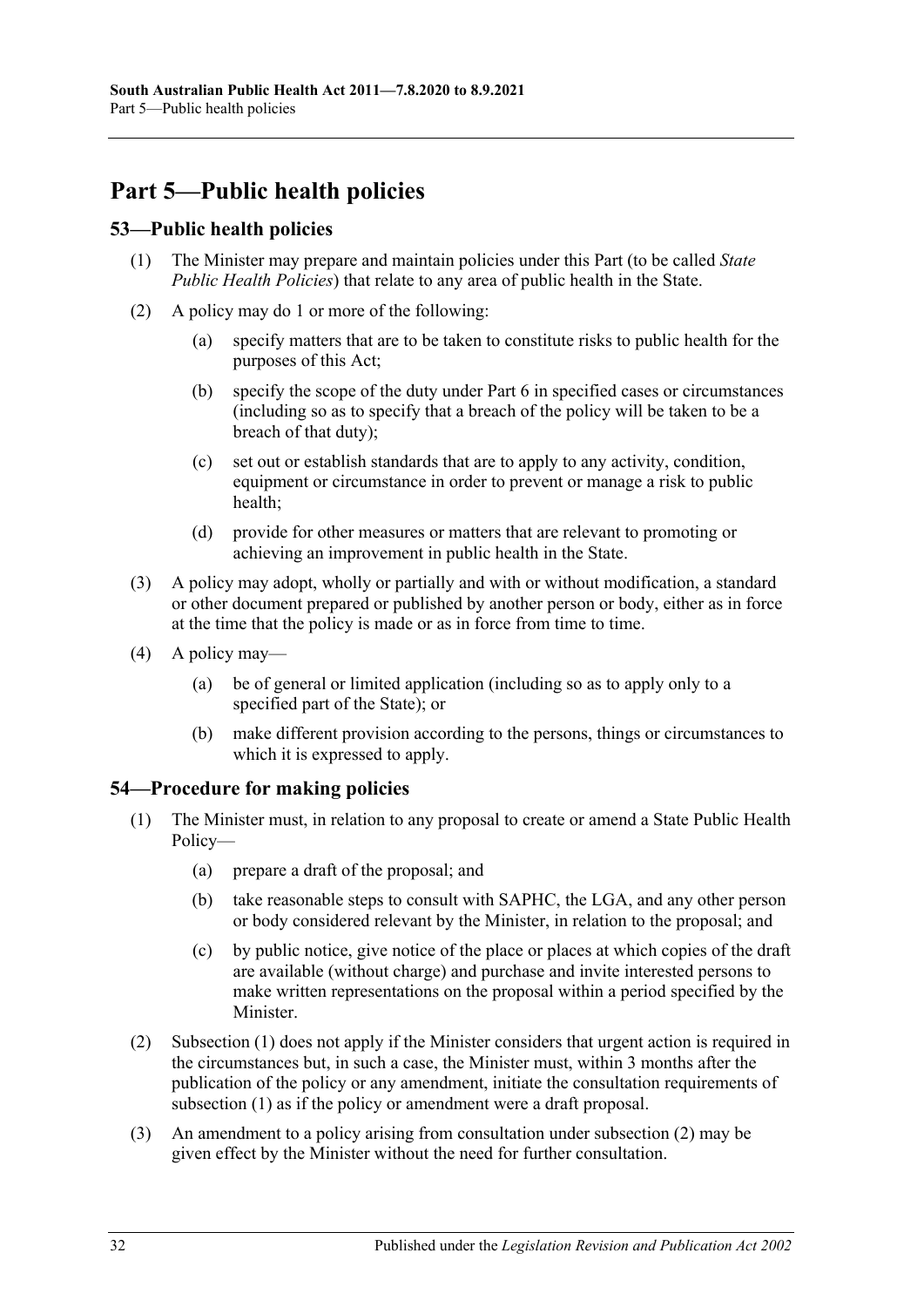# Part 5—Public health policies

## 53—Public health policies

(1) The Minister may prepare and maintain policies under this Part (to be called *State Public Health Policies*) that relate to any area of public health in the State.

(2) A policy may do 1 or more of the following:

(a) specify matters that are to be taken to constitute risks to public health for the purposes of this Act;

(b) specify the scope of the duty under Part 6 in specified cases or circumstances (including so as to specify that a breach of the policy will be taken to be a breach of that duty);

(c) set out or establish standards that are to apply to any activity, condition, equipment or circumstance in order to prevent or manage a risk to public health;

(d) provide for other measures or matters that are relevant to promoting or achieving an improvement in public health in the State.

(3) A policy may adopt, wholly or partially and with or without modification, a standard or other document prepared or published by another person or body, either as in force at the time that the policy is made or as in force from time to time.

(4) A policy may—

(a) be of general or limited application (including so as to apply only to a specified part of the State); or

(b) make different provision according to the persons, things or circumstances to which it is expressed to apply.

## 54—Procedure for making policies

(1) The Minister must, in relation to any proposal to create or amend a State Public Health Policy—

(a) prepare a draft of the proposal; and

(b) take reasonable steps to consult with SAPHC, the LGA, and any other person or body considered relevant by the Minister, in relation to the proposal; and

(c) by public notice, give notice of the place or places at which copies of the draft are available (without charge) and purchase and invite interested persons to make written representations on the proposal within a period specified by the Minister.

(2) Subsection (1) does not apply if the Minister considers that urgent action is required in the circumstances but, in such a case, the Minister must, within 3 months after the publication of the policy or any amendment, initiate the consultation requirements of subsection (1) as if the policy or amendment were a draft proposal.

(3) An amendment to a policy arising from consultation under subsection (2) may be given effect by the Minister without the need for further consultation.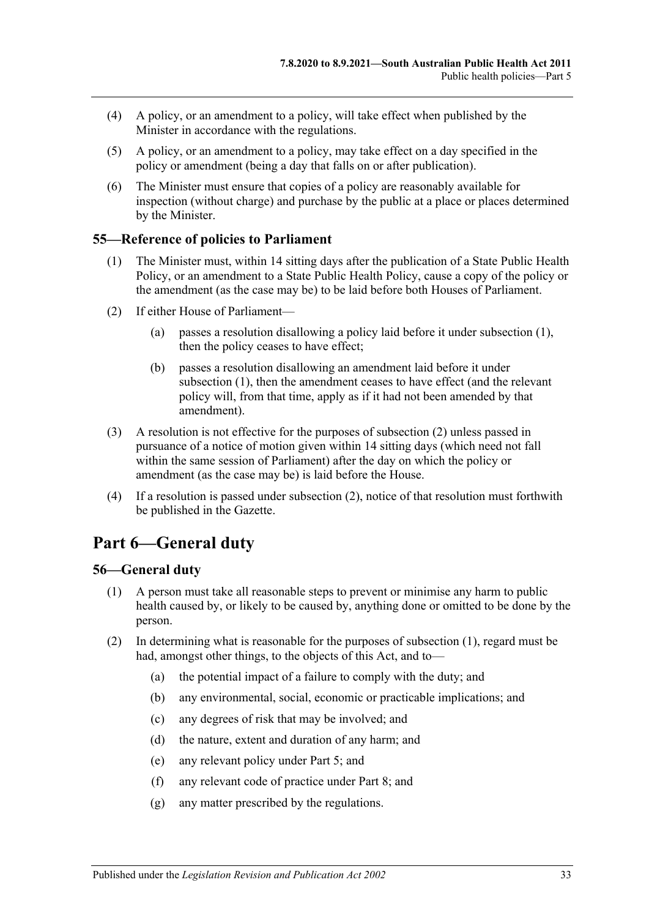(4) A policy, or an amendment to a policy, will take effect when published by the Minister in accordance with the regulations.

(5) A policy, or an amendment to a policy, may take effect on a day specified in the policy or amendment (being a day that falls on or after publication).

(6) The Minister must ensure that copies of a policy are reasonably available for inspection (without charge) and purchase by the public at a place or places determined by the Minister.

### 55—Reference of policies to Parliament

(1) The Minister must, within 14 sitting days after the publication of a State Public Health Policy, or an amendment to a State Public Health Policy, cause a copy of the policy or the amendment (as the case may be) to be laid before both Houses of Parliament.

(2) If either House of Parliament—

(a) passes a resolution disallowing a policy laid before it under subsection (1), then the policy ceases to have effect;

(b) passes a resolution disallowing an amendment laid before it under subsection (1), then the amendment ceases to have effect (and the relevant policy will, from that time, apply as if it had not been amended by that amendment).

(3) A resolution is not effective for the purposes of subsection (2) unless passed in pursuance of a notice of motion given within 14 sitting days (which need not fall within the same session of Parliament) after the day on which the policy or amendment (as the case may be) is laid before the House.

(4) If a resolution is passed under subsection (2), notice of that resolution must forthwith be published in the Gazette.

## Part 6—General duty

### 56—General duty

(1) A person must take all reasonable steps to prevent or minimise any harm to public health caused by, or likely to be caused by, anything done or omitted to be done by the person.

(2) In determining what is reasonable for the purposes of subsection (1), regard must be had, amongst other things, to the objects of this Act, and to—

(a) the potential impact of a failure to comply with the duty; and

(b) any environmental, social, economic or practicable implications; and

(c) any degrees of risk that may be involved; and

(d) the nature, extent and duration of any harm; and

(e) any relevant policy under Part 5; and

(f) any relevant code of practice under Part 8; and

(g) any matter prescribed by the regulations.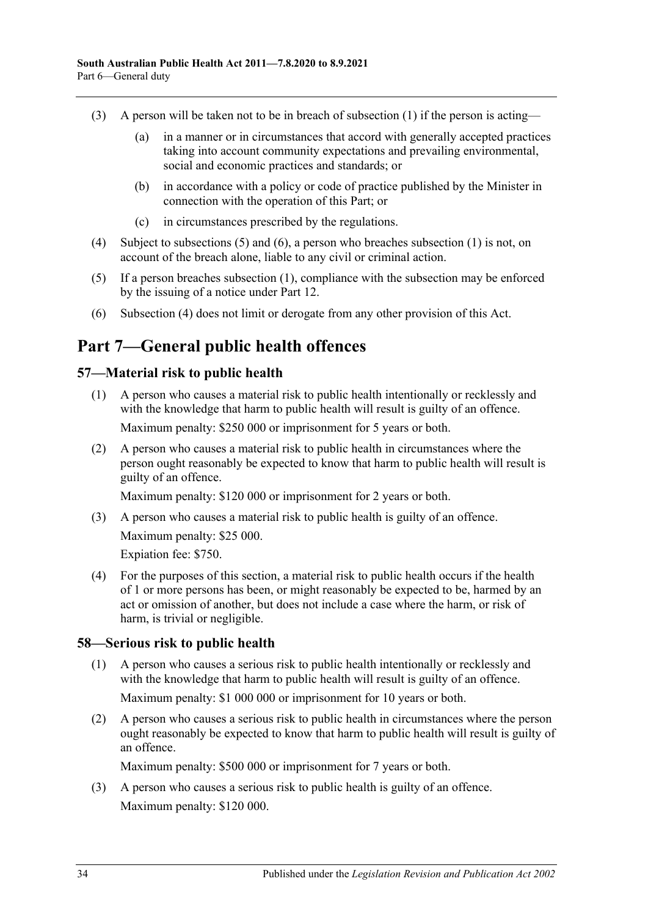(3) A person will be taken not to be in breach of subsection (1) if the person is acting—

(a) in a manner or in circumstances that accord with generally accepted practices taking into account community expectations and prevailing environmental, social and economic practices and standards; or

(b) in accordance with a policy or code of practice published by the Minister in connection with the operation of this Part; or

(c) in circumstances prescribed by the regulations.

(4) Subject to subsections (5) and (6), a person who breaches subsection (1) is not, on account of the breach alone, liable to any civil or criminal action.

(5) If a person breaches subsection (1), compliance with the subsection may be enforced by the issuing of a notice under Part 12.

(6) Subsection (4) does not limit or derogate from any other provision of this Act.

# Part 7—General public health offences

## 57—Material risk to public health

(1) A person who causes a material risk to public health intentionally or recklessly and with the knowledge that harm to public health will result is guilty of an offence.

Maximum penalty: $250 000 or imprisonment for 5 years or both.

(2) A person who causes a material risk to public health in circumstances where the person ought reasonably be expected to know that harm to public health will result is guilty of an offence.

Maximum penalty: $120 000 or imprisonment for 2 years or both.

(3) A person who causes a material risk to public health is guilty of an offence.

Maximum penalty: $25 000.

Expiation fee: $750.

(4) For the purposes of this section, a material risk to public health occurs if the health of 1 or more persons has been, or might reasonably be expected to be, harmed by an act or omission of another, but does not include a case where the harm, or risk of harm, is trivial or negligible.

## 58—Serious risk to public health

(1) A person who causes a serious risk to public health intentionally or recklessly and with the knowledge that harm to public health will result is guilty of an offence.

Maximum penalty: $1 000 000 or imprisonment for 10 years or both.

(2) A person who causes a serious risk to public health in circumstances where the person ought reasonably be expected to know that harm to public health will result is guilty of an offence.

Maximum penalty: $500 000 or imprisonment for 7 years or both.

(3) A person who causes a serious risk to public health is guilty of an offence.

Maximum penalty: $120 000.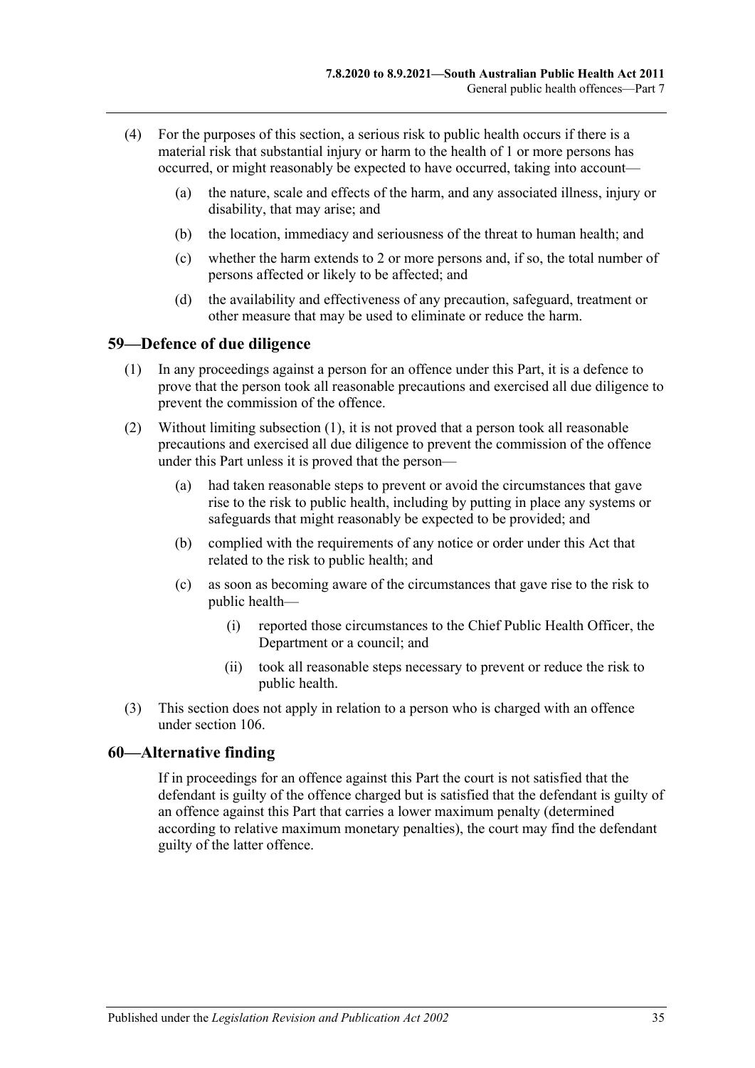(4) For the purposes of this section, a serious risk to public health occurs if there is a material risk that substantial injury or harm to the health of 1 or more persons has occurred, or might reasonably be expected to have occurred, taking into account—

(a) the nature, scale and effects of the harm, and any associated illness, injury or disability, that may arise; and

(b) the location, immediacy and seriousness of the threat to human health; and

(c) whether the harm extends to 2 or more persons and, if so, the total number of persons affected or likely to be affected; and

(d) the availability and effectiveness of any precaution, safeguard, treatment or other measure that may be used to eliminate or reduce the harm.

## 59—Defence of due diligence

(1) In any proceedings against a person for an offence under this Part, it is a defence to prove that the person took all reasonable precautions and exercised all due diligence to prevent the commission of the offence.

(2) Without limiting subsection (1), it is not proved that a person took all reasonable precautions and exercised all due diligence to prevent the commission of the offence under this Part unless it is proved that the person—

(a) had taken reasonable steps to prevent or avoid the circumstances that gave rise to the risk to public health, including by putting in place any systems or safeguards that might reasonably be expected to be provided; and

(b) complied with the requirements of any notice or order under this Act that related to the risk to public health; and

(c) as soon as becoming aware of the circumstances that gave rise to the risk to public health—

(i) reported those circumstances to the Chief Public Health Officer, the Department or a council; and

(ii) took all reasonable steps necessary to prevent or reduce the risk to public health.

(3) This section does not apply in relation to a person who is charged with an offence under section 106.

## 60—Alternative finding

If in proceedings for an offence against this Part the court is not satisfied that the defendant is guilty of the offence charged but is satisfied that the defendant is guilty of an offence against this Part that carries a lower maximum penalty (determined according to relative maximum monetary penalties), the court may find the defendant guilty of the latter offence.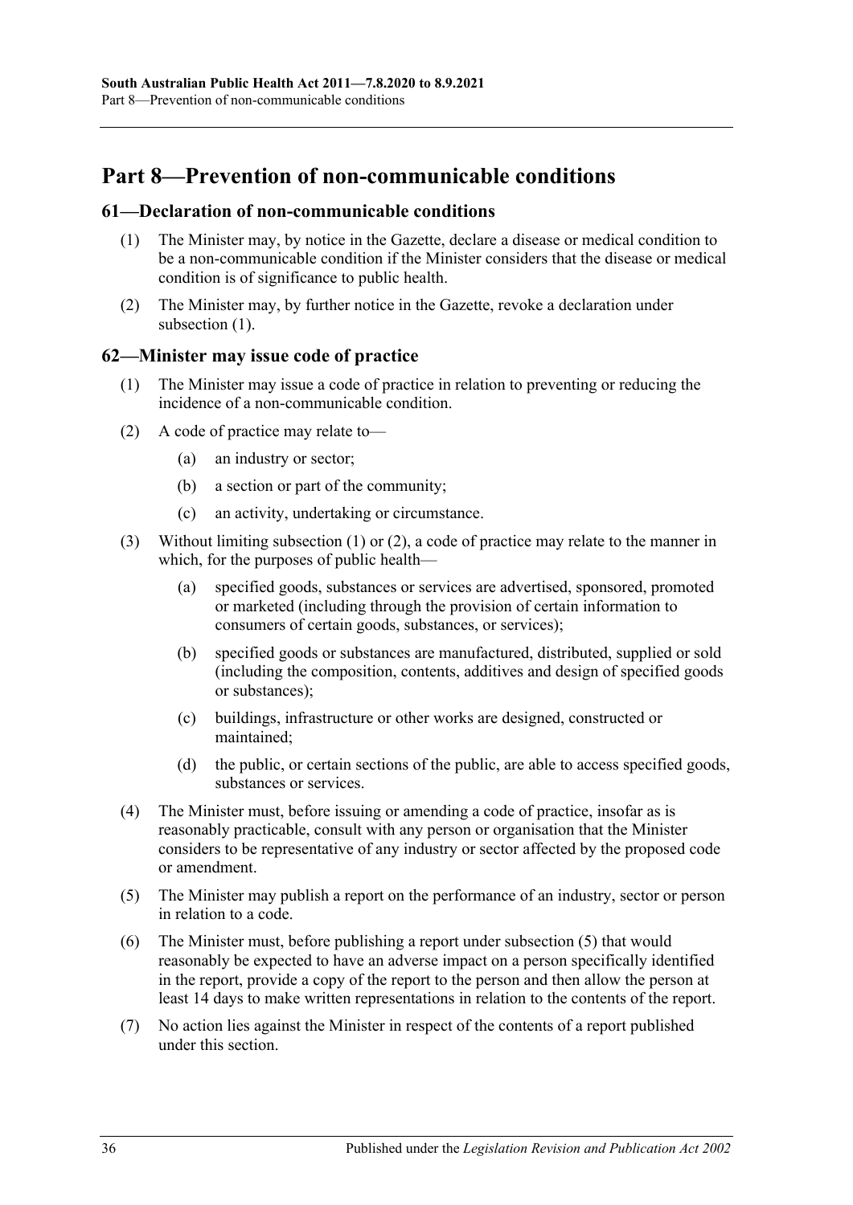# Part 8—Prevention of non-communicable conditions

## 61—Declaration of non-communicable conditions

(1) The Minister may, by notice in the Gazette, declare a disease or medical condition to be a non-communicable condition if the Minister considers that the disease or medical condition is of significance to public health.

(2) The Minister may, by further notice in the Gazette, revoke a declaration under subsection (1).

## 62—Minister may issue code of practice

(1) The Minister may issue a code of practice in relation to preventing or reducing the incidence of a non-communicable condition.

(2) A code of practice may relate to—

(a) an industry or sector;

(b) a section or part of the community;

(c) an activity, undertaking or circumstance.

(3) Without limiting subsection (1) or (2), a code of practice may relate to the manner in which, for the purposes of public health—

(a) specified goods, substances or services are advertised, sponsored, promoted or marketed (including through the provision of certain information to consumers of certain goods, substances, or services);

(b) specified goods or substances are manufactured, distributed, supplied or sold (including the composition, contents, additives and design of specified goods or substances);

(c) buildings, infrastructure or other works are designed, constructed or maintained;

(d) the public, or certain sections of the public, are able to access specified goods, substances or services.

(4) The Minister must, before issuing or amending a code of practice, insofar as is reasonably practicable, consult with any person or organisation that the Minister considers to be representative of any industry or sector affected by the proposed code or amendment.

(5) The Minister may publish a report on the performance of an industry, sector or person in relation to a code.

(6) The Minister must, before publishing a report under subsection (5) that would reasonably be expected to have an adverse impact on a person specifically identified in the report, provide a copy of the report to the person and then allow the person at least 14 days to make written representations in relation to the contents of the report.

(7) No action lies against the Minister in respect of the contents of a report published under this section.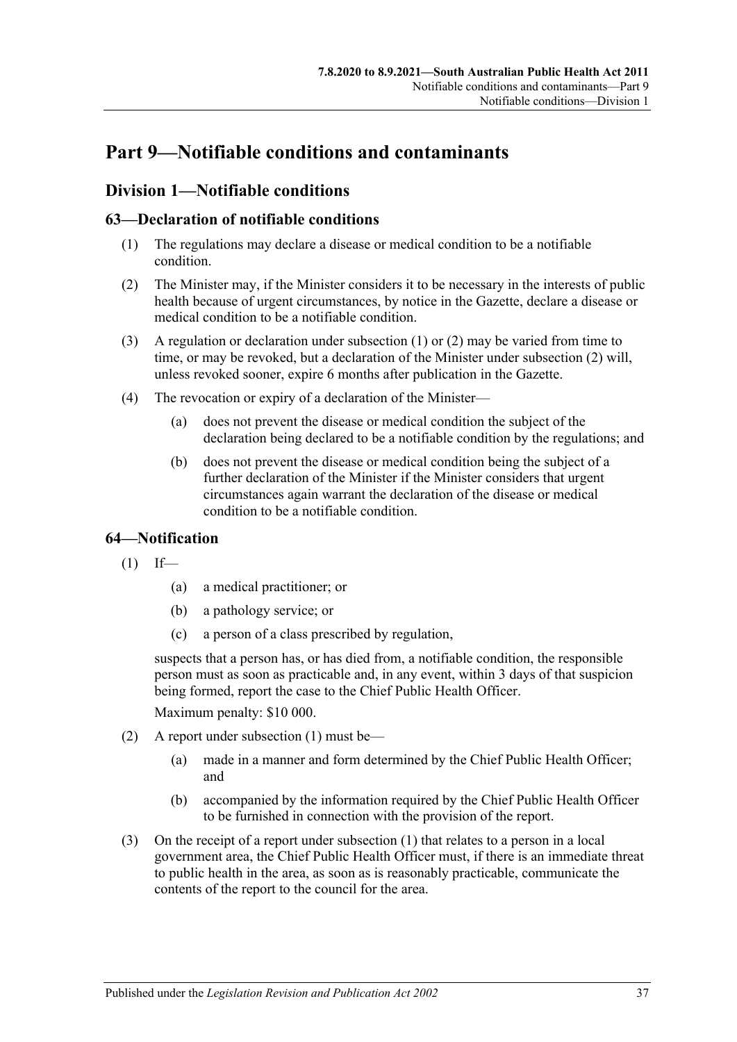# Part 9—Notifiable conditions and contaminants

## Division 1—Notifiable conditions

### 63—Declaration of notifiable conditions

(1) The regulations may declare a disease or medical condition to be a notifiable condition.

(2) The Minister may, if the Minister considers it to be necessary in the interests of public health because of urgent circumstances, by notice in the Gazette, declare a disease or medical condition to be a notifiable condition.

(3) A regulation or declaration under subsection (1) or (2) may be varied from time to time, or may be revoked, but a declaration of the Minister under subsection (2) will, unless revoked sooner, expire 6 months after publication in the Gazette.

(4) The revocation or expiry of a declaration of the Minister—

(a) does not prevent the disease or medical condition the subject of the declaration being declared to be a notifiable condition by the regulations; and

(b) does not prevent the disease or medical condition being the subject of a further declaration of the Minister if the Minister considers that urgent circumstances again warrant the declaration of the disease or medical condition to be a notifiable condition.

### 64—Notification

(1) If—

(a) a medical practitioner; or

(b) a pathology service; or

(c) a person of a class prescribed by regulation,

suspects that a person has, or has died from, a notifiable condition, the responsible person must as soon as practicable and, in any event, within 3 days of that suspicion being formed, report the case to the Chief Public Health Officer.

Maximum penalty: $10 000.

(2) A report under subsection (1) must be—

(a) made in a manner and form determined by the Chief Public Health Officer; and

(b) accompanied by the information required by the Chief Public Health Officer to be furnished in connection with the provision of the report.

(3) On the receipt of a report under subsection (1) that relates to a person in a local government area, the Chief Public Health Officer must, if there is an immediate threat to public health in the area, as soon as is reasonably practicable, communicate the contents of the report to the council for the area.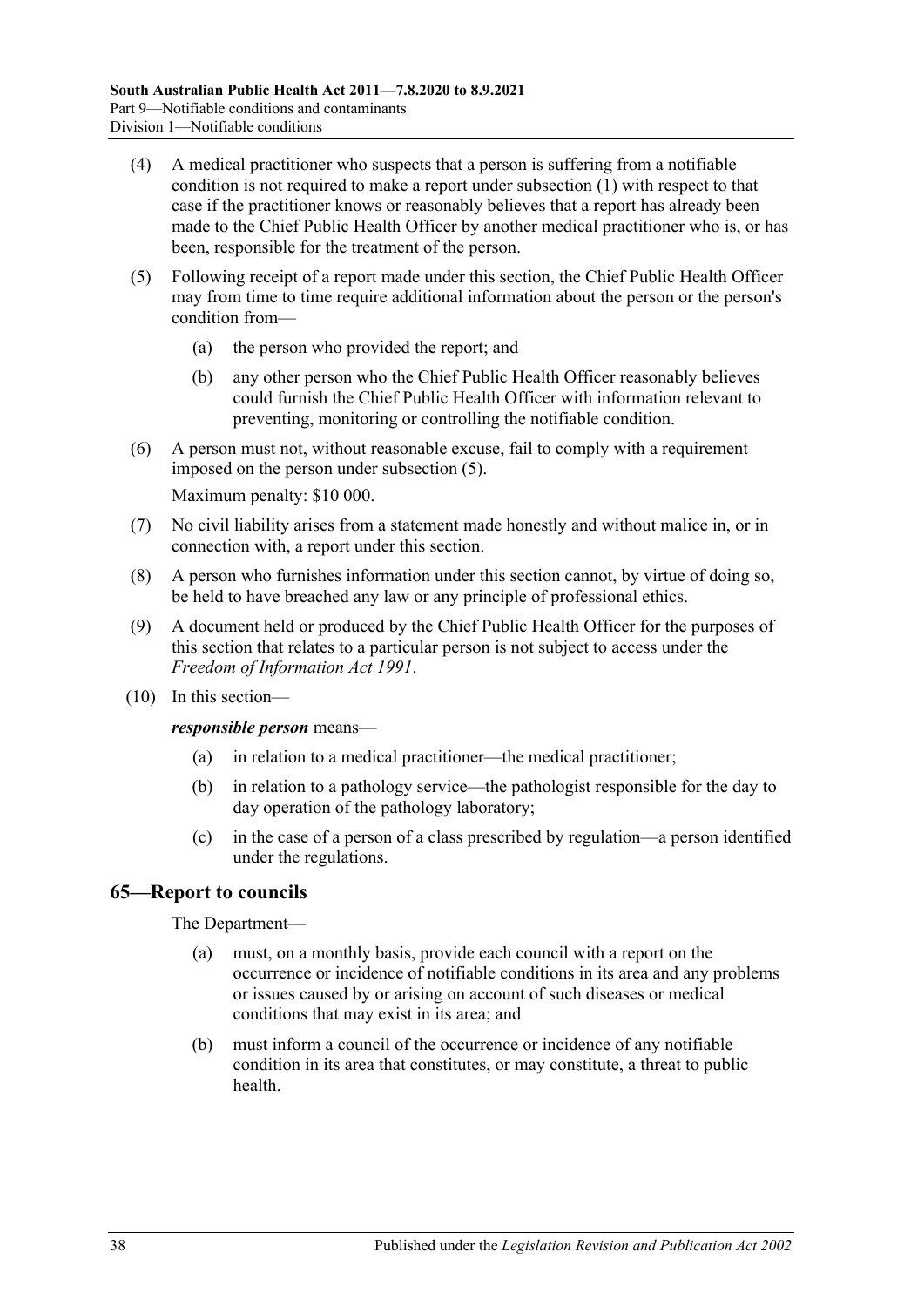(4) A medical practitioner who suspects that a person is suffering from a notifiable condition is not required to make a report under subsection (1) with respect to that case if the practitioner knows or reasonably believes that a report has already been made to the Chief Public Health Officer by another medical practitioner who is, or has been, responsible for the treatment of the person.

(5) Following receipt of a report made under this section, the Chief Public Health Officer may from time to time require additional information about the person or the person's condition from—

- (a) the person who provided the report; and
- (b) any other person who the Chief Public Health Officer reasonably believes could furnish the Chief Public Health Officer with information relevant to preventing, monitoring or controlling the notifiable condition.

(6) A person must not, without reasonable excuse, fail to comply with a requirement imposed on the person under subsection (5).

Maximum penalty: $10 000.

(7) No civil liability arises from a statement made honestly and without malice in, or in connection with, a report under this section.

(8) A person who furnishes information under this section cannot, by virtue of doing so, be held to have breached any law or any principle of professional ethics.

(9) A document held or produced by the Chief Public Health Officer for the purposes of this section that relates to a particular person is not subject to access under the *Freedom of Information Act 1991*.

(10) In this section—

***responsible person*** means—

- (a) in relation to a medical practitioner—the medical practitioner;
- (b) in relation to a pathology service—the pathologist responsible for the day to day operation of the pathology laboratory;
- (c) in the case of a person of a class prescribed by regulation—a person identified under the regulations.

## 65—Report to councils

The Department—

- (a) must, on a monthly basis, provide each council with a report on the occurrence or incidence of notifiable conditions in its area and any problems or issues caused by or arising on account of such diseases or medical conditions that may exist in its area; and
- (b) must inform a council of the occurrence or incidence of any notifiable condition in its area that constitutes, or may constitute, a threat to public health.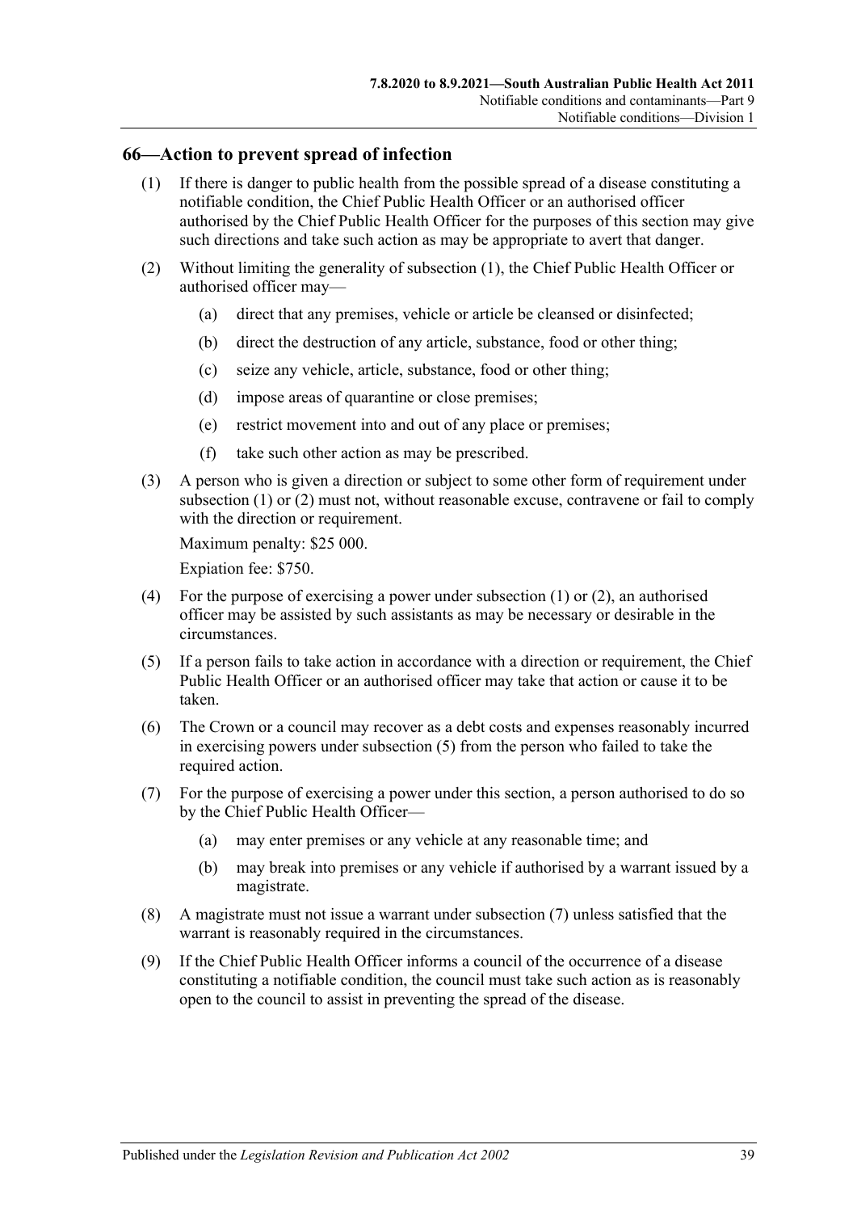## 66—Action to prevent spread of infection

(1) If there is danger to public health from the possible spread of a disease constituting a notifiable condition, the Chief Public Health Officer or an authorised officer authorised by the Chief Public Health Officer for the purposes of this section may give such directions and take such action as may be appropriate to avert that danger.

(2) Without limiting the generality of subsection (1), the Chief Public Health Officer or authorised officer may—

- (a) direct that any premises, vehicle or article be cleansed or disinfected;
- (b) direct the destruction of any article, substance, food or other thing;
- (c) seize any vehicle, article, substance, food or other thing;
- (d) impose areas of quarantine or close premises;
- (e) restrict movement into and out of any place or premises;
- (f) take such other action as may be prescribed.

(3) A person who is given a direction or subject to some other form of requirement under subsection (1) or (2) must not, without reasonable excuse, contravene or fail to comply with the direction or requirement.

Maximum penalty: $25 000.

Expiation fee: $750.

(4) For the purpose of exercising a power under subsection (1) or (2), an authorised officer may be assisted by such assistants as may be necessary or desirable in the circumstances.

(5) If a person fails to take action in accordance with a direction or requirement, the Chief Public Health Officer or an authorised officer may take that action or cause it to be taken.

(6) The Crown or a council may recover as a debt costs and expenses reasonably incurred in exercising powers under subsection (5) from the person who failed to take the required action.

(7) For the purpose of exercising a power under this section, a person authorised to do so by the Chief Public Health Officer—

- (a) may enter premises or any vehicle at any reasonable time; and
- (b) may break into premises or any vehicle if authorised by a warrant issued by a magistrate.

(8) A magistrate must not issue a warrant under subsection (7) unless satisfied that the warrant is reasonably required in the circumstances.

(9) If the Chief Public Health Officer informs a council of the occurrence of a disease constituting a notifiable condition, the council must take such action as is reasonably open to the council to assist in preventing the spread of the disease.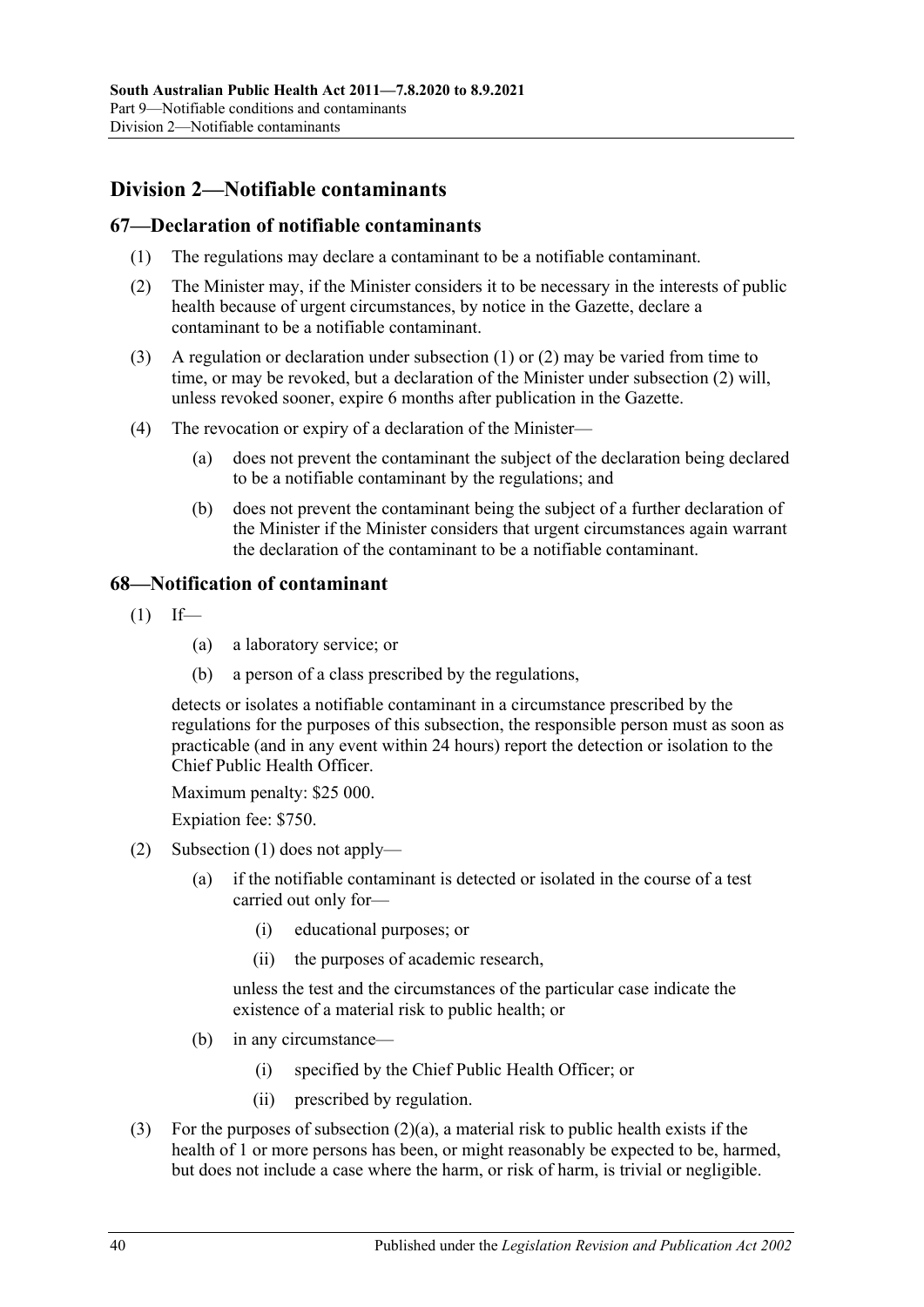## Division 2—Notifiable contaminants

### 67—Declaration of notifiable contaminants

(1) The regulations may declare a contaminant to be a notifiable contaminant.

(2) The Minister may, if the Minister considers it to be necessary in the interests of public health because of urgent circumstances, by notice in the Gazette, declare a contaminant to be a notifiable contaminant.

(3) A regulation or declaration under subsection (1) or (2) may be varied from time to time, or may be revoked, but a declaration of the Minister under subsection (2) will, unless revoked sooner, expire 6 months after publication in the Gazette.

(4) The revocation or expiry of a declaration of the Minister—

(a) does not prevent the contaminant the subject of the declaration being declared to be a notifiable contaminant by the regulations; and

(b) does not prevent the contaminant being the subject of a further declaration of the Minister if the Minister considers that urgent circumstances again warrant the declaration of the contaminant to be a notifiable contaminant.

### 68—Notification of contaminant

(1) If—

(a) a laboratory service; or

(b) a person of a class prescribed by the regulations,

detects or isolates a notifiable contaminant in a circumstance prescribed by the regulations for the purposes of this subsection, the responsible person must as soon as practicable (and in any event within 24 hours) report the detection or isolation to the Chief Public Health Officer.

Maximum penalty: $25 000.

Expiation fee: $750.

(2) Subsection (1) does not apply—

(a) if the notifiable contaminant is detected or isolated in the course of a test carried out only for—

(i) educational purposes; or

(ii) the purposes of academic research,

unless the test and the circumstances of the particular case indicate the existence of a material risk to public health; or

(b) in any circumstance—

(i) specified by the Chief Public Health Officer; or

(ii) prescribed by regulation.

(3) For the purposes of subsection (2)(a), a material risk to public health exists if the health of 1 or more persons has been, or might reasonably be expected to be, harmed, but does not include a case where the harm, or risk of harm, is trivial or negligible.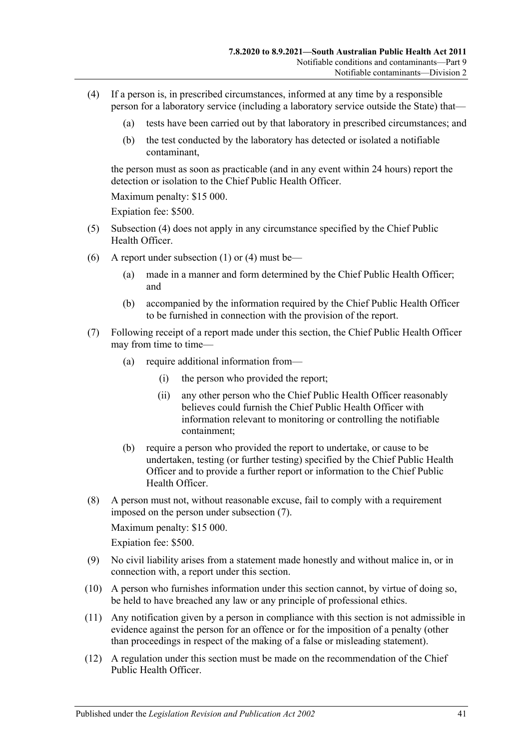(4) If a person is, in prescribed circumstances, informed at any time by a responsible person for a laboratory service (including a laboratory service outside the State) that—

  (a) tests have been carried out by that laboratory in prescribed circumstances; and

  (b) the test conducted by the laboratory has detected or isolated a notifiable contaminant,

the person must as soon as practicable (and in any event within 24 hours) report the detection or isolation to the Chief Public Health Officer.

Maximum penalty: $15 000.

Expiation fee: $500.

(5) Subsection (4) does not apply in any circumstance specified by the Chief Public Health Officer.

(6) A report under subsection (1) or (4) must be—

  (a) made in a manner and form determined by the Chief Public Health Officer; and

  (b) accompanied by the information required by the Chief Public Health Officer to be furnished in connection with the provision of the report.

(7) Following receipt of a report made under this section, the Chief Public Health Officer may from time to time—

  (a) require additional information from—

    (i) the person who provided the report;

    (ii) any other person who the Chief Public Health Officer reasonably believes could furnish the Chief Public Health Officer with information relevant to monitoring or controlling the notifiable containment;

  (b) require a person who provided the report to undertake, or cause to be undertaken, testing (or further testing) specified by the Chief Public Health Officer and to provide a further report or information to the Chief Public Health Officer.

(8) A person must not, without reasonable excuse, fail to comply with a requirement imposed on the person under subsection (7).

Maximum penalty: $15 000.

Expiation fee: $500.

(9) No civil liability arises from a statement made honestly and without malice in, or in connection with, a report under this section.

(10) A person who furnishes information under this section cannot, by virtue of doing so, be held to have breached any law or any principle of professional ethics.

(11) Any notification given by a person in compliance with this section is not admissible in evidence against the person for an offence or for the imposition of a penalty (other than proceedings in respect of the making of a false or misleading statement).

(12) A regulation under this section must be made on the recommendation of the Chief Public Health Officer.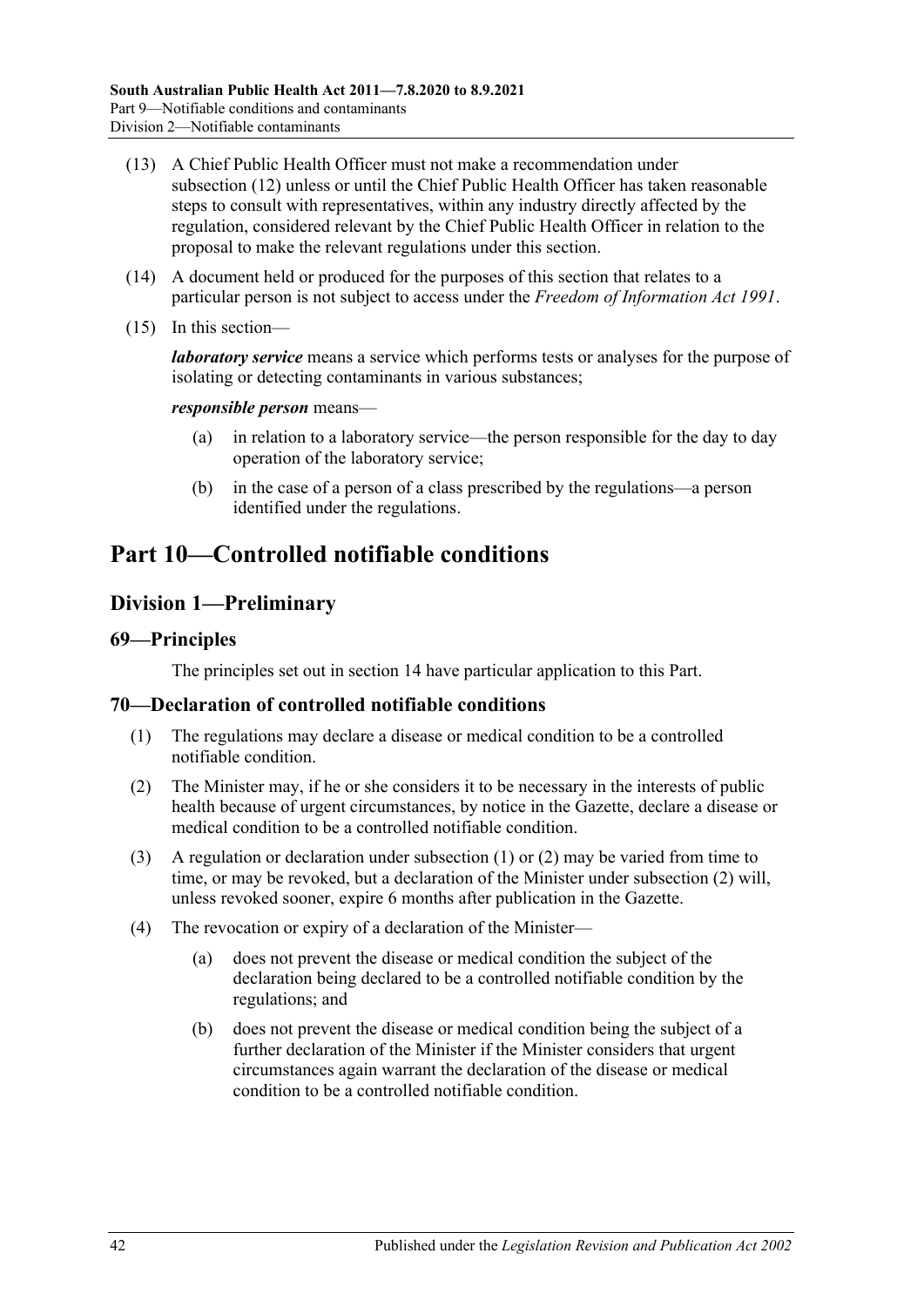(13) A Chief Public Health Officer must not make a recommendation under subsection (12) unless or until the Chief Public Health Officer has taken reasonable steps to consult with representatives, within any industry directly affected by the regulation, considered relevant by the Chief Public Health Officer in relation to the proposal to make the relevant regulations under this section.

(14) A document held or produced for the purposes of this section that relates to a particular person is not subject to access under the *Freedom of Information Act 1991*.

(15) In this section—

***laboratory service*** means a service which performs tests or analyses for the purpose of isolating or detecting contaminants in various substances;

***responsible person*** means—

(a) in relation to a laboratory service—the person responsible for the day to day operation of the laboratory service;

(b) in the case of a person of a class prescribed by the regulations—a person identified under the regulations.

# Part 10—Controlled notifiable conditions

## Division 1—Preliminary

### 69—Principles

The principles set out in section 14 have particular application to this Part.

### 70—Declaration of controlled notifiable conditions

(1) The regulations may declare a disease or medical condition to be a controlled notifiable condition.

(2) The Minister may, if he or she considers it to be necessary in the interests of public health because of urgent circumstances, by notice in the Gazette, declare a disease or medical condition to be a controlled notifiable condition.

(3) A regulation or declaration under subsection (1) or (2) may be varied from time to time, or may be revoked, but a declaration of the Minister under subsection (2) will, unless revoked sooner, expire 6 months after publication in the Gazette.

(4) The revocation or expiry of a declaration of the Minister—

(a) does not prevent the disease or medical condition the subject of the declaration being declared to be a controlled notifiable condition by the regulations; and

(b) does not prevent the disease or medical condition being the subject of a further declaration of the Minister if the Minister considers that urgent circumstances again warrant the declaration of the disease or medical condition to be a controlled notifiable condition.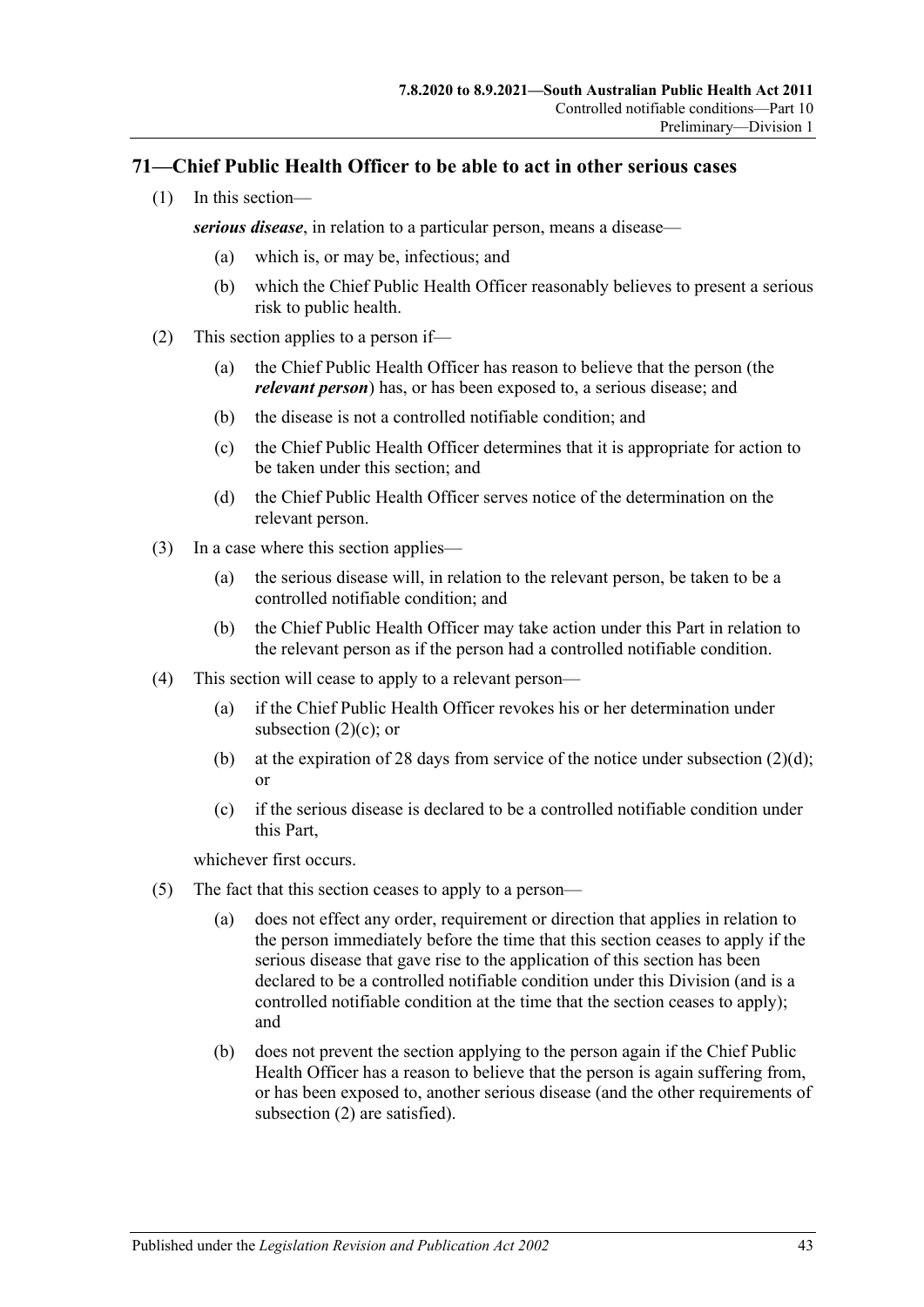## 71—Chief Public Health Officer to be able to act in other serious cases

(1) In this section—

***serious disease***, in relation to a particular person, means a disease—

(a) which is, or may be, infectious; and

(b) which the Chief Public Health Officer reasonably believes to present a serious risk to public health.

(2) This section applies to a person if—

(a) the Chief Public Health Officer has reason to believe that the person (the ***relevant person***) has, or has been exposed to, a serious disease; and

(b) the disease is not a controlled notifiable condition; and

(c) the Chief Public Health Officer determines that it is appropriate for action to be taken under this section; and

(d) the Chief Public Health Officer serves notice of the determination on the relevant person.

(3) In a case where this section applies—

(a) the serious disease will, in relation to the relevant person, be taken to be a controlled notifiable condition; and

(b) the Chief Public Health Officer may take action under this Part in relation to the relevant person as if the person had a controlled notifiable condition.

(4) This section will cease to apply to a relevant person—

(a) if the Chief Public Health Officer revokes his or her determination under subsection (2)(c); or

(b) at the expiration of 28 days from service of the notice under subsection (2)(d); or

(c) if the serious disease is declared to be a controlled notifiable condition under this Part,

whichever first occurs.

(5) The fact that this section ceases to apply to a person—

(a) does not effect any order, requirement or direction that applies in relation to the person immediately before the time that this section ceases to apply if the serious disease that gave rise to the application of this section has been declared to be a controlled notifiable condition under this Division (and is a controlled notifiable condition at the time that the section ceases to apply); and

(b) does not prevent the section applying to the person again if the Chief Public Health Officer has a reason to believe that the person is again suffering from, or has been exposed to, another serious disease (and the other requirements of subsection (2) are satisfied).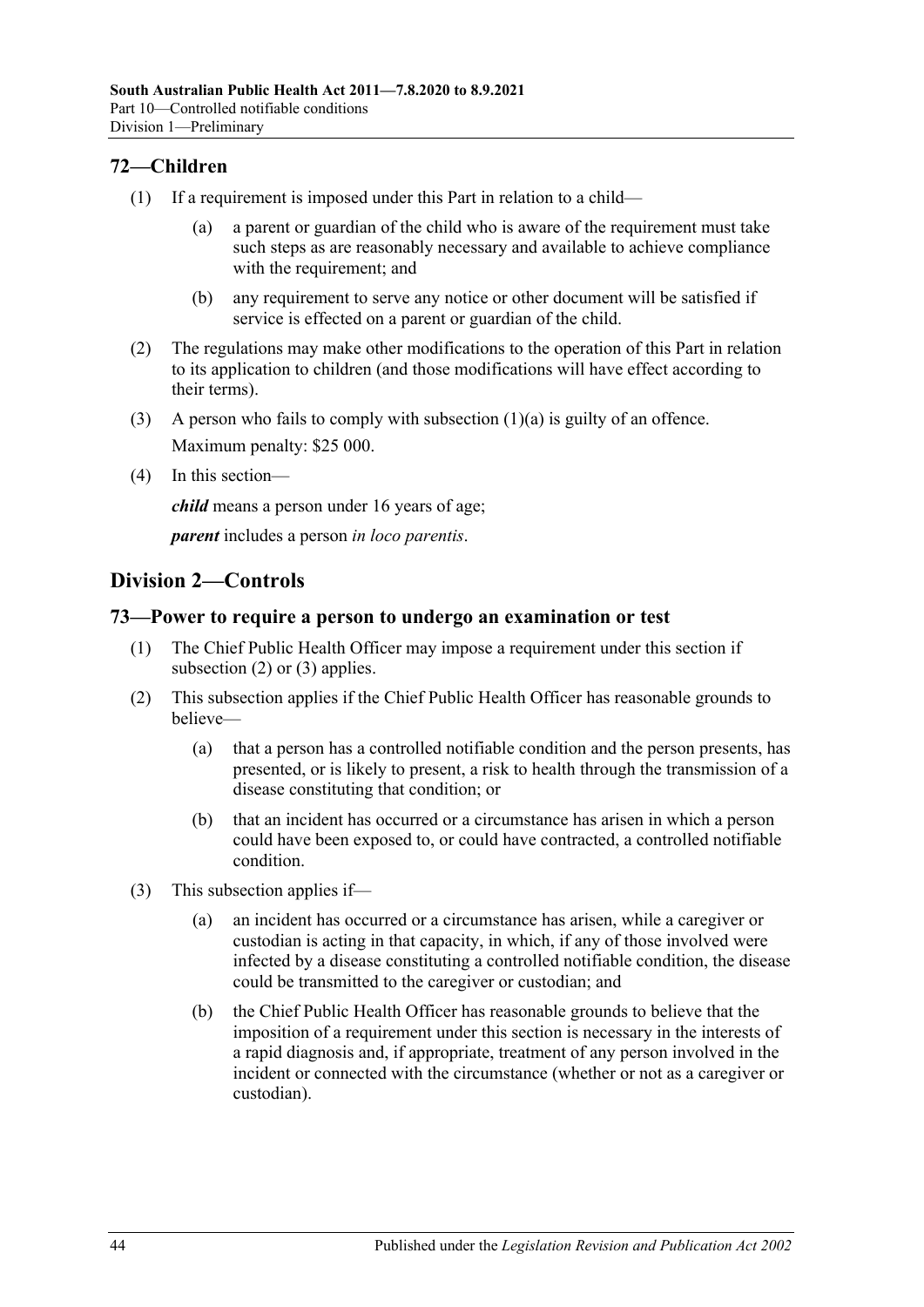## 72—Children

(1) If a requirement is imposed under this Part in relation to a child—

(a) a parent or guardian of the child who is aware of the requirement must take such steps as are reasonably necessary and available to achieve compliance with the requirement; and

(b) any requirement to serve any notice or other document will be satisfied if service is effected on a parent or guardian of the child.

(2) The regulations may make other modifications to the operation of this Part in relation to its application to children (and those modifications will have effect according to their terms).

(3) A person who fails to comply with subsection (1)(a) is guilty of an offence.

Maximum penalty: $25 000.

(4) In this section—

***child*** means a person under 16 years of age;

***parent*** includes a person *in loco parentis*.

# Division 2—Controls

## 73—Power to require a person to undergo an examination or test

(1) The Chief Public Health Officer may impose a requirement under this section if subsection (2) or (3) applies.

(2) This subsection applies if the Chief Public Health Officer has reasonable grounds to believe—

(a) that a person has a controlled notifiable condition and the person presents, has presented, or is likely to present, a risk to health through the transmission of a disease constituting that condition; or

(b) that an incident has occurred or a circumstance has arisen in which a person could have been exposed to, or could have contracted, a controlled notifiable condition.

(3) This subsection applies if—

(a) an incident has occurred or a circumstance has arisen, while a caregiver or custodian is acting in that capacity, in which, if any of those involved were infected by a disease constituting a controlled notifiable condition, the disease could be transmitted to the caregiver or custodian; and

(b) the Chief Public Health Officer has reasonable grounds to believe that the imposition of a requirement under this section is necessary in the interests of a rapid diagnosis and, if appropriate, treatment of any person involved in the incident or connected with the circumstance (whether or not as a caregiver or custodian).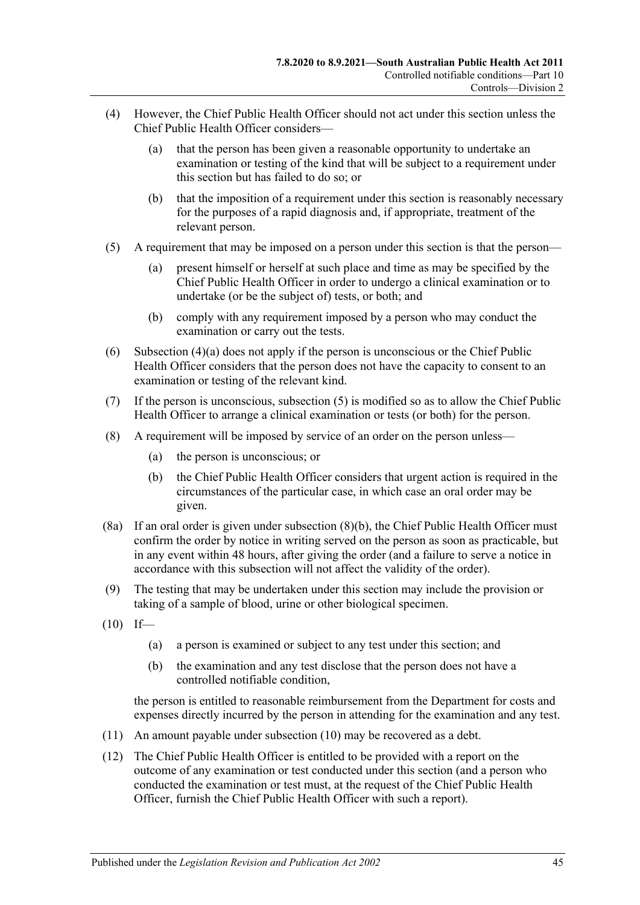(4) However, the Chief Public Health Officer should not act under this section unless the Chief Public Health Officer considers—

(a) that the person has been given a reasonable opportunity to undertake an examination or testing of the kind that will be subject to a requirement under this section but has failed to do so; or

(b) that the imposition of a requirement under this section is reasonably necessary for the purposes of a rapid diagnosis and, if appropriate, treatment of the relevant person.

(5) A requirement that may be imposed on a person under this section is that the person—

(a) present himself or herself at such place and time as may be specified by the Chief Public Health Officer in order to undergo a clinical examination or to undertake (or be the subject of) tests, or both; and

(b) comply with any requirement imposed by a person who may conduct the examination or carry out the tests.

(6) Subsection (4)(a) does not apply if the person is unconscious or the Chief Public Health Officer considers that the person does not have the capacity to consent to an examination or testing of the relevant kind.

(7) If the person is unconscious, subsection (5) is modified so as to allow the Chief Public Health Officer to arrange a clinical examination or tests (or both) for the person.

(8) A requirement will be imposed by service of an order on the person unless—

(a) the person is unconscious; or

(b) the Chief Public Health Officer considers that urgent action is required in the circumstances of the particular case, in which case an oral order may be given.

(8a) If an oral order is given under subsection (8)(b), the Chief Public Health Officer must confirm the order by notice in writing served on the person as soon as practicable, but in any event within 48 hours, after giving the order (and a failure to serve a notice in accordance with this subsection will not affect the validity of the order).

(9) The testing that may be undertaken under this section may include the provision or taking of a sample of blood, urine or other biological specimen.

(10) If—

(a) a person is examined or subject to any test under this section; and

(b) the examination and any test disclose that the person does not have a controlled notifiable condition,

the person is entitled to reasonable reimbursement from the Department for costs and expenses directly incurred by the person in attending for the examination and any test.

(11) An amount payable under subsection (10) may be recovered as a debt.

(12) The Chief Public Health Officer is entitled to be provided with a report on the outcome of any examination or test conducted under this section (and a person who conducted the examination or test must, at the request of the Chief Public Health Officer, furnish the Chief Public Health Officer with such a report).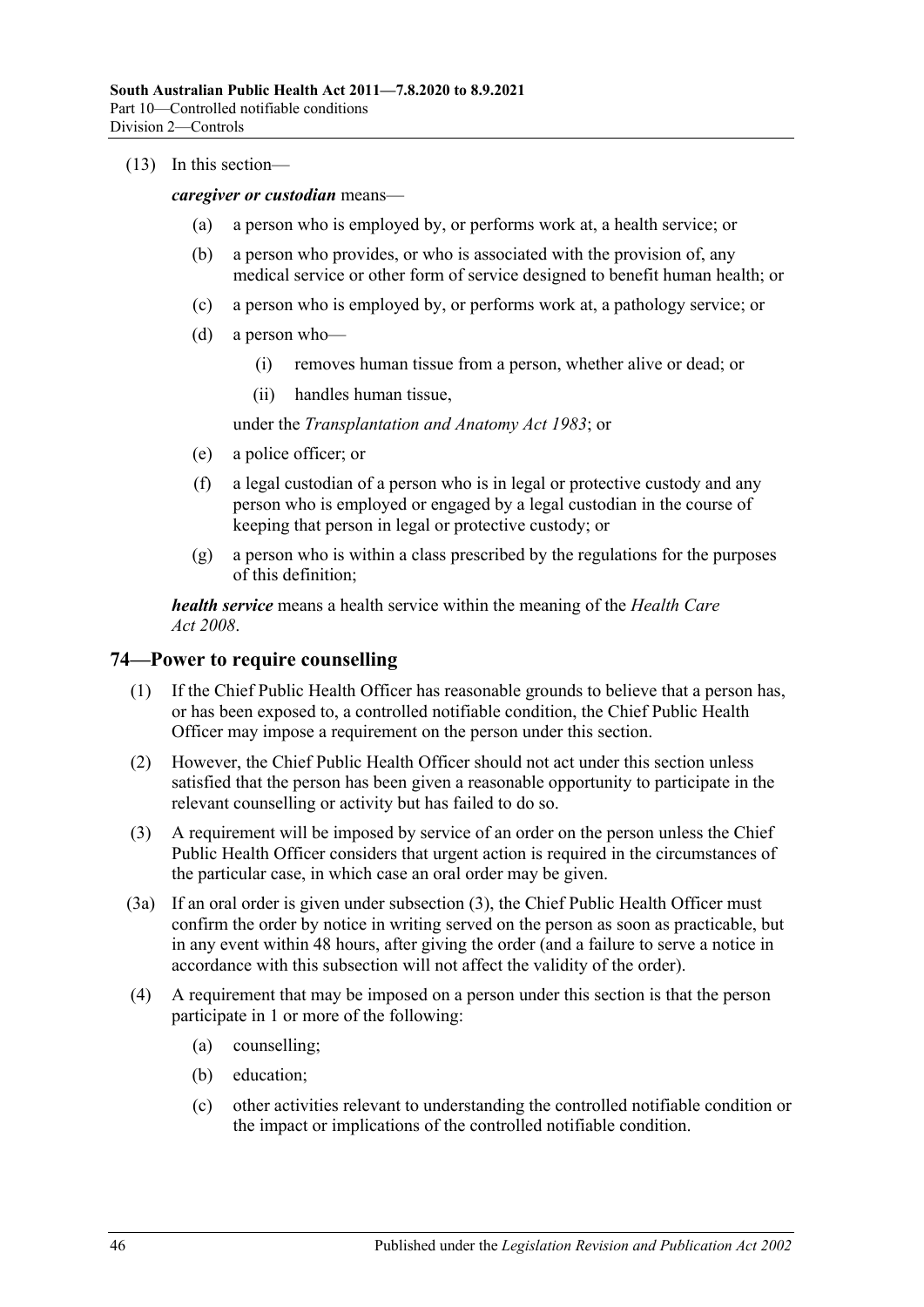(13) In this section—

***caregiver or custodian*** means—

- (a) a person who is employed by, or performs work at, a health service; or
- (b) a person who provides, or who is associated with the provision of, any medical service or other form of service designed to benefit human health; or
- (c) a person who is employed by, or performs work at, a pathology service; or
- (d) a person who—
    - (i) removes human tissue from a person, whether alive or dead; or
    - (ii) handles human tissue,

  under the *Transplantation and Anatomy Act 1983*; or
- (e) a police officer; or
- (f) a legal custodian of a person who is in legal or protective custody and any person who is employed or engaged by a legal custodian in the course of keeping that person in legal or protective custody; or
- (g) a person who is within a class prescribed by the regulations for the purposes of this definition;

***health service*** means a health service within the meaning of the *Health Care Act 2008*.

## 74—Power to require counselling

(1) If the Chief Public Health Officer has reasonable grounds to believe that a person has, or has been exposed to, a controlled notifiable condition, the Chief Public Health Officer may impose a requirement on the person under this section.

(2) However, the Chief Public Health Officer should not act under this section unless satisfied that the person has been given a reasonable opportunity to participate in the relevant counselling or activity but has failed to do so.

(3) A requirement will be imposed by service of an order on the person unless the Chief Public Health Officer considers that urgent action is required in the circumstances of the particular case, in which case an oral order may be given.

(3a) If an oral order is given under subsection (3), the Chief Public Health Officer must confirm the order by notice in writing served on the person as soon as practicable, but in any event within 48 hours, after giving the order (and a failure to serve a notice in accordance with this subsection will not affect the validity of the order).

(4) A requirement that may be imposed on a person under this section is that the person participate in 1 or more of the following:

- (a) counselling;
- (b) education;
- (c) other activities relevant to understanding the controlled notifiable condition or the impact or implications of the controlled notifiable condition.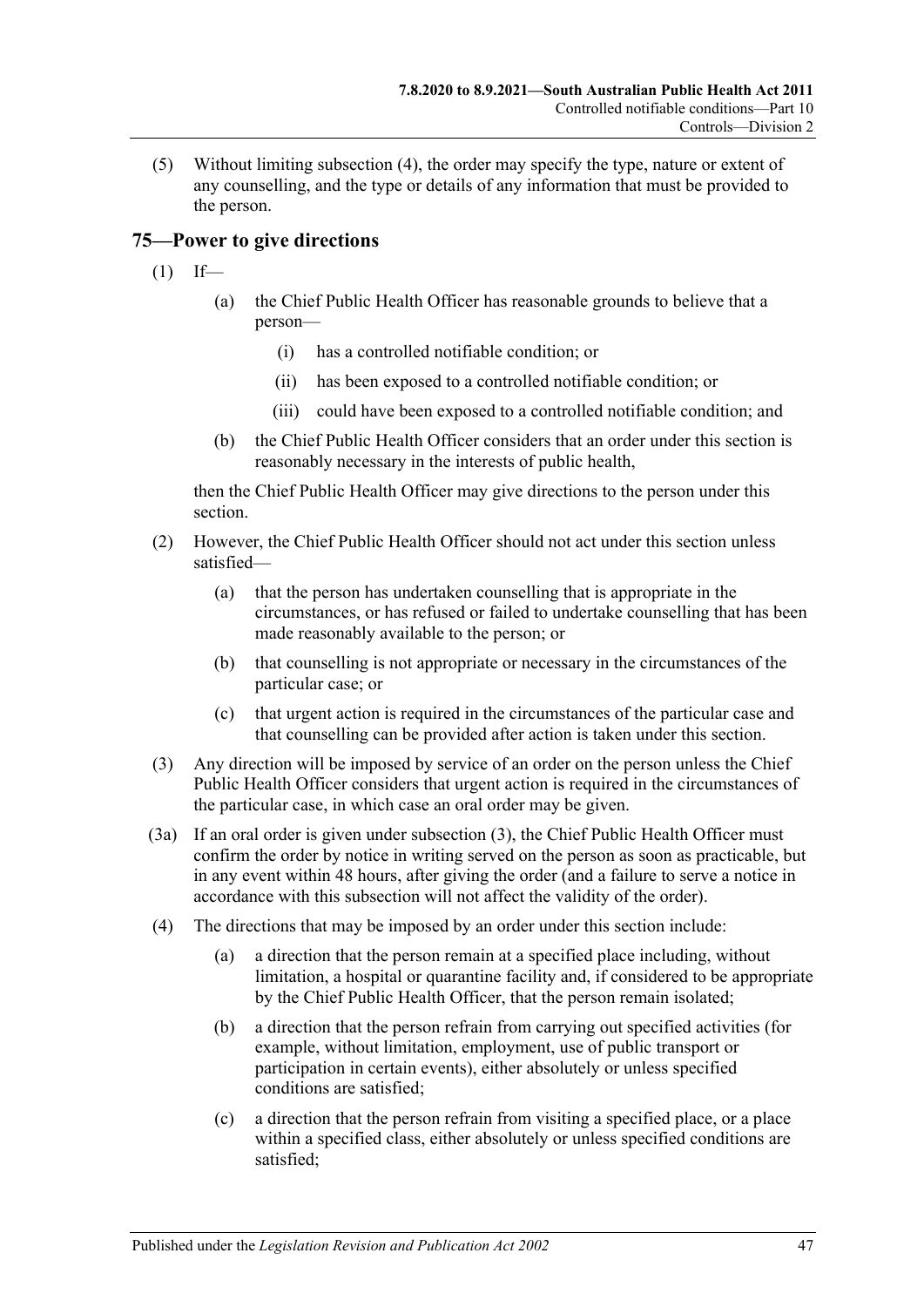(5) Without limiting subsection (4), the order may specify the type, nature or extent of any counselling, and the type or details of any information that must be provided to the person.

## 75—Power to give directions

(1) If—

   (a) the Chief Public Health Officer has reasonable grounds to believe that a person—

      (i) has a controlled notifiable condition; or

      (ii) has been exposed to a controlled notifiable condition; or

      (iii) could have been exposed to a controlled notifiable condition; and

   (b) the Chief Public Health Officer considers that an order under this section is reasonably necessary in the interests of public health,

then the Chief Public Health Officer may give directions to the person under this section.

(2) However, the Chief Public Health Officer should not act under this section unless satisfied—

   (a) that the person has undertaken counselling that is appropriate in the circumstances, or has refused or failed to undertake counselling that has been made reasonably available to the person; or

   (b) that counselling is not appropriate or necessary in the circumstances of the particular case; or

   (c) that urgent action is required in the circumstances of the particular case and that counselling can be provided after action is taken under this section.

(3) Any direction will be imposed by service of an order on the person unless the Chief Public Health Officer considers that urgent action is required in the circumstances of the particular case, in which case an oral order may be given.

(3a) If an oral order is given under subsection (3), the Chief Public Health Officer must confirm the order by notice in writing served on the person as soon as practicable, but in any event within 48 hours, after giving the order (and a failure to serve a notice in accordance with this subsection will not affect the validity of the order).

(4) The directions that may be imposed by an order under this section include:

   (a) a direction that the person remain at a specified place including, without limitation, a hospital or quarantine facility and, if considered to be appropriate by the Chief Public Health Officer, that the person remain isolated;

   (b) a direction that the person refrain from carrying out specified activities (for example, without limitation, employment, use of public transport or participation in certain events), either absolutely or unless specified conditions are satisfied;

   (c) a direction that the person refrain from visiting a specified place, or a place within a specified class, either absolutely or unless specified conditions are satisfied;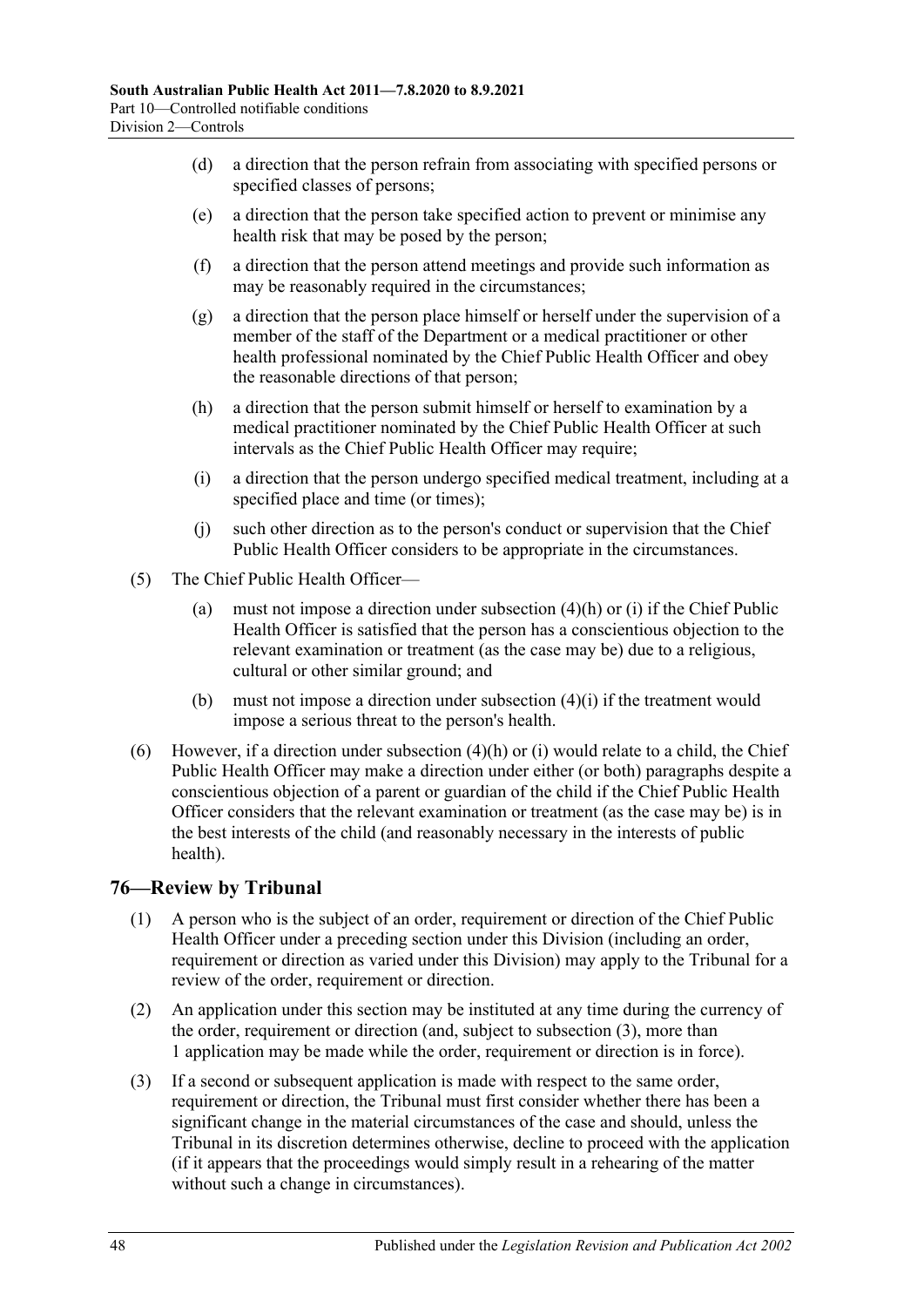(d) a direction that the person refrain from associating with specified persons or specified classes of persons;

(e) a direction that the person take specified action to prevent or minimise any health risk that may be posed by the person;

(f) a direction that the person attend meetings and provide such information as may be reasonably required in the circumstances;

(g) a direction that the person place himself or herself under the supervision of a member of the staff of the Department or a medical practitioner or other health professional nominated by the Chief Public Health Officer and obey the reasonable directions of that person;

(h) a direction that the person submit himself or herself to examination by a medical practitioner nominated by the Chief Public Health Officer at such intervals as the Chief Public Health Officer may require;

(i) a direction that the person undergo specified medical treatment, including at a specified place and time (or times);

(j) such other direction as to the person's conduct or supervision that the Chief Public Health Officer considers to be appropriate in the circumstances.

(5) The Chief Public Health Officer—

(a) must not impose a direction under subsection (4)(h) or (i) if the Chief Public Health Officer is satisfied that the person has a conscientious objection to the relevant examination or treatment (as the case may be) due to a religious, cultural or other similar ground; and

(b) must not impose a direction under subsection (4)(i) if the treatment would impose a serious threat to the person's health.

(6) However, if a direction under subsection (4)(h) or (i) would relate to a child, the Chief Public Health Officer may make a direction under either (or both) paragraphs despite a conscientious objection of a parent or guardian of the child if the Chief Public Health Officer considers that the relevant examination or treatment (as the case may be) is in the best interests of the child (and reasonably necessary in the interests of public health).

## 76—Review by Tribunal

(1) A person who is the subject of an order, requirement or direction of the Chief Public Health Officer under a preceding section under this Division (including an order, requirement or direction as varied under this Division) may apply to the Tribunal for a review of the order, requirement or direction.

(2) An application under this section may be instituted at any time during the currency of the order, requirement or direction (and, subject to subsection (3), more than 1 application may be made while the order, requirement or direction is in force).

(3) If a second or subsequent application is made with respect to the same order, requirement or direction, the Tribunal must first consider whether there has been a significant change in the material circumstances of the case and should, unless the Tribunal in its discretion determines otherwise, decline to proceed with the application (if it appears that the proceedings would simply result in a rehearing of the matter without such a change in circumstances).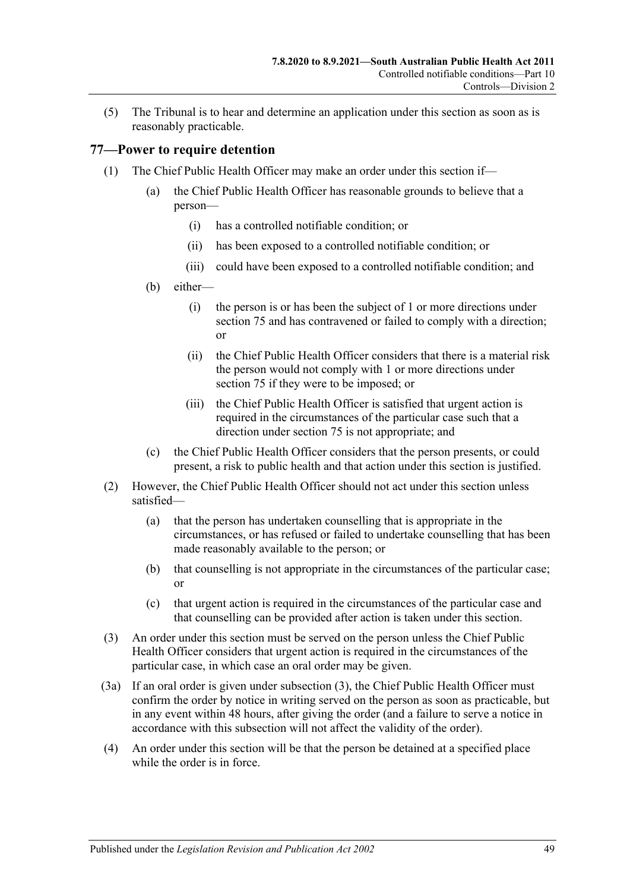(5) The Tribunal is to hear and determine an application under this section as soon as is reasonably practicable.

## 77—Power to require detention

(1) The Chief Public Health Officer may make an order under this section if—

(a) the Chief Public Health Officer has reasonable grounds to believe that a person—

(i) has a controlled notifiable condition; or

(ii) has been exposed to a controlled notifiable condition; or

(iii) could have been exposed to a controlled notifiable condition; and

(b) either—

(i) the person is or has been the subject of 1 or more directions under section 75 and has contravened or failed to comply with a direction; or

(ii) the Chief Public Health Officer considers that there is a material risk the person would not comply with 1 or more directions under section 75 if they were to be imposed; or

(iii) the Chief Public Health Officer is satisfied that urgent action is required in the circumstances of the particular case such that a direction under section 75 is not appropriate; and

(c) the Chief Public Health Officer considers that the person presents, or could present, a risk to public health and that action under this section is justified.

(2) However, the Chief Public Health Officer should not act under this section unless satisfied—

(a) that the person has undertaken counselling that is appropriate in the circumstances, or has refused or failed to undertake counselling that has been made reasonably available to the person; or

(b) that counselling is not appropriate in the circumstances of the particular case; or

(c) that urgent action is required in the circumstances of the particular case and that counselling can be provided after action is taken under this section.

(3) An order under this section must be served on the person unless the Chief Public Health Officer considers that urgent action is required in the circumstances of the particular case, in which case an oral order may be given.

(3a) If an oral order is given under subsection (3), the Chief Public Health Officer must confirm the order by notice in writing served on the person as soon as practicable, but in any event within 48 hours, after giving the order (and a failure to serve a notice in accordance with this subsection will not affect the validity of the order).

(4) An order under this section will be that the person be detained at a specified place while the order is in force.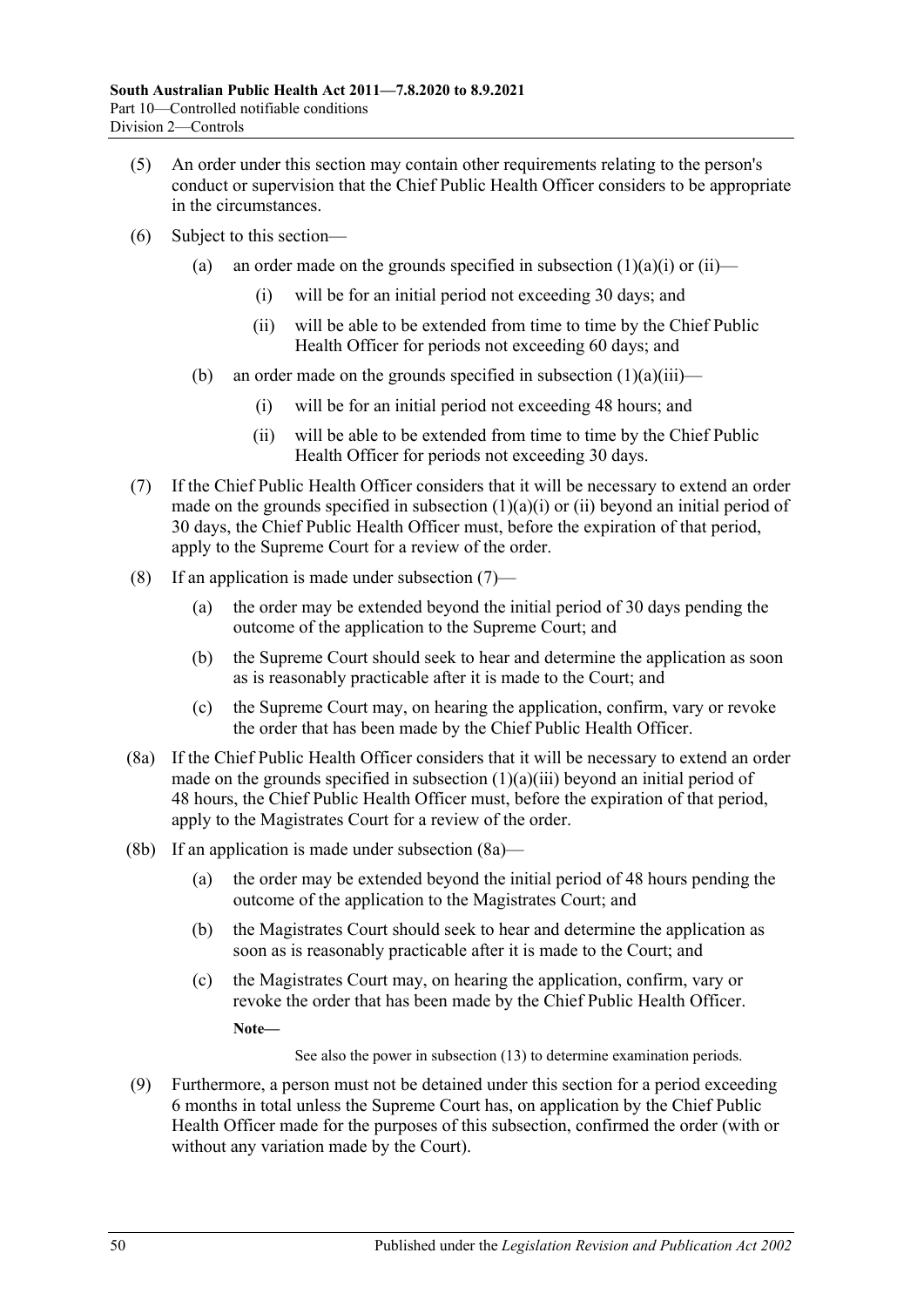(5) An order under this section may contain other requirements relating to the person's conduct or supervision that the Chief Public Health Officer considers to be appropriate in the circumstances.

(6) Subject to this section—

- (a) an order made on the grounds specified in subsection (1)(a)(i) or (ii)—
  - (i) will be for an initial period not exceeding 30 days; and
  - (ii) will be able to be extended from time to time by the Chief Public Health Officer for periods not exceeding 60 days; and
- (b) an order made on the grounds specified in subsection (1)(a)(iii)—
  - (i) will be for an initial period not exceeding 48 hours; and
  - (ii) will be able to be extended from time to time by the Chief Public Health Officer for periods not exceeding 30 days.

(7) If the Chief Public Health Officer considers that it will be necessary to extend an order made on the grounds specified in subsection (1)(a)(i) or (ii) beyond an initial period of 30 days, the Chief Public Health Officer must, before the expiration of that period, apply to the Supreme Court for a review of the order.

(8) If an application is made under subsection (7)—

- (a) the order may be extended beyond the initial period of 30 days pending the outcome of the application to the Supreme Court; and
- (b) the Supreme Court should seek to hear and determine the application as soon as is reasonably practicable after it is made to the Court; and
- (c) the Supreme Court may, on hearing the application, confirm, vary or revoke the order that has been made by the Chief Public Health Officer.

(8a) If the Chief Public Health Officer considers that it will be necessary to extend an order made on the grounds specified in subsection (1)(a)(iii) beyond an initial period of 48 hours, the Chief Public Health Officer must, before the expiration of that period, apply to the Magistrates Court for a review of the order.

(8b) If an application is made under subsection (8a)—

- (a) the order may be extended beyond the initial period of 48 hours pending the outcome of the application to the Magistrates Court; and
- (b) the Magistrates Court should seek to hear and determine the application as soon as is reasonably practicable after it is made to the Court; and
- (c) the Magistrates Court may, on hearing the application, confirm, vary or revoke the order that has been made by the Chief Public Health Officer.

**Note—**

See also the power in subsection (13) to determine examination periods.

(9) Furthermore, a person must not be detained under this section for a period exceeding 6 months in total unless the Supreme Court has, on application by the Chief Public Health Officer made for the purposes of this subsection, confirmed the order (with or without any variation made by the Court).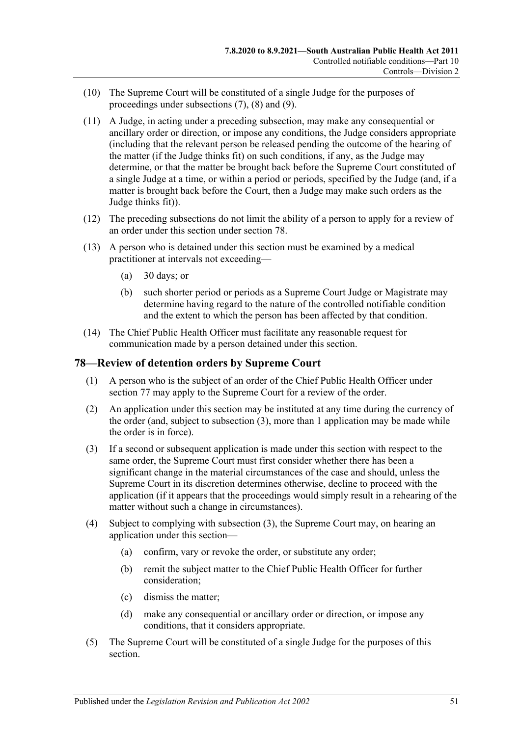(10) The Supreme Court will be constituted of a single Judge for the purposes of proceedings under subsections (7), (8) and (9).

(11) A Judge, in acting under a preceding subsection, may make any consequential or ancillary order or direction, or impose any conditions, the Judge considers appropriate (including that the relevant person be released pending the outcome of the hearing of the matter (if the Judge thinks fit) on such conditions, if any, as the Judge may determine, or that the matter be brought back before the Supreme Court constituted of a single Judge at a time, or within a period or periods, specified by the Judge (and, if a matter is brought back before the Court, then a Judge may make such orders as the Judge thinks fit)).

(12) The preceding subsections do not limit the ability of a person to apply for a review of an order under this section under section 78.

(13) A person who is detained under this section must be examined by a medical practitioner at intervals not exceeding—

- (a) 30 days; or
- (b) such shorter period or periods as a Supreme Court Judge or Magistrate may determine having regard to the nature of the controlled notifiable condition and the extent to which the person has been affected by that condition.

(14) The Chief Public Health Officer must facilitate any reasonable request for communication made by a person detained under this section.

## 78—Review of detention orders by Supreme Court

(1) A person who is the subject of an order of the Chief Public Health Officer under section 77 may apply to the Supreme Court for a review of the order.

(2) An application under this section may be instituted at any time during the currency of the order (and, subject to subsection (3), more than 1 application may be made while the order is in force).

(3) If a second or subsequent application is made under this section with respect to the same order, the Supreme Court must first consider whether there has been a significant change in the material circumstances of the case and should, unless the Supreme Court in its discretion determines otherwise, decline to proceed with the application (if it appears that the proceedings would simply result in a rehearing of the matter without such a change in circumstances).

(4) Subject to complying with subsection (3), the Supreme Court may, on hearing an application under this section—

- (a) confirm, vary or revoke the order, or substitute any order;
- (b) remit the subject matter to the Chief Public Health Officer for further consideration;
- (c) dismiss the matter;
- (d) make any consequential or ancillary order or direction, or impose any conditions, that it considers appropriate.

(5) The Supreme Court will be constituted of a single Judge for the purposes of this section.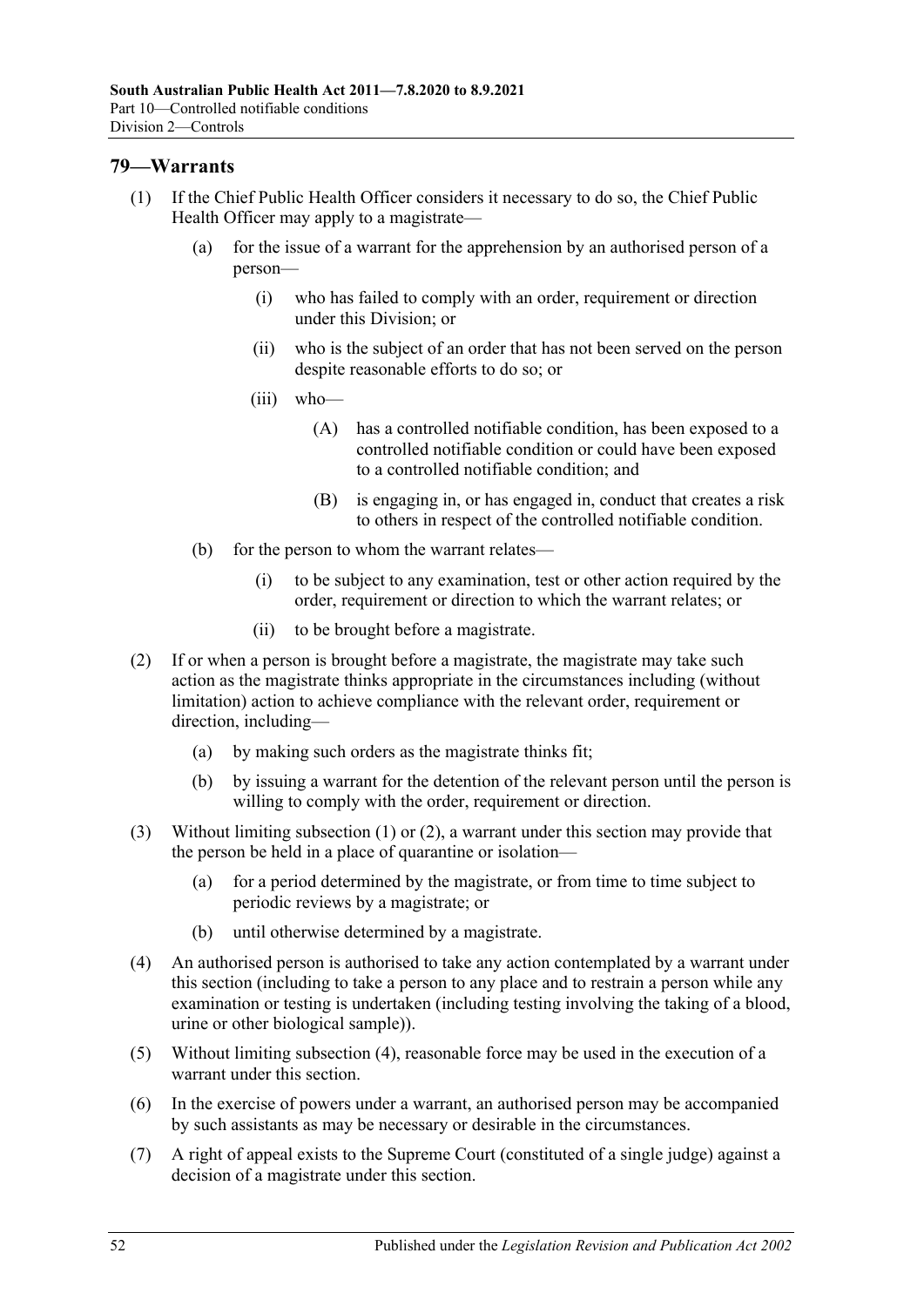## 79—Warrants

(1) If the Chief Public Health Officer considers it necessary to do so, the Chief Public Health Officer may apply to a magistrate—

  (a) for the issue of a warrant for the apprehension by an authorised person of a person—

    (i) who has failed to comply with an order, requirement or direction under this Division; or

    (ii) who is the subject of an order that has not been served on the person despite reasonable efforts to do so; or

    (iii) who—

      (A) has a controlled notifiable condition, has been exposed to a controlled notifiable condition or could have been exposed to a controlled notifiable condition; and

      (B) is engaging in, or has engaged in, conduct that creates a risk to others in respect of the controlled notifiable condition.

  (b) for the person to whom the warrant relates—

    (i) to be subject to any examination, test or other action required by the order, requirement or direction to which the warrant relates; or

    (ii) to be brought before a magistrate.

(2) If or when a person is brought before a magistrate, the magistrate may take such action as the magistrate thinks appropriate in the circumstances including (without limitation) action to achieve compliance with the relevant order, requirement or direction, including—

  (a) by making such orders as the magistrate thinks fit;

  (b) by issuing a warrant for the detention of the relevant person until the person is willing to comply with the order, requirement or direction.

(3) Without limiting subsection (1) or (2), a warrant under this section may provide that the person be held in a place of quarantine or isolation—

  (a) for a period determined by the magistrate, or from time to time subject to periodic reviews by a magistrate; or

  (b) until otherwise determined by a magistrate.

(4) An authorised person is authorised to take any action contemplated by a warrant under this section (including to take a person to any place and to restrain a person while any examination or testing is undertaken (including testing involving the taking of a blood, urine or other biological sample)).

(5) Without limiting subsection (4), reasonable force may be used in the execution of a warrant under this section.

(6) In the exercise of powers under a warrant, an authorised person may be accompanied by such assistants as may be necessary or desirable in the circumstances.

(7) A right of appeal exists to the Supreme Court (constituted of a single judge) against a decision of a magistrate under this section.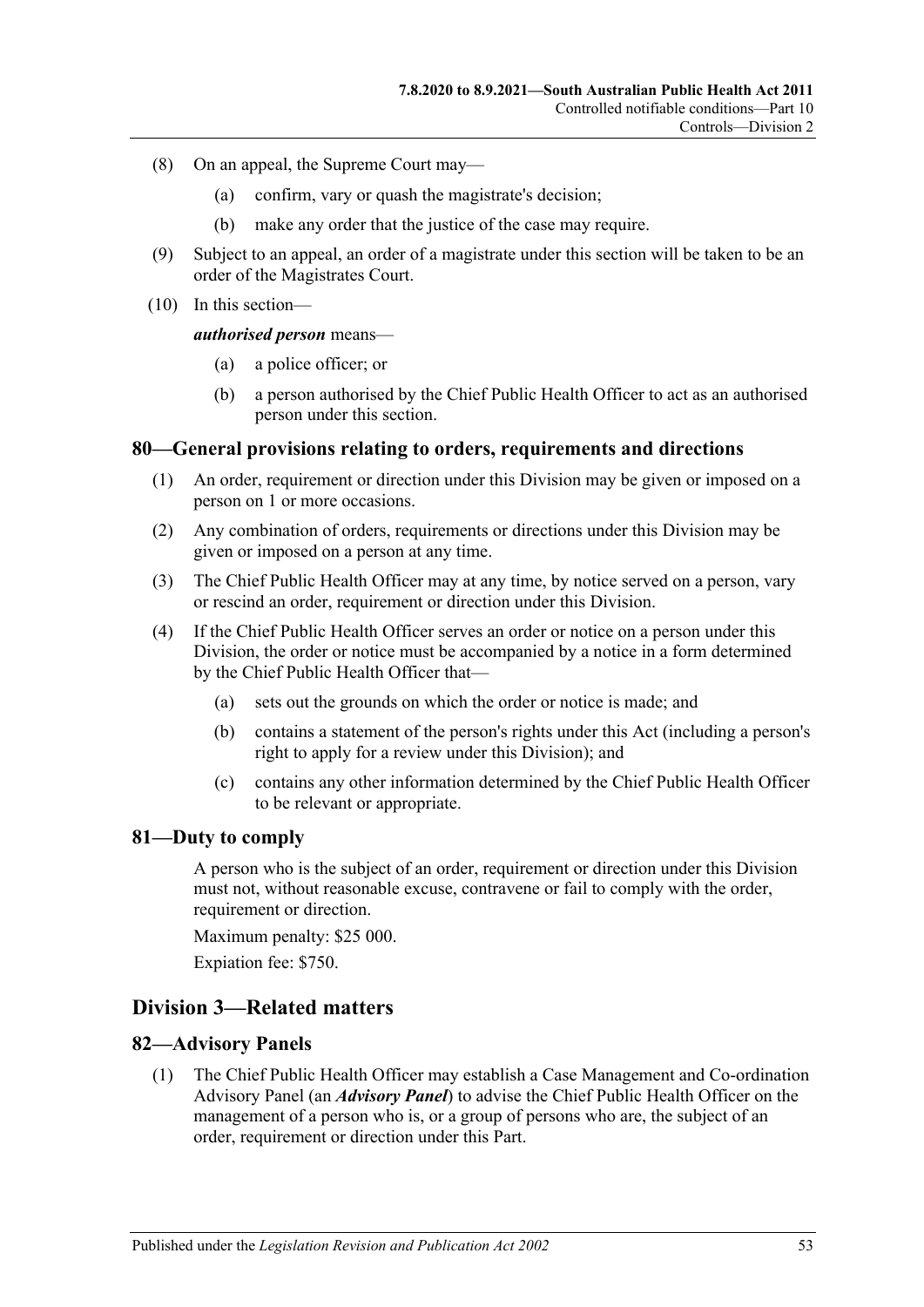(8) On an appeal, the Supreme Court may—

(a) confirm, vary or quash the magistrate's decision;

(b) make any order that the justice of the case may require.

(9) Subject to an appeal, an order of a magistrate under this section will be taken to be an order of the Magistrates Court.

(10) In this section—

***authorised person*** means—

(a) a police officer; or

(b) a person authorised by the Chief Public Health Officer to act as an authorised person under this section.

## 80—General provisions relating to orders, requirements and directions

(1) An order, requirement or direction under this Division may be given or imposed on a person on 1 or more occasions.

(2) Any combination of orders, requirements or directions under this Division may be given or imposed on a person at any time.

(3) The Chief Public Health Officer may at any time, by notice served on a person, vary or rescind an order, requirement or direction under this Division.

(4) If the Chief Public Health Officer serves an order or notice on a person under this Division, the order or notice must be accompanied by a notice in a form determined by the Chief Public Health Officer that—

(a) sets out the grounds on which the order or notice is made; and

(b) contains a statement of the person's rights under this Act (including a person's right to apply for a review under this Division); and

(c) contains any other information determined by the Chief Public Health Officer to be relevant or appropriate.

## 81—Duty to comply

A person who is the subject of an order, requirement or direction under this Division must not, without reasonable excuse, contravene or fail to comply with the order, requirement or direction.

Maximum penalty: $25 000.

Expiation fee: $750.

# Division 3—Related matters

## 82—Advisory Panels

(1) The Chief Public Health Officer may establish a Case Management and Co-ordination Advisory Panel (an ***Advisory Panel***) to advise the Chief Public Health Officer on the management of a person who is, or a group of persons who are, the subject of an order, requirement or direction under this Part.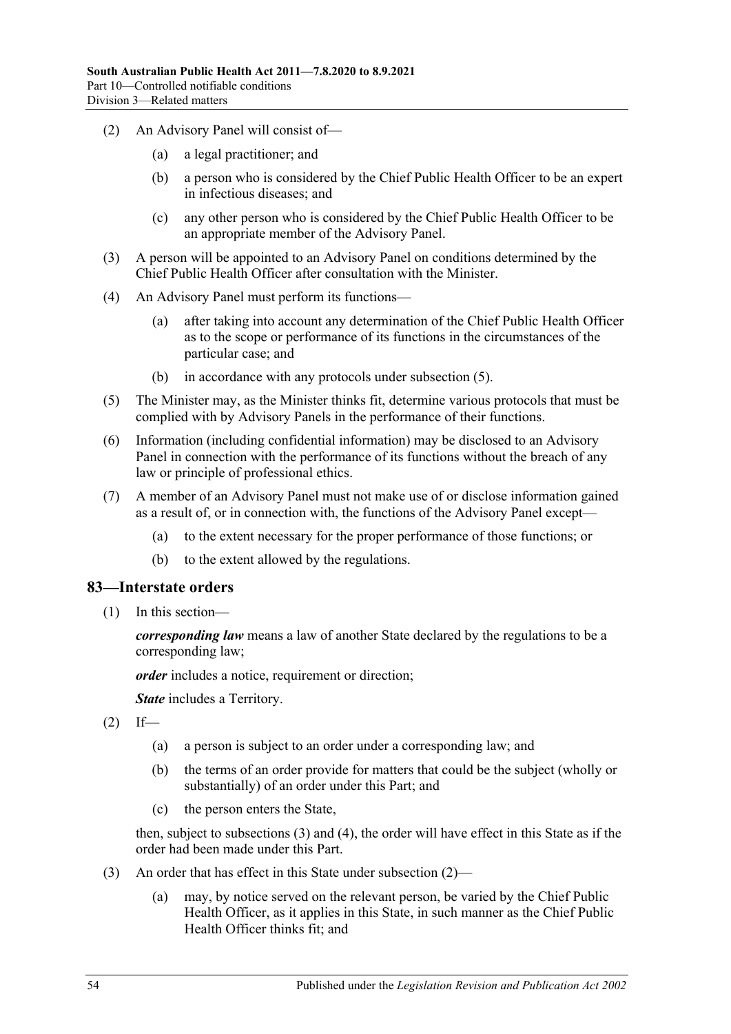(2) An Advisory Panel will consist of—

(a) a legal practitioner; and

(b) a person who is considered by the Chief Public Health Officer to be an expert in infectious diseases; and

(c) any other person who is considered by the Chief Public Health Officer to be an appropriate member of the Advisory Panel.

(3) A person will be appointed to an Advisory Panel on conditions determined by the Chief Public Health Officer after consultation with the Minister.

(4) An Advisory Panel must perform its functions—

(a) after taking into account any determination of the Chief Public Health Officer as to the scope or performance of its functions in the circumstances of the particular case; and

(b) in accordance with any protocols under subsection (5).

(5) The Minister may, as the Minister thinks fit, determine various protocols that must be complied with by Advisory Panels in the performance of their functions.

(6) Information (including confidential information) may be disclosed to an Advisory Panel in connection with the performance of its functions without the breach of any law or principle of professional ethics.

(7) A member of an Advisory Panel must not make use of or disclose information gained as a result of, or in connection with, the functions of the Advisory Panel except—

(a) to the extent necessary for the proper performance of those functions; or

(b) to the extent allowed by the regulations.

## 83—Interstate orders

(1) In this section—

***corresponding law*** means a law of another State declared by the regulations to be a corresponding law;

***order*** includes a notice, requirement or direction;

***State*** includes a Territory.

(2) If—

(a) a person is subject to an order under a corresponding law; and

(b) the terms of an order provide for matters that could be the subject (wholly or substantially) of an order under this Part; and

(c) the person enters the State,

then, subject to subsections (3) and (4), the order will have effect in this State as if the order had been made under this Part.

(3) An order that has effect in this State under subsection (2)—

(a) may, by notice served on the relevant person, be varied by the Chief Public Health Officer, as it applies in this State, in such manner as the Chief Public Health Officer thinks fit; and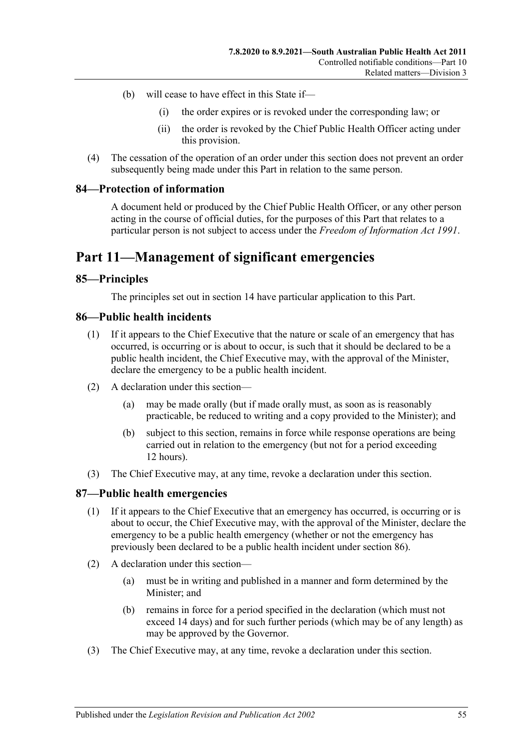(b) will cease to have effect in this State if—

(i) the order expires or is revoked under the corresponding law; or

(ii) the order is revoked by the Chief Public Health Officer acting under this provision.

(4) The cessation of the operation of an order under this section does not prevent an order subsequently being made under this Part in relation to the same person.

## 84—Protection of information

A document held or produced by the Chief Public Health Officer, or any other person acting in the course of official duties, for the purposes of this Part that relates to a particular person is not subject to access under the *Freedom of Information Act 1991*.

# Part 11—Management of significant emergencies

## 85—Principles

The principles set out in section 14 have particular application to this Part.

## 86—Public health incidents

(1) If it appears to the Chief Executive that the nature or scale of an emergency that has occurred, is occurring or is about to occur, is such that it should be declared to be a public health incident, the Chief Executive may, with the approval of the Minister, declare the emergency to be a public health incident.

(2) A declaration under this section—

(a) may be made orally (but if made orally must, as soon as is reasonably practicable, be reduced to writing and a copy provided to the Minister); and

(b) subject to this section, remains in force while response operations are being carried out in relation to the emergency (but not for a period exceeding 12 hours).

(3) The Chief Executive may, at any time, revoke a declaration under this section.

## 87—Public health emergencies

(1) If it appears to the Chief Executive that an emergency has occurred, is occurring or is about to occur, the Chief Executive may, with the approval of the Minister, declare the emergency to be a public health emergency (whether or not the emergency has previously been declared to be a public health incident under section 86).

(2) A declaration under this section—

(a) must be in writing and published in a manner and form determined by the Minister; and

(b) remains in force for a period specified in the declaration (which must not exceed 14 days) and for such further periods (which may be of any length) as may be approved by the Governor.

(3) The Chief Executive may, at any time, revoke a declaration under this section.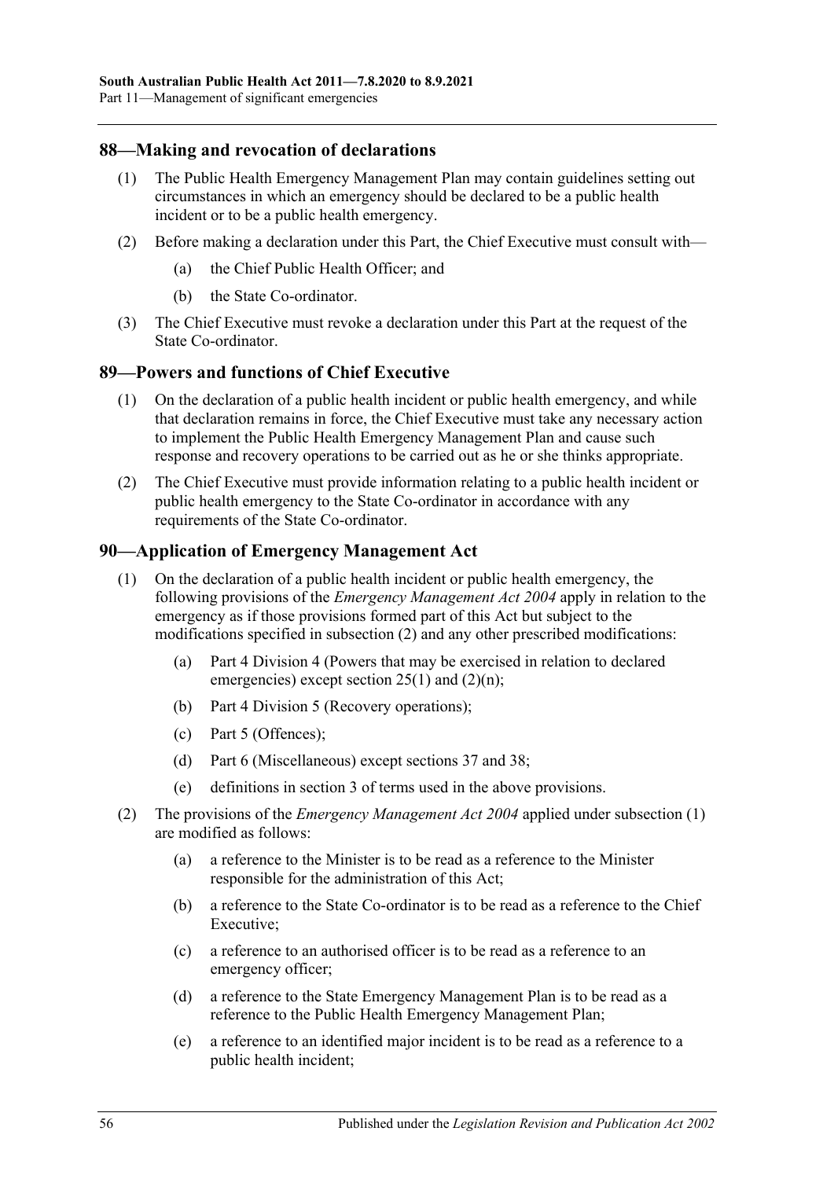## 88—Making and revocation of declarations

(1) The Public Health Emergency Management Plan may contain guidelines setting out circumstances in which an emergency should be declared to be a public health incident or to be a public health emergency.

(2) Before making a declaration under this Part, the Chief Executive must consult with—

  (a) the Chief Public Health Officer; and

  (b) the State Co-ordinator.

(3) The Chief Executive must revoke a declaration under this Part at the request of the State Co-ordinator.

## 89—Powers and functions of Chief Executive

(1) On the declaration of a public health incident or public health emergency, and while that declaration remains in force, the Chief Executive must take any necessary action to implement the Public Health Emergency Management Plan and cause such response and recovery operations to be carried out as he or she thinks appropriate.

(2) The Chief Executive must provide information relating to a public health incident or public health emergency to the State Co-ordinator in accordance with any requirements of the State Co-ordinator.

## 90—Application of Emergency Management Act

(1) On the declaration of a public health incident or public health emergency, the following provisions of the *Emergency Management Act 2004* apply in relation to the emergency as if those provisions formed part of this Act but subject to the modifications specified in subsection (2) and any other prescribed modifications:

  (a) Part 4 Division 4 (Powers that may be exercised in relation to declared emergencies) except section 25(1) and (2)(n);

  (b) Part 4 Division 5 (Recovery operations);

  (c) Part 5 (Offences);

  (d) Part 6 (Miscellaneous) except sections 37 and 38;

  (e) definitions in section 3 of terms used in the above provisions.

(2) The provisions of the *Emergency Management Act 2004* applied under subsection (1) are modified as follows:

  (a) a reference to the Minister is to be read as a reference to the Minister responsible for the administration of this Act;

  (b) a reference to the State Co-ordinator is to be read as a reference to the Chief Executive;

  (c) a reference to an authorised officer is to be read as a reference to an emergency officer;

  (d) a reference to the State Emergency Management Plan is to be read as a reference to the Public Health Emergency Management Plan;

  (e) a reference to an identified major incident is to be read as a reference to a public health incident;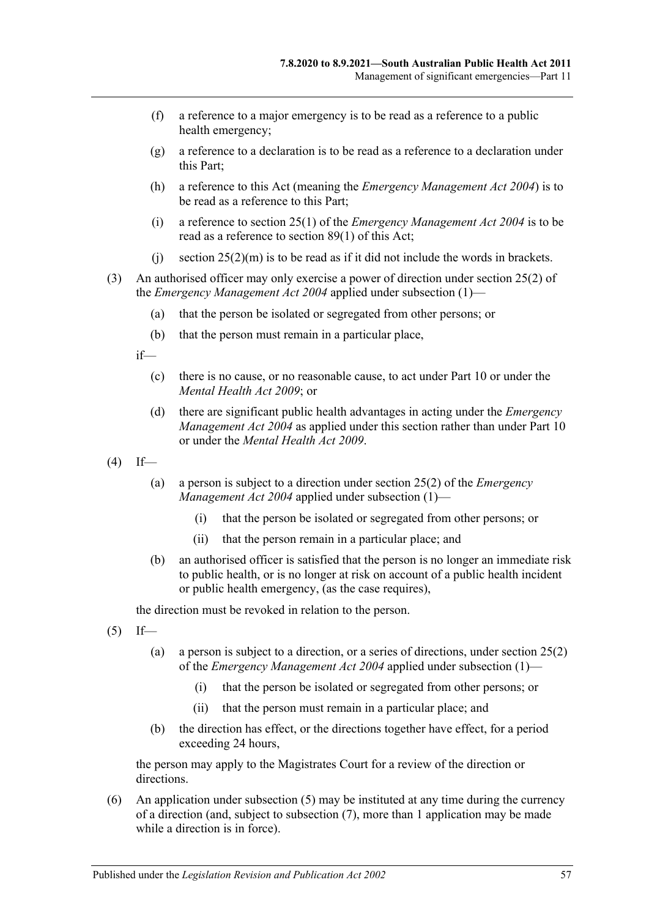(f) a reference to a major emergency is to be read as a reference to a public health emergency;

(g) a reference to a declaration is to be read as a reference to a declaration under this Part;

(h) a reference to this Act (meaning the *Emergency Management Act 2004*) is to be read as a reference to this Part;

(i) a reference to section 25(1) of the *Emergency Management Act 2004* is to be read as a reference to section 89(1) of this Act;

(j) section 25(2)(m) is to be read as if it did not include the words in brackets.

(3) An authorised officer may only exercise a power of direction under section 25(2) of the *Emergency Management Act 2004* applied under subsection (1)—

(a) that the person be isolated or segregated from other persons; or

(b) that the person must remain in a particular place,

if—

(c) there is no cause, or no reasonable cause, to act under Part 10 or under the *Mental Health Act 2009*; or

(d) there are significant public health advantages in acting under the *Emergency Management Act 2004* as applied under this section rather than under Part 10 or under the *Mental Health Act 2009*.

(4) If—

(a) a person is subject to a direction under section 25(2) of the *Emergency Management Act 2004* applied under subsection (1)—

(i) that the person be isolated or segregated from other persons; or

(ii) that the person remain in a particular place; and

(b) an authorised officer is satisfied that the person is no longer an immediate risk to public health, or is no longer at risk on account of a public health incident or public health emergency, (as the case requires),

the direction must be revoked in relation to the person.

(5) If—

(a) a person is subject to a direction, or a series of directions, under section 25(2) of the *Emergency Management Act 2004* applied under subsection (1)—

(i) that the person be isolated or segregated from other persons; or

(ii) that the person must remain in a particular place; and

(b) the direction has effect, or the directions together have effect, for a period exceeding 24 hours,

the person may apply to the Magistrates Court for a review of the direction or directions.

(6) An application under subsection (5) may be instituted at any time during the currency of a direction (and, subject to subsection (7), more than 1 application may be made while a direction is in force).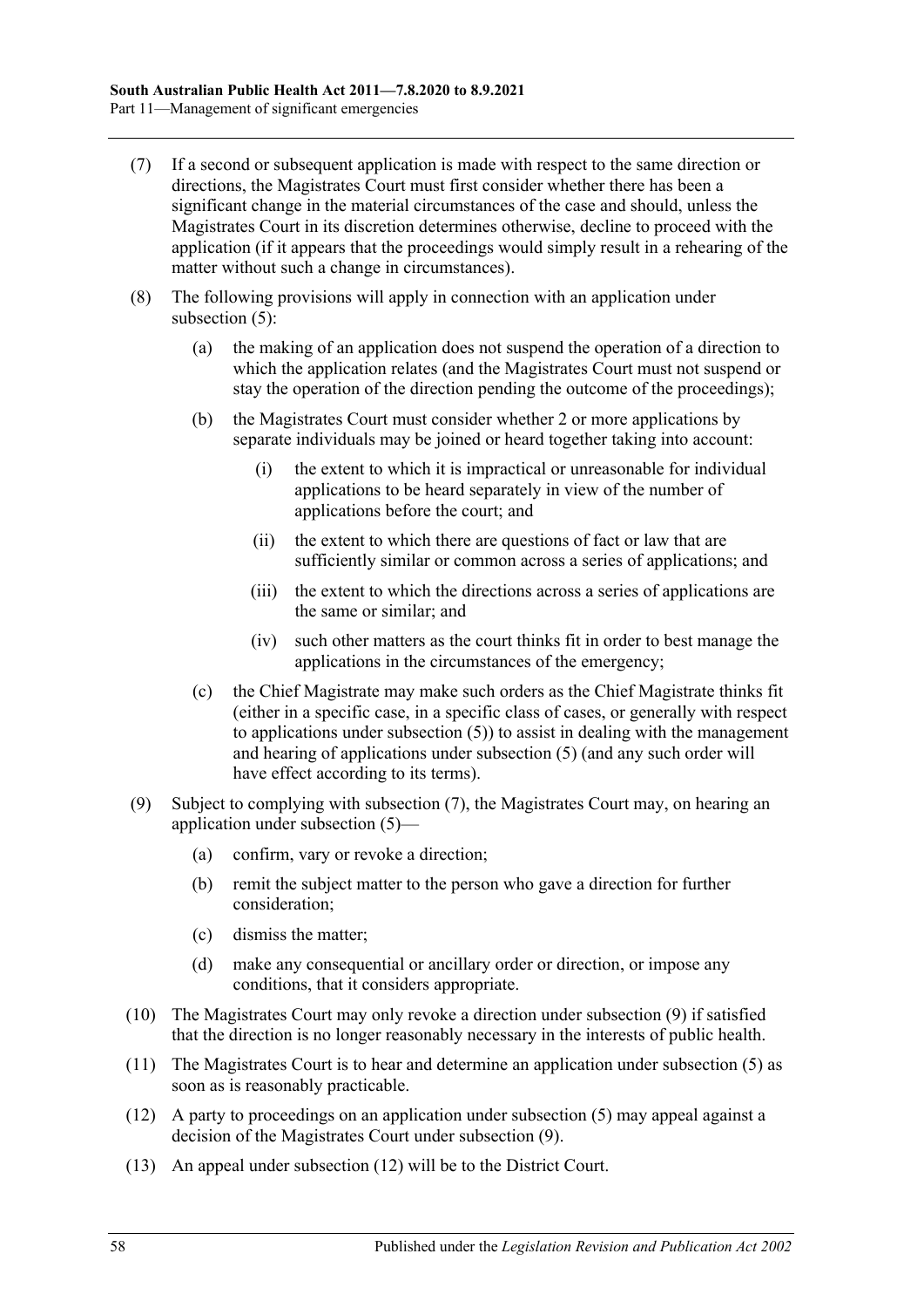(7) If a second or subsequent application is made with respect to the same direction or directions, the Magistrates Court must first consider whether there has been a significant change in the material circumstances of the case and should, unless the Magistrates Court in its discretion determines otherwise, decline to proceed with the application (if it appears that the proceedings would simply result in a rehearing of the matter without such a change in circumstances).

(8) The following provisions will apply in connection with an application under subsection (5):

(a) the making of an application does not suspend the operation of a direction to which the application relates (and the Magistrates Court must not suspend or stay the operation of the direction pending the outcome of the proceedings);

(b) the Magistrates Court must consider whether 2 or more applications by separate individuals may be joined or heard together taking into account:

(i) the extent to which it is impractical or unreasonable for individual applications to be heard separately in view of the number of applications before the court; and

(ii) the extent to which there are questions of fact or law that are sufficiently similar or common across a series of applications; and

(iii) the extent to which the directions across a series of applications are the same or similar; and

(iv) such other matters as the court thinks fit in order to best manage the applications in the circumstances of the emergency;

(c) the Chief Magistrate may make such orders as the Chief Magistrate thinks fit (either in a specific case, in a specific class of cases, or generally with respect to applications under subsection (5)) to assist in dealing with the management and hearing of applications under subsection (5) (and any such order will have effect according to its terms).

(9) Subject to complying with subsection (7), the Magistrates Court may, on hearing an application under subsection (5)—

(a) confirm, vary or revoke a direction;

(b) remit the subject matter to the person who gave a direction for further consideration;

(c) dismiss the matter;

(d) make any consequential or ancillary order or direction, or impose any conditions, that it considers appropriate.

(10) The Magistrates Court may only revoke a direction under subsection (9) if satisfied that the direction is no longer reasonably necessary in the interests of public health.

(11) The Magistrates Court is to hear and determine an application under subsection (5) as soon as is reasonably practicable.

(12) A party to proceedings on an application under subsection (5) may appeal against a decision of the Magistrates Court under subsection (9).

(13) An appeal under subsection (12) will be to the District Court.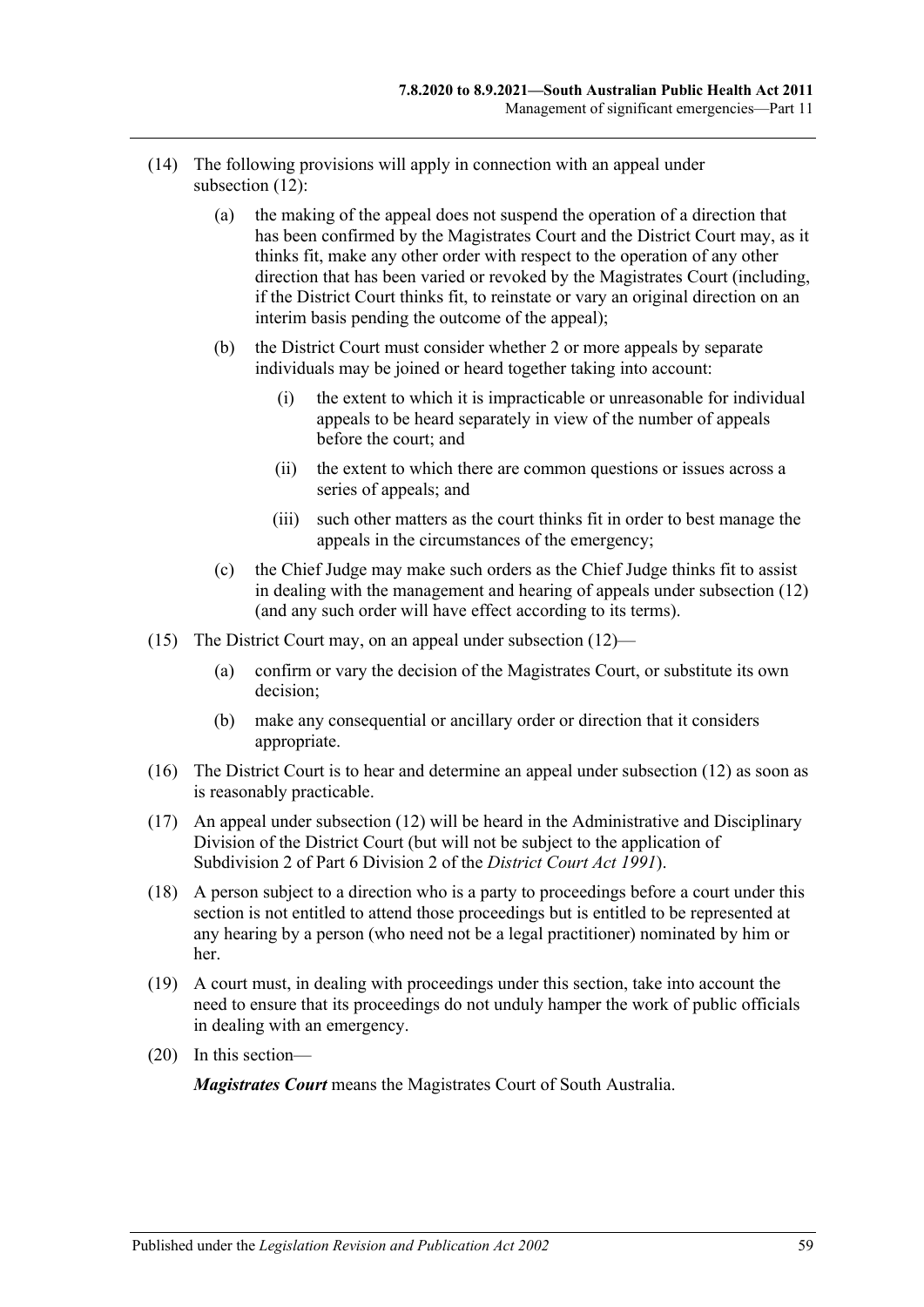(14) The following provisions will apply in connection with an appeal under subsection (12):

(a) the making of the appeal does not suspend the operation of a direction that has been confirmed by the Magistrates Court and the District Court may, as it thinks fit, make any other order with respect to the operation of any other direction that has been varied or revoked by the Magistrates Court (including, if the District Court thinks fit, to reinstate or vary an original direction on an interim basis pending the outcome of the appeal);

(b) the District Court must consider whether 2 or more appeals by separate individuals may be joined or heard together taking into account:

(i) the extent to which it is impracticable or unreasonable for individual appeals to be heard separately in view of the number of appeals before the court; and

(ii) the extent to which there are common questions or issues across a series of appeals; and

(iii) such other matters as the court thinks fit in order to best manage the appeals in the circumstances of the emergency;

(c) the Chief Judge may make such orders as the Chief Judge thinks fit to assist in dealing with the management and hearing of appeals under subsection (12) (and any such order will have effect according to its terms).

(15) The District Court may, on an appeal under subsection (12)—

(a) confirm or vary the decision of the Magistrates Court, or substitute its own decision;

(b) make any consequential or ancillary order or direction that it considers appropriate.

(16) The District Court is to hear and determine an appeal under subsection (12) as soon as is reasonably practicable.

(17) An appeal under subsection (12) will be heard in the Administrative and Disciplinary Division of the District Court (but will not be subject to the application of Subdivision 2 of Part 6 Division 2 of the *District Court Act 1991*).

(18) A person subject to a direction who is a party to proceedings before a court under this section is not entitled to attend those proceedings but is entitled to be represented at any hearing by a person (who need not be a legal practitioner) nominated by him or her.

(19) A court must, in dealing with proceedings under this section, take into account the need to ensure that its proceedings do not unduly hamper the work of public officials in dealing with an emergency.

(20) In this section—

***Magistrates Court*** means the Magistrates Court of South Australia.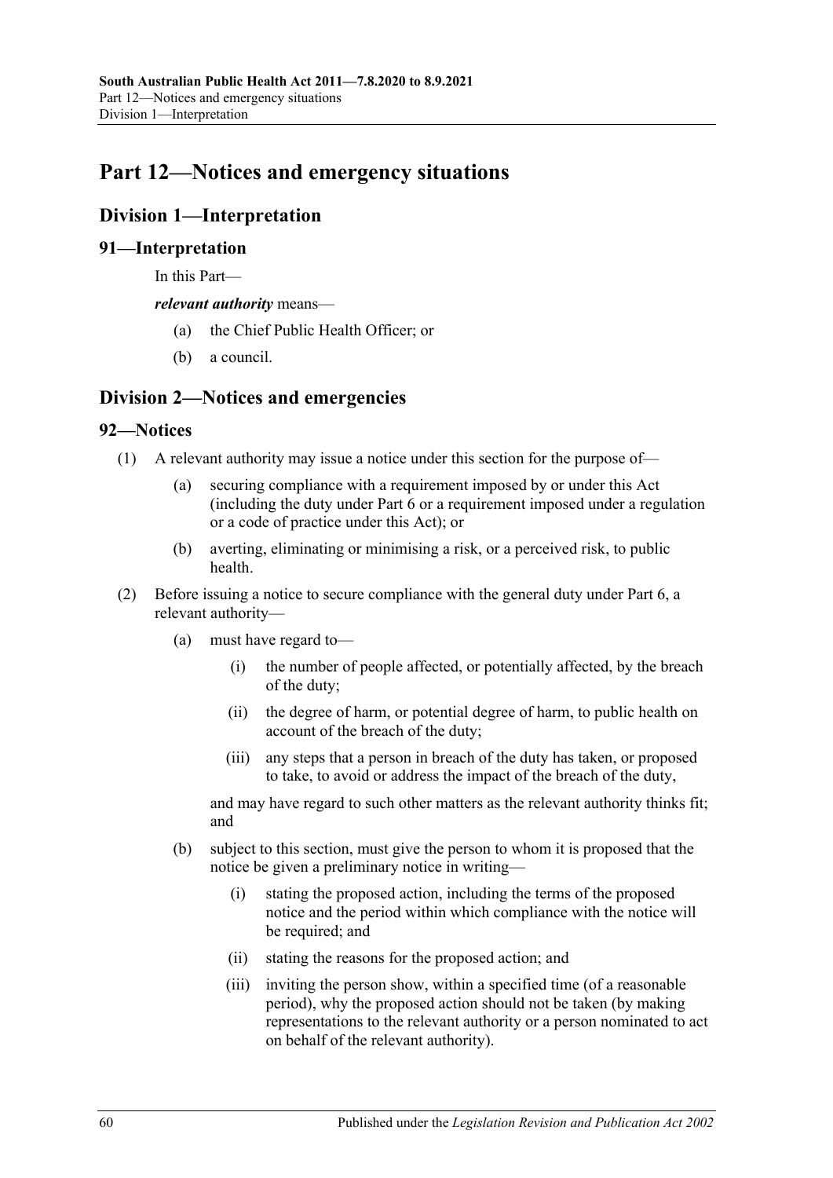# Part 12—Notices and emergency situations

## Division 1—Interpretation

### 91—Interpretation

In this Part—

***relevant authority*** means—

- (a) the Chief Public Health Officer; or
- (b) a council.

## Division 2—Notices and emergencies

### 92—Notices

(1) A relevant authority may issue a notice under this section for the purpose of—

- (a) securing compliance with a requirement imposed by or under this Act (including the duty under Part 6 or a requirement imposed under a regulation or a code of practice under this Act); or
- (b) averting, eliminating or minimising a risk, or a perceived risk, to public health.

(2) Before issuing a notice to secure compliance with the general duty under Part 6, a relevant authority—

- (a) must have regard to—
  - (i) the number of people affected, or potentially affected, by the breach of the duty;
  - (ii) the degree of harm, or potential degree of harm, to public health on account of the breach of the duty;
  - (iii) any steps that a person in breach of the duty has taken, or proposed to take, to avoid or address the impact of the breach of the duty,

  and may have regard to such other matters as the relevant authority thinks fit; and

- (b) subject to this section, must give the person to whom it is proposed that the notice be given a preliminary notice in writing—
  - (i) stating the proposed action, including the terms of the proposed notice and the period within which compliance with the notice will be required; and
  - (ii) stating the reasons for the proposed action; and
  - (iii) inviting the person show, within a specified time (of a reasonable period), why the proposed action should not be taken (by making representations to the relevant authority or a person nominated to act on behalf of the relevant authority).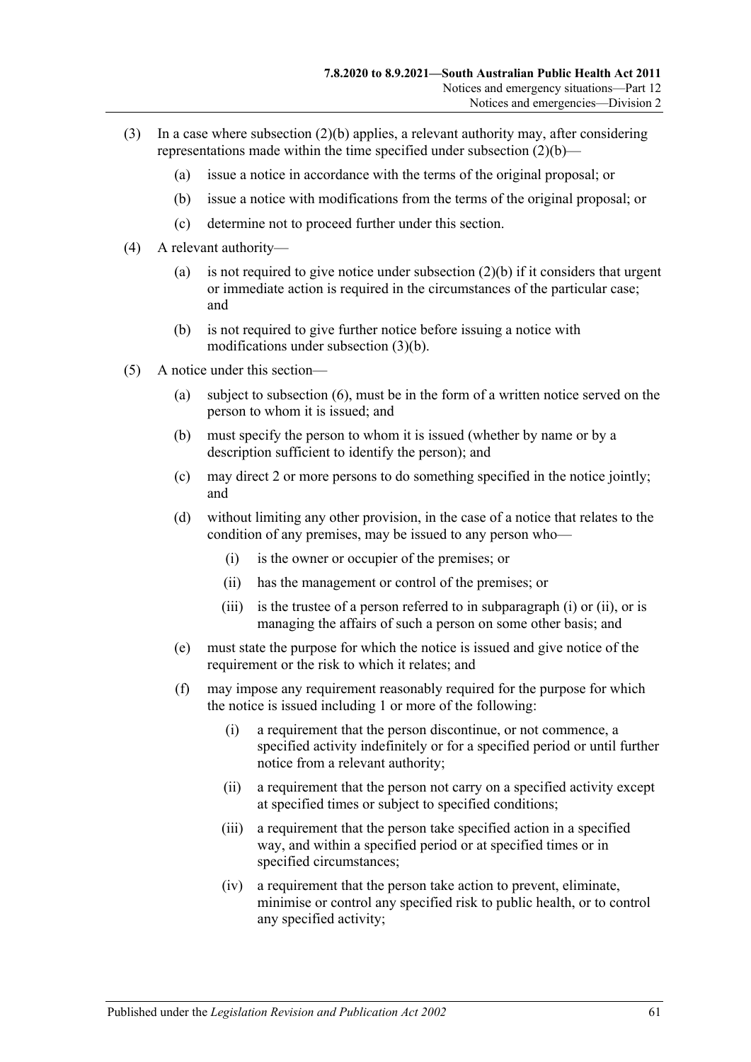(3) In a case where subsection (2)(b) applies, a relevant authority may, after considering representations made within the time specified under subsection (2)(b)—

 (a) issue a notice in accordance with the terms of the original proposal; or

 (b) issue a notice with modifications from the terms of the original proposal; or

 (c) determine not to proceed further under this section.

(4) A relevant authority—

 (a) is not required to give notice under subsection (2)(b) if it considers that urgent or immediate action is required in the circumstances of the particular case; and

 (b) is not required to give further notice before issuing a notice with modifications under subsection (3)(b).

(5) A notice under this section—

 (a) subject to subsection (6), must be in the form of a written notice served on the person to whom it is issued; and

 (b) must specify the person to whom it is issued (whether by name or by a description sufficient to identify the person); and

 (c) may direct 2 or more persons to do something specified in the notice jointly; and

 (d) without limiting any other provision, in the case of a notice that relates to the condition of any premises, may be issued to any person who—

  (i) is the owner or occupier of the premises; or

  (ii) has the management or control of the premises; or

  (iii) is the trustee of a person referred to in subparagraph (i) or (ii), or is managing the affairs of such a person on some other basis; and

 (e) must state the purpose for which the notice is issued and give notice of the requirement or the risk to which it relates; and

 (f) may impose any requirement reasonably required for the purpose for which the notice is issued including 1 or more of the following:

  (i) a requirement that the person discontinue, or not commence, a specified activity indefinitely or for a specified period or until further notice from a relevant authority;

  (ii) a requirement that the person not carry on a specified activity except at specified times or subject to specified conditions;

  (iii) a requirement that the person take specified action in a specified way, and within a specified period or at specified times or in specified circumstances;

  (iv) a requirement that the person take action to prevent, eliminate, minimise or control any specified risk to public health, or to control any specified activity;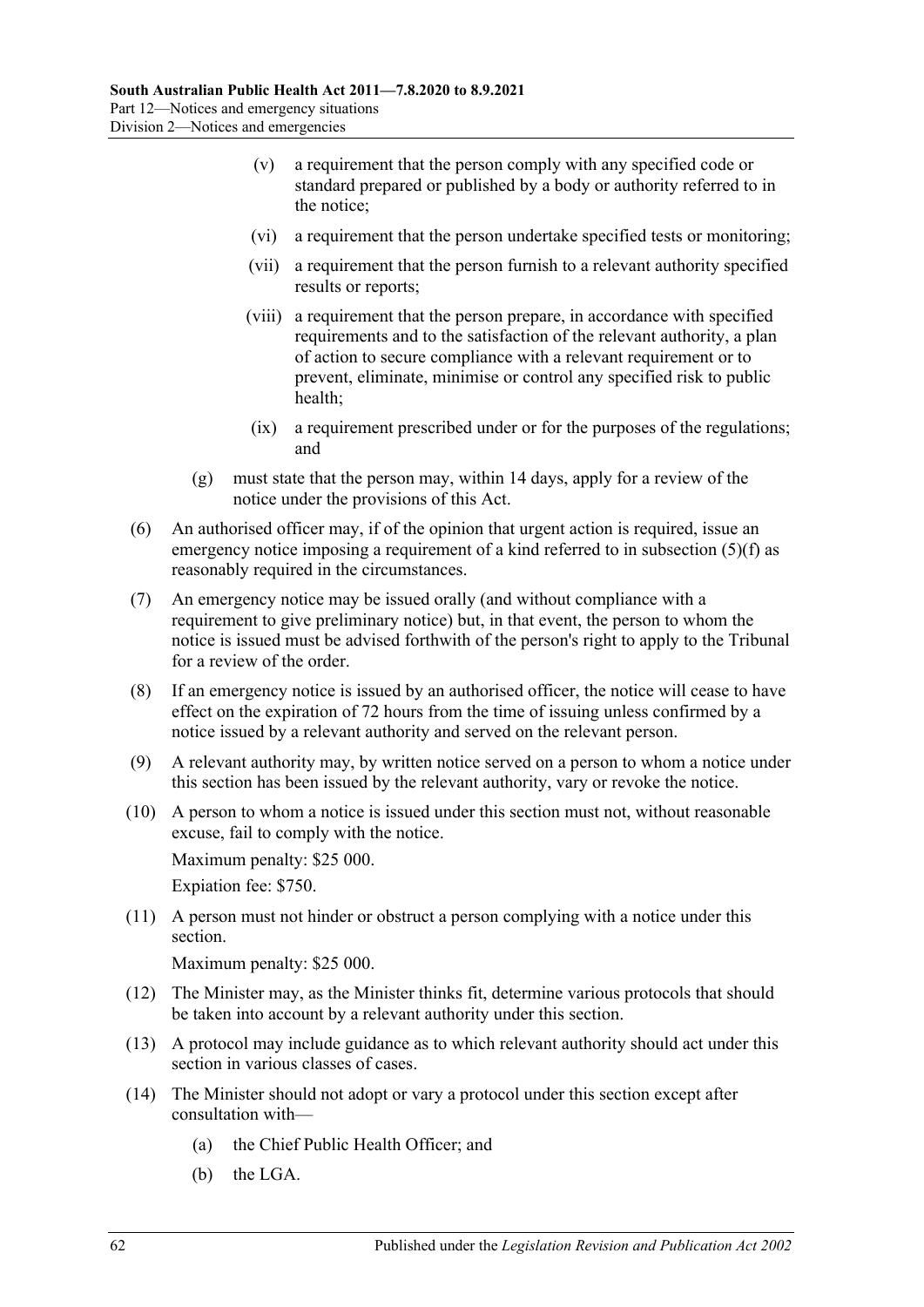(v) a requirement that the person comply with any specified code or standard prepared or published by a body or authority referred to in the notice;

(vi) a requirement that the person undertake specified tests or monitoring;

(vii) a requirement that the person furnish to a relevant authority specified results or reports;

(viii) a requirement that the person prepare, in accordance with specified requirements and to the satisfaction of the relevant authority, a plan of action to secure compliance with a relevant requirement or to prevent, eliminate, minimise or control any specified risk to public health;

(ix) a requirement prescribed under or for the purposes of the regulations; and

(g) must state that the person may, within 14 days, apply for a review of the notice under the provisions of this Act.

(6) An authorised officer may, if of the opinion that urgent action is required, issue an emergency notice imposing a requirement of a kind referred to in subsection (5)(f) as reasonably required in the circumstances.

(7) An emergency notice may be issued orally (and without compliance with a requirement to give preliminary notice) but, in that event, the person to whom the notice is issued must be advised forthwith of the person's right to apply to the Tribunal for a review of the order.

(8) If an emergency notice is issued by an authorised officer, the notice will cease to have effect on the expiration of 72 hours from the time of issuing unless confirmed by a notice issued by a relevant authority and served on the relevant person.

(9) A relevant authority may, by written notice served on a person to whom a notice under this section has been issued by the relevant authority, vary or revoke the notice.

(10) A person to whom a notice is issued under this section must not, without reasonable excuse, fail to comply with the notice.

Maximum penalty: $25 000.

Expiation fee: $750.

(11) A person must not hinder or obstruct a person complying with a notice under this section.

Maximum penalty: $25 000.

(12) The Minister may, as the Minister thinks fit, determine various protocols that should be taken into account by a relevant authority under this section.

(13) A protocol may include guidance as to which relevant authority should act under this section in various classes of cases.

(14) The Minister should not adopt or vary a protocol under this section except after consultation with—

(a) the Chief Public Health Officer; and

(b) the LGA.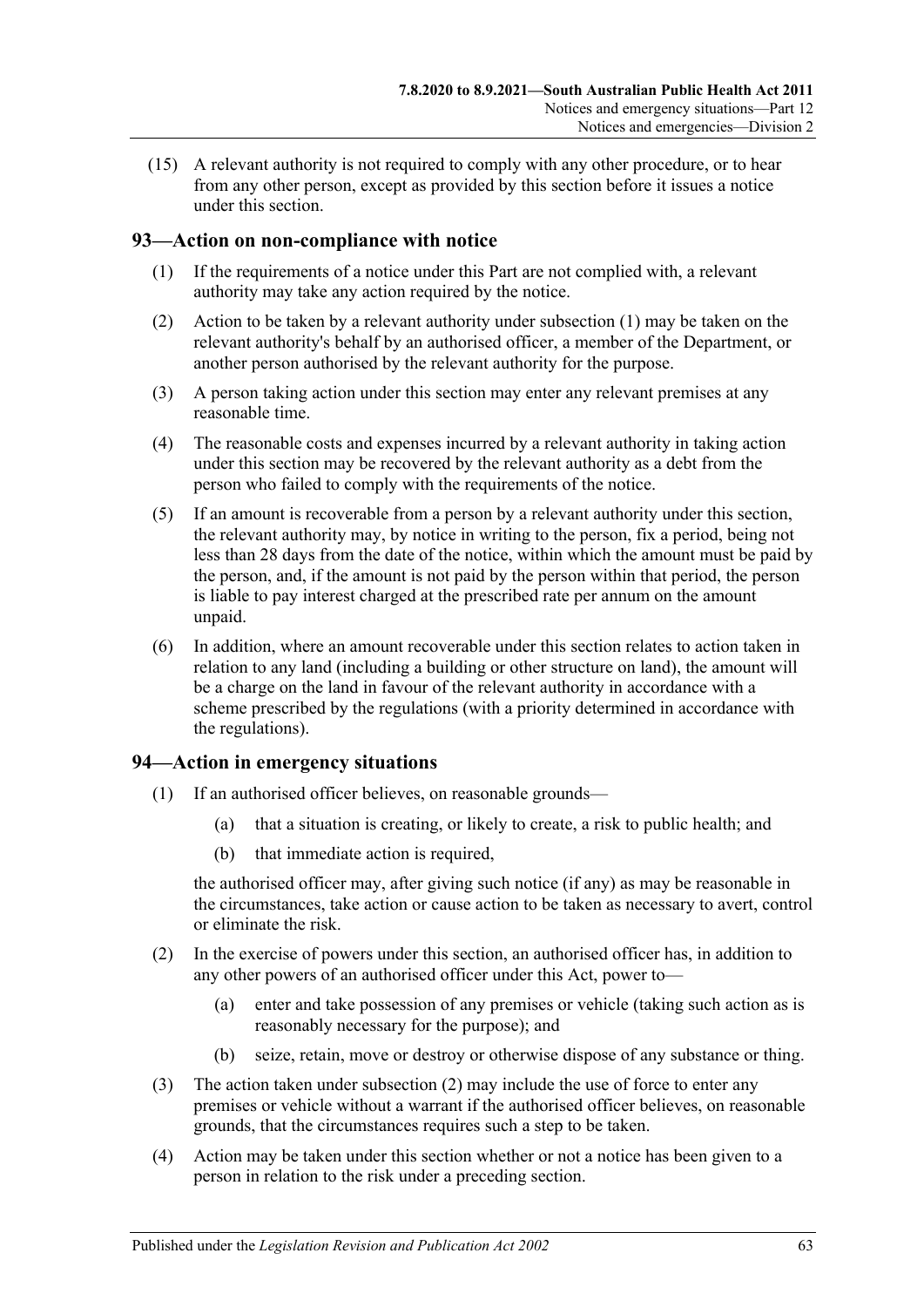(15) A relevant authority is not required to comply with any other procedure, or to hear from any other person, except as provided by this section before it issues a notice under this section.

## 93—Action on non-compliance with notice

(1) If the requirements of a notice under this Part are not complied with, a relevant authority may take any action required by the notice.

(2) Action to be taken by a relevant authority under subsection (1) may be taken on the relevant authority's behalf by an authorised officer, a member of the Department, or another person authorised by the relevant authority for the purpose.

(3) A person taking action under this section may enter any relevant premises at any reasonable time.

(4) The reasonable costs and expenses incurred by a relevant authority in taking action under this section may be recovered by the relevant authority as a debt from the person who failed to comply with the requirements of the notice.

(5) If an amount is recoverable from a person by a relevant authority under this section, the relevant authority may, by notice in writing to the person, fix a period, being not less than 28 days from the date of the notice, within which the amount must be paid by the person, and, if the amount is not paid by the person within that period, the person is liable to pay interest charged at the prescribed rate per annum on the amount unpaid.

(6) In addition, where an amount recoverable under this section relates to action taken in relation to any land (including a building or other structure on land), the amount will be a charge on the land in favour of the relevant authority in accordance with a scheme prescribed by the regulations (with a priority determined in accordance with the regulations).

## 94—Action in emergency situations

(1) If an authorised officer believes, on reasonable grounds—

- (a) that a situation is creating, or likely to create, a risk to public health; and
- (b) that immediate action is required,

the authorised officer may, after giving such notice (if any) as may be reasonable in the circumstances, take action or cause action to be taken as necessary to avert, control or eliminate the risk.

(2) In the exercise of powers under this section, an authorised officer has, in addition to any other powers of an authorised officer under this Act, power to—

- (a) enter and take possession of any premises or vehicle (taking such action as is reasonably necessary for the purpose); and
- (b) seize, retain, move or destroy or otherwise dispose of any substance or thing.

(3) The action taken under subsection (2) may include the use of force to enter any premises or vehicle without a warrant if the authorised officer believes, on reasonable grounds, that the circumstances requires such a step to be taken.

(4) Action may be taken under this section whether or not a notice has been given to a person in relation to the risk under a preceding section.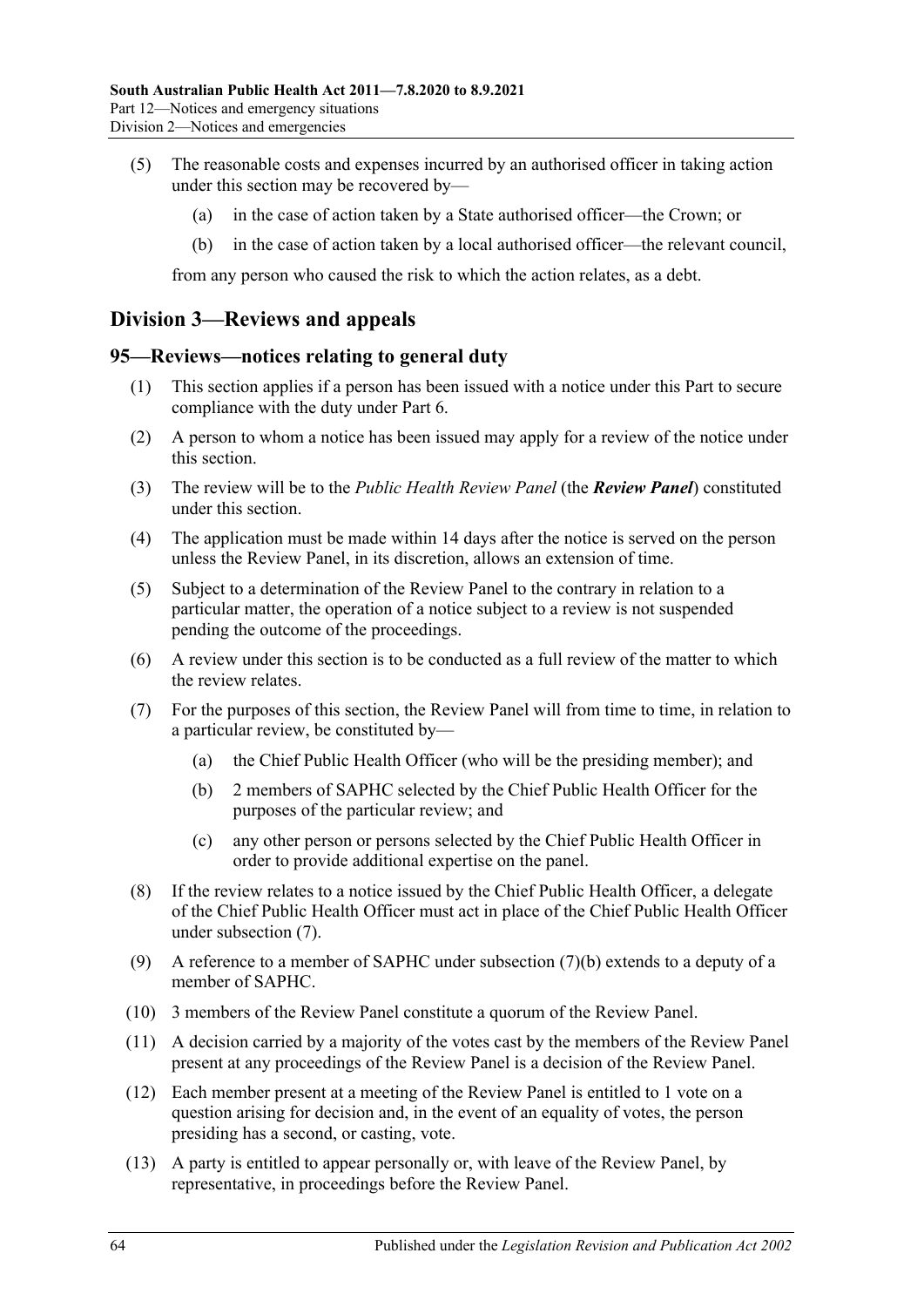(5) The reasonable costs and expenses incurred by an authorised officer in taking action under this section may be recovered by—

(a) in the case of action taken by a State authorised officer—the Crown; or

(b) in the case of action taken by a local authorised officer—the relevant council,

from any person who caused the risk to which the action relates, as a debt.

## Division 3—Reviews and appeals

### 95—Reviews—notices relating to general duty

(1) This section applies if a person has been issued with a notice under this Part to secure compliance with the duty under Part 6.

(2) A person to whom a notice has been issued may apply for a review of the notice under this section.

(3) The review will be to the *Public Health Review Panel* (the ***Review Panel***) constituted under this section.

(4) The application must be made within 14 days after the notice is served on the person unless the Review Panel, in its discretion, allows an extension of time.

(5) Subject to a determination of the Review Panel to the contrary in relation to a particular matter, the operation of a notice subject to a review is not suspended pending the outcome of the proceedings.

(6) A review under this section is to be conducted as a full review of the matter to which the review relates.

(7) For the purposes of this section, the Review Panel will from time to time, in relation to a particular review, be constituted by—

(a) the Chief Public Health Officer (who will be the presiding member); and

(b) 2 members of SAPHC selected by the Chief Public Health Officer for the purposes of the particular review; and

(c) any other person or persons selected by the Chief Public Health Officer in order to provide additional expertise on the panel.

(8) If the review relates to a notice issued by the Chief Public Health Officer, a delegate of the Chief Public Health Officer must act in place of the Chief Public Health Officer under subsection (7).

(9) A reference to a member of SAPHC under subsection (7)(b) extends to a deputy of a member of SAPHC.

(10) 3 members of the Review Panel constitute a quorum of the Review Panel.

(11) A decision carried by a majority of the votes cast by the members of the Review Panel present at any proceedings of the Review Panel is a decision of the Review Panel.

(12) Each member present at a meeting of the Review Panel is entitled to 1 vote on a question arising for decision and, in the event of an equality of votes, the person presiding has a second, or casting, vote.

(13) A party is entitled to appear personally or, with leave of the Review Panel, by representative, in proceedings before the Review Panel.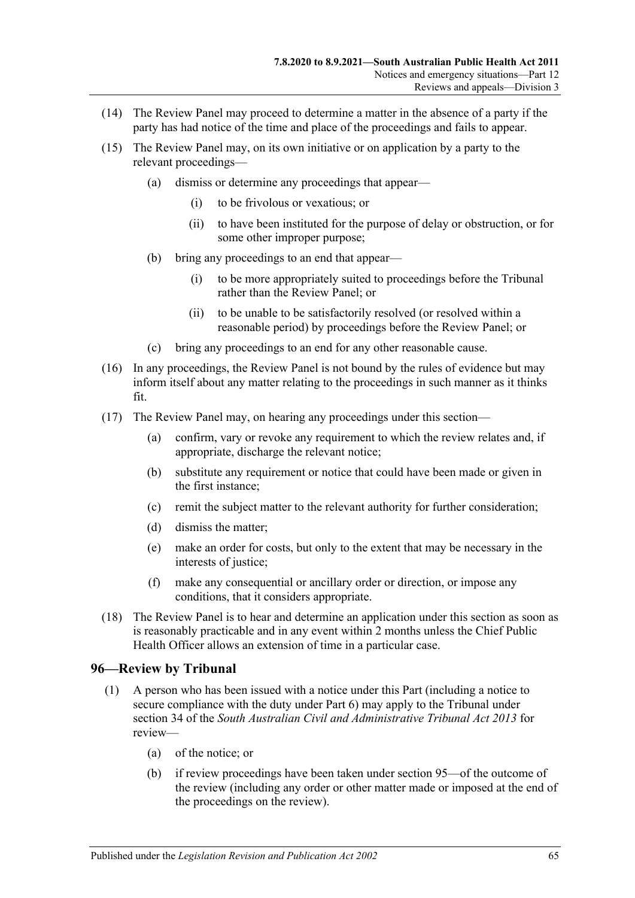(14) The Review Panel may proceed to determine a matter in the absence of a party if the party has had notice of the time and place of the proceedings and fails to appear.

(15) The Review Panel may, on its own initiative or on application by a party to the relevant proceedings—

(a) dismiss or determine any proceedings that appear—

(i) to be frivolous or vexatious; or

(ii) to have been instituted for the purpose of delay or obstruction, or for some other improper purpose;

(b) bring any proceedings to an end that appear—

(i) to be more appropriately suited to proceedings before the Tribunal rather than the Review Panel; or

(ii) to be unable to be satisfactorily resolved (or resolved within a reasonable period) by proceedings before the Review Panel; or

(c) bring any proceedings to an end for any other reasonable cause.

(16) In any proceedings, the Review Panel is not bound by the rules of evidence but may inform itself about any matter relating to the proceedings in such manner as it thinks fit.

(17) The Review Panel may, on hearing any proceedings under this section—

(a) confirm, vary or revoke any requirement to which the review relates and, if appropriate, discharge the relevant notice;

(b) substitute any requirement or notice that could have been made or given in the first instance;

(c) remit the subject matter to the relevant authority for further consideration;

(d) dismiss the matter;

(e) make an order for costs, but only to the extent that may be necessary in the interests of justice;

(f) make any consequential or ancillary order or direction, or impose any conditions, that it considers appropriate.

(18) The Review Panel is to hear and determine an application under this section as soon as is reasonably practicable and in any event within 2 months unless the Chief Public Health Officer allows an extension of time in a particular case.

## 96—Review by Tribunal

(1) A person who has been issued with a notice under this Part (including a notice to secure compliance with the duty under Part 6) may apply to the Tribunal under section 34 of the *South Australian Civil and Administrative Tribunal Act 2013* for review—

(a) of the notice; or

(b) if review proceedings have been taken under section 95—of the outcome of the review (including any order or other matter made or imposed at the end of the proceedings on the review).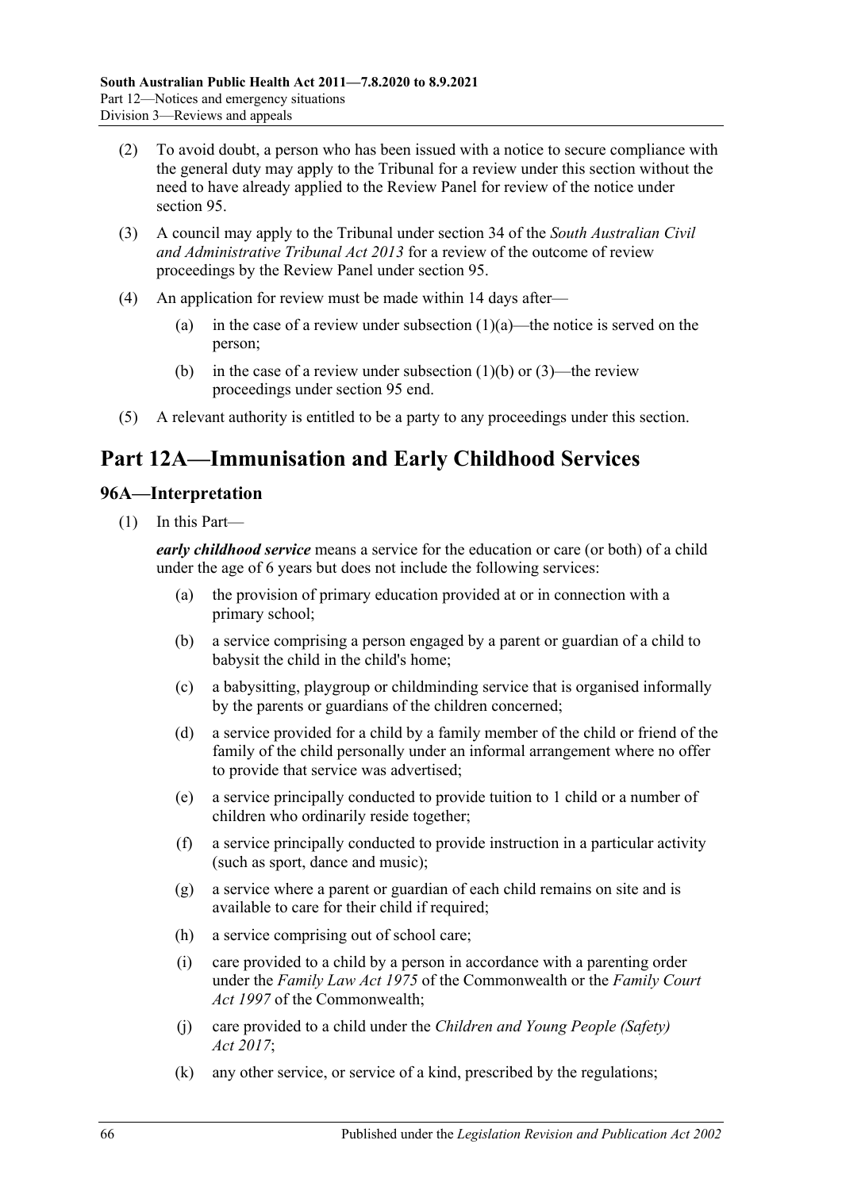(2) To avoid doubt, a person who has been issued with a notice to secure compliance with the general duty may apply to the Tribunal for a review under this section without the need to have already applied to the Review Panel for review of the notice under section 95.

(3) A council may apply to the Tribunal under section 34 of the *South Australian Civil and Administrative Tribunal Act 2013* for a review of the outcome of review proceedings by the Review Panel under section 95.

(4) An application for review must be made within 14 days after—

   (a) in the case of a review under subsection (1)(a)—the notice is served on the person;

   (b) in the case of a review under subsection (1)(b) or (3)—the review proceedings under section 95 end.

(5) A relevant authority is entitled to be a party to any proceedings under this section.

# Part 12A—Immunisation and Early Childhood Services

## 96A—Interpretation

(1) In this Part—

***early childhood service*** means a service for the education or care (or both) of a child under the age of 6 years but does not include the following services:

   (a) the provision of primary education provided at or in connection with a primary school;

   (b) a service comprising a person engaged by a parent or guardian of a child to babysit the child in the child's home;

   (c) a babysitting, playgroup or childminding service that is organised informally by the parents or guardians of the children concerned;

   (d) a service provided for a child by a family member of the child or friend of the family of the child personally under an informal arrangement where no offer to provide that service was advertised;

   (e) a service principally conducted to provide tuition to 1 child or a number of children who ordinarily reside together;

   (f) a service principally conducted to provide instruction in a particular activity (such as sport, dance and music);

   (g) a service where a parent or guardian of each child remains on site and is available to care for their child if required;

   (h) a service comprising out of school care;

   (i) care provided to a child by a person in accordance with a parenting order under the *Family Law Act 1975* of the Commonwealth or the *Family Court Act 1997* of the Commonwealth;

   (j) care provided to a child under the *Children and Young People (Safety) Act 2017*;

   (k) any other service, or service of a kind, prescribed by the regulations;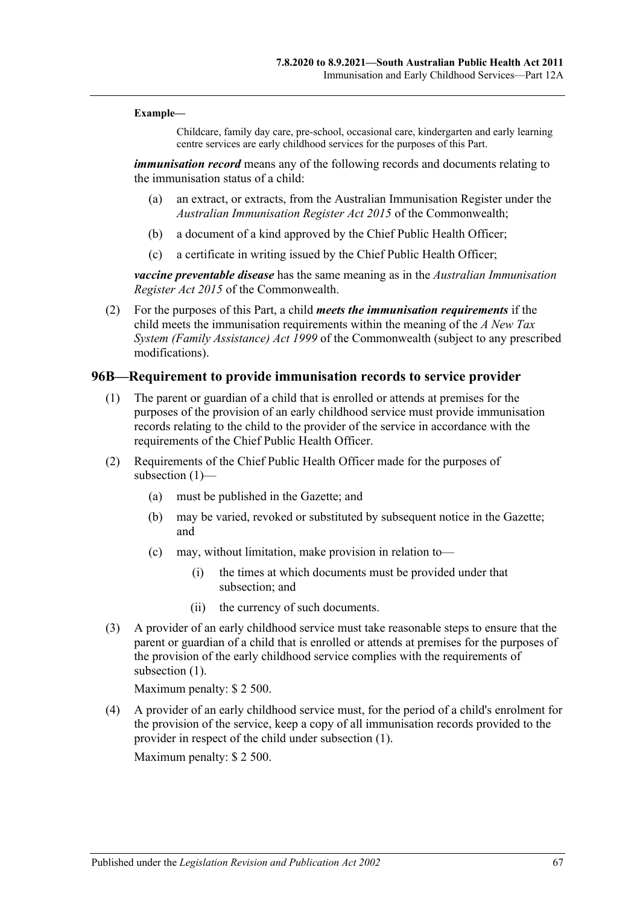**Example—**

Childcare, family day care, pre-school, occasional care, kindergarten and early learning centre services are early childhood services for the purposes of this Part.

***immunisation record*** means any of the following records and documents relating to the immunisation status of a child:

- (a) an extract, or extracts, from the Australian Immunisation Register under the *Australian Immunisation Register Act 2015* of the Commonwealth;
- (b) a document of a kind approved by the Chief Public Health Officer;
- (c) a certificate in writing issued by the Chief Public Health Officer;

***vaccine preventable disease*** has the same meaning as in the *Australian Immunisation Register Act 2015* of the Commonwealth.

(2) For the purposes of this Part, a child ***meets the immunisation requirements*** if the child meets the immunisation requirements within the meaning of the *A New Tax System (Family Assistance) Act 1999* of the Commonwealth (subject to any prescribed modifications).

## 96B—Requirement to provide immunisation records to service provider

(1) The parent or guardian of a child that is enrolled or attends at premises for the purposes of the provision of an early childhood service must provide immunisation records relating to the child to the provider of the service in accordance with the requirements of the Chief Public Health Officer.

(2) Requirements of the Chief Public Health Officer made for the purposes of subsection (1)—

- (a) must be published in the Gazette; and
- (b) may be varied, revoked or substituted by subsequent notice in the Gazette; and
- (c) may, without limitation, make provision in relation to—
  - (i) the times at which documents must be provided under that subsection; and
  - (ii) the currency of such documents.

(3) A provider of an early childhood service must take reasonable steps to ensure that the parent or guardian of a child that is enrolled or attends at premises for the purposes of the provision of the early childhood service complies with the requirements of subsection (1).

Maximum penalty: $ 2 500.

(4) A provider of an early childhood service must, for the period of a child's enrolment for the provision of the service, keep a copy of all immunisation records provided to the provider in respect of the child under subsection (1).

Maximum penalty: $ 2 500.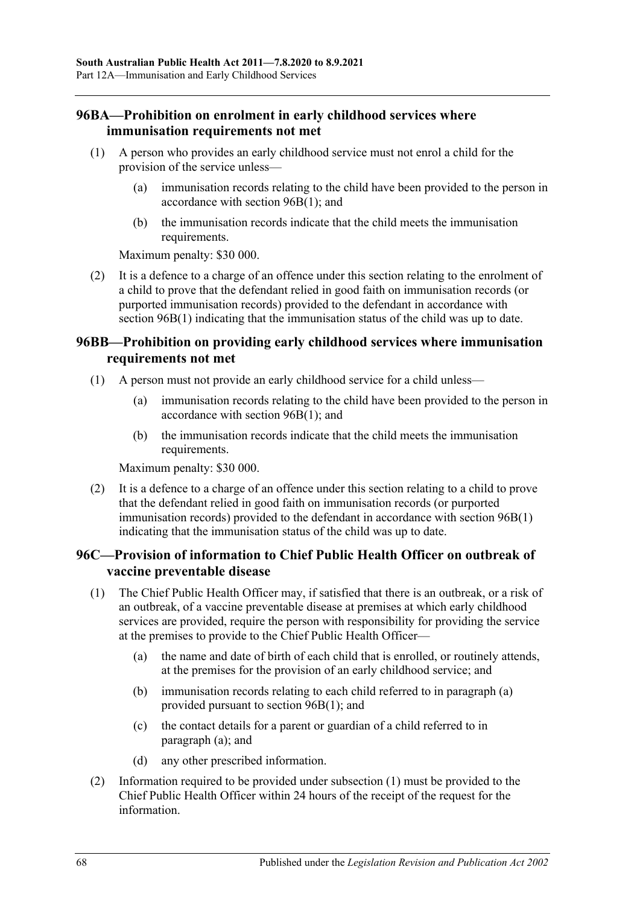## 96BA—Prohibition on enrolment in early childhood services where immunisation requirements not met

(1) A person who provides an early childhood service must not enrol a child for the provision of the service unless—

(a) immunisation records relating to the child have been provided to the person in accordance with section 96B(1); and

(b) the immunisation records indicate that the child meets the immunisation requirements.

Maximum penalty: $30 000.

(2) It is a defence to a charge of an offence under this section relating to the enrolment of a child to prove that the defendant relied in good faith on immunisation records (or purported immunisation records) provided to the defendant in accordance with section 96B(1) indicating that the immunisation status of the child was up to date.

## 96BB—Prohibition on providing early childhood services where immunisation requirements not met

(1) A person must not provide an early childhood service for a child unless—

(a) immunisation records relating to the child have been provided to the person in accordance with section 96B(1); and

(b) the immunisation records indicate that the child meets the immunisation requirements.

Maximum penalty: $30 000.

(2) It is a defence to a charge of an offence under this section relating to a child to prove that the defendant relied in good faith on immunisation records (or purported immunisation records) provided to the defendant in accordance with section 96B(1) indicating that the immunisation status of the child was up to date.

## 96C—Provision of information to Chief Public Health Officer on outbreak of vaccine preventable disease

(1) The Chief Public Health Officer may, if satisfied that there is an outbreak, or a risk of an outbreak, of a vaccine preventable disease at premises at which early childhood services are provided, require the person with responsibility for providing the service at the premises to provide to the Chief Public Health Officer—

(a) the name and date of birth of each child that is enrolled, or routinely attends, at the premises for the provision of an early childhood service; and

(b) immunisation records relating to each child referred to in paragraph (a) provided pursuant to section 96B(1); and

(c) the contact details for a parent or guardian of a child referred to in paragraph (a); and

(d) any other prescribed information.

(2) Information required to be provided under subsection (1) must be provided to the Chief Public Health Officer within 24 hours of the receipt of the request for the information.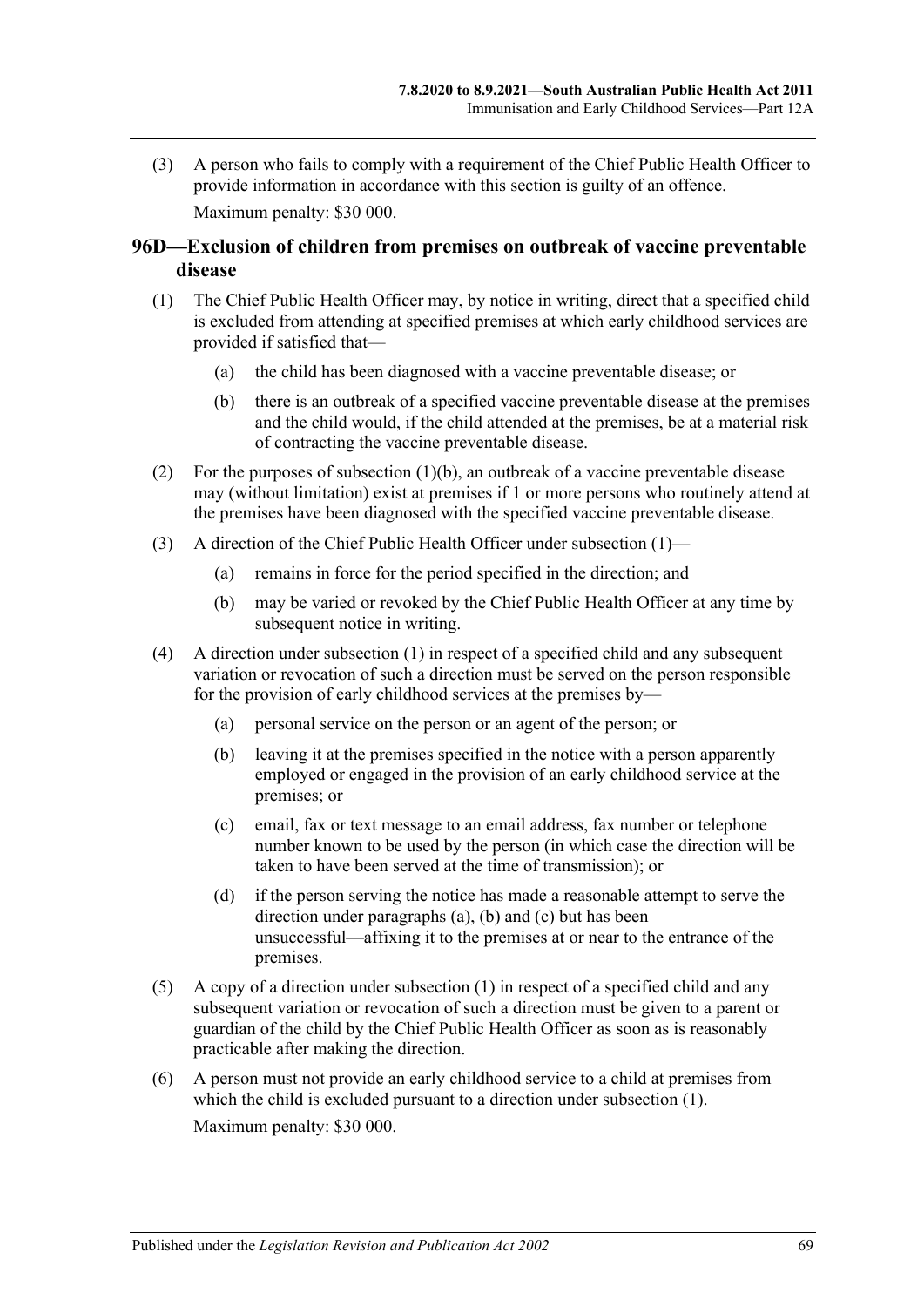(3) A person who fails to comply with a requirement of the Chief Public Health Officer to provide information in accordance with this section is guilty of an offence.

Maximum penalty: $30 000.

## 96D—Exclusion of children from premises on outbreak of vaccine preventable disease

(1) The Chief Public Health Officer may, by notice in writing, direct that a specified child is excluded from attending at specified premises at which early childhood services are provided if satisfied that—

- (a) the child has been diagnosed with a vaccine preventable disease; or
- (b) there is an outbreak of a specified vaccine preventable disease at the premises and the child would, if the child attended at the premises, be at a material risk of contracting the vaccine preventable disease.

(2) For the purposes of subsection (1)(b), an outbreak of a vaccine preventable disease may (without limitation) exist at premises if 1 or more persons who routinely attend at the premises have been diagnosed with the specified vaccine preventable disease.

(3) A direction of the Chief Public Health Officer under subsection (1)—

- (a) remains in force for the period specified in the direction; and
- (b) may be varied or revoked by the Chief Public Health Officer at any time by subsequent notice in writing.

(4) A direction under subsection (1) in respect of a specified child and any subsequent variation or revocation of such a direction must be served on the person responsible for the provision of early childhood services at the premises by—

- (a) personal service on the person or an agent of the person; or
- (b) leaving it at the premises specified in the notice with a person apparently employed or engaged in the provision of an early childhood service at the premises; or
- (c) email, fax or text message to an email address, fax number or telephone number known to be used by the person (in which case the direction will be taken to have been served at the time of transmission); or
- (d) if the person serving the notice has made a reasonable attempt to serve the direction under paragraphs (a), (b) and (c) but has been unsuccessful—affixing it to the premises at or near to the entrance of the premises.

(5) A copy of a direction under subsection (1) in respect of a specified child and any subsequent variation or revocation of such a direction must be given to a parent or guardian of the child by the Chief Public Health Officer as soon as is reasonably practicable after making the direction.

(6) A person must not provide an early childhood service to a child at premises from which the child is excluded pursuant to a direction under subsection (1).

Maximum penalty: $30 000.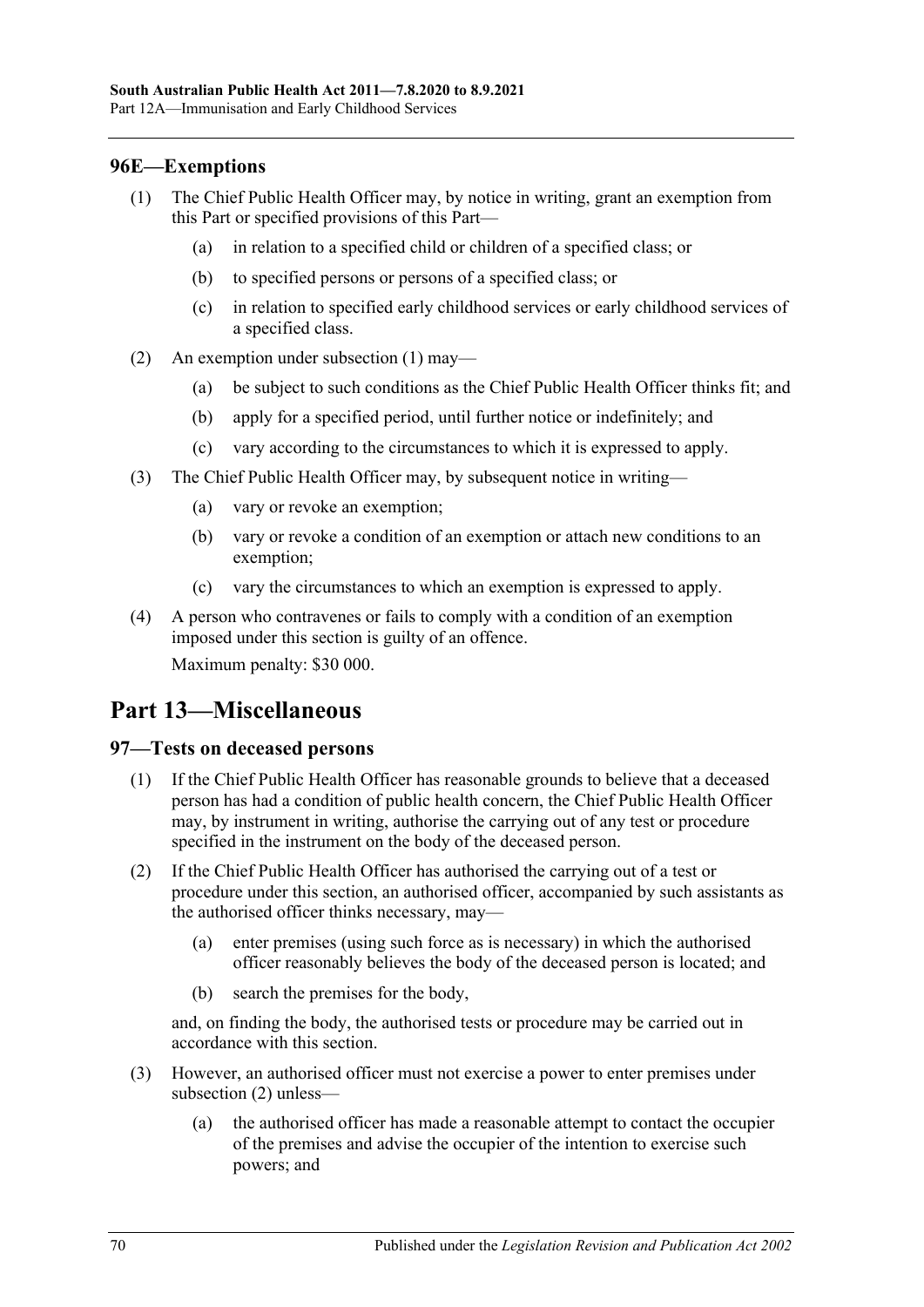### 96E—Exemptions

(1) The Chief Public Health Officer may, by notice in writing, grant an exemption from this Part or specified provisions of this Part—

- (a) in relation to a specified child or children of a specified class; or
- (b) to specified persons or persons of a specified class; or
- (c) in relation to specified early childhood services or early childhood services of a specified class.

(2) An exemption under subsection (1) may—

- (a) be subject to such conditions as the Chief Public Health Officer thinks fit; and
- (b) apply for a specified period, until further notice or indefinitely; and
- (c) vary according to the circumstances to which it is expressed to apply.

(3) The Chief Public Health Officer may, by subsequent notice in writing—

- (a) vary or revoke an exemption;
- (b) vary or revoke a condition of an exemption or attach new conditions to an exemption;
- (c) vary the circumstances to which an exemption is expressed to apply.

(4) A person who contravenes or fails to comply with a condition of an exemption imposed under this section is guilty of an offence.

Maximum penalty: $30 000.

## Part 13—Miscellaneous

### 97—Tests on deceased persons

(1) If the Chief Public Health Officer has reasonable grounds to believe that a deceased person has had a condition of public health concern, the Chief Public Health Officer may, by instrument in writing, authorise the carrying out of any test or procedure specified in the instrument on the body of the deceased person.

(2) If the Chief Public Health Officer has authorised the carrying out of a test or procedure under this section, an authorised officer, accompanied by such assistants as the authorised officer thinks necessary, may—

- (a) enter premises (using such force as is necessary) in which the authorised officer reasonably believes the body of the deceased person is located; and
- (b) search the premises for the body,

and, on finding the body, the authorised tests or procedure may be carried out in accordance with this section.

(3) However, an authorised officer must not exercise a power to enter premises under subsection (2) unless—

- (a) the authorised officer has made a reasonable attempt to contact the occupier of the premises and advise the occupier of the intention to exercise such powers; and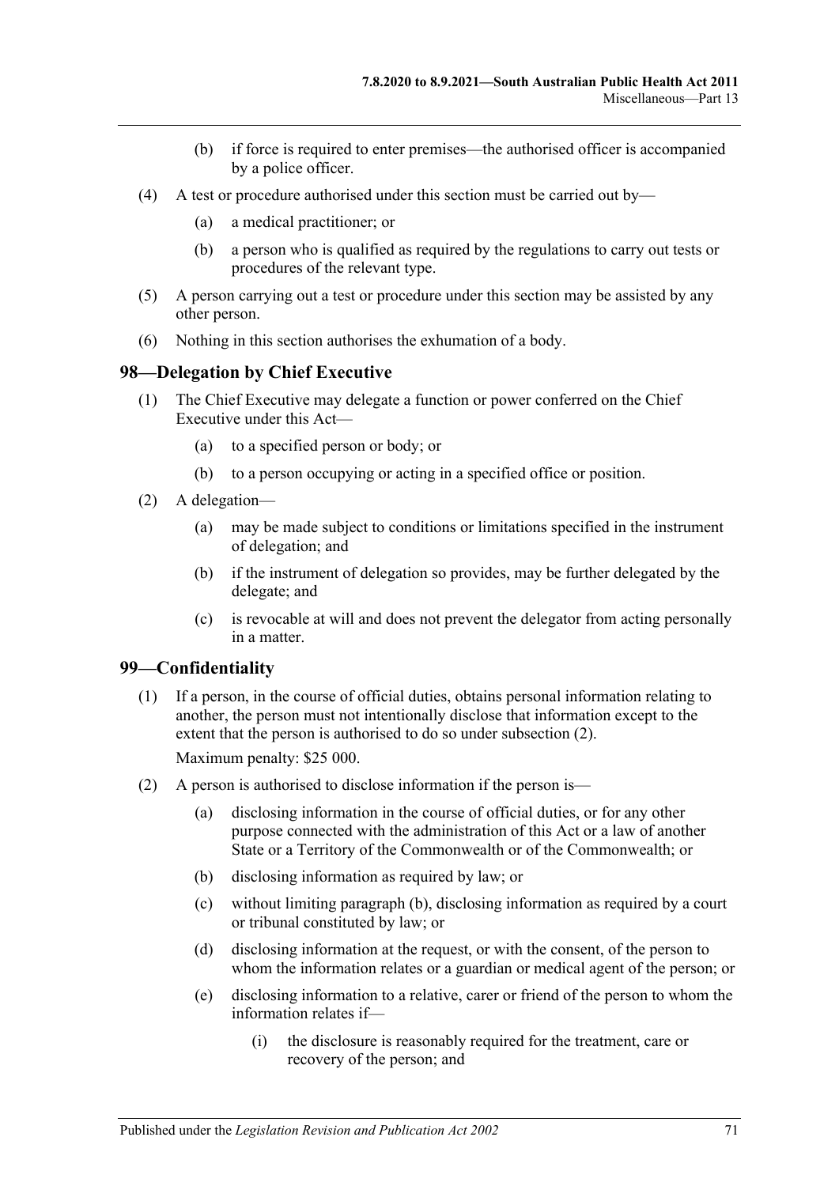(b) if force is required to enter premises—the authorised officer is accompanied by a police officer.

(4) A test or procedure authorised under this section must be carried out by—

(a) a medical practitioner; or

(b) a person who is qualified as required by the regulations to carry out tests or procedures of the relevant type.

(5) A person carrying out a test or procedure under this section may be assisted by any other person.

(6) Nothing in this section authorises the exhumation of a body.

## 98—Delegation by Chief Executive

(1) The Chief Executive may delegate a function or power conferred on the Chief Executive under this Act—

(a) to a specified person or body; or

(b) to a person occupying or acting in a specified office or position.

(2) A delegation—

(a) may be made subject to conditions or limitations specified in the instrument of delegation; and

(b) if the instrument of delegation so provides, may be further delegated by the delegate; and

(c) is revocable at will and does not prevent the delegator from acting personally in a matter.

## 99—Confidentiality

(1) If a person, in the course of official duties, obtains personal information relating to another, the person must not intentionally disclose that information except to the extent that the person is authorised to do so under subsection (2).

Maximum penalty: $25 000.

(2) A person is authorised to disclose information if the person is—

(a) disclosing information in the course of official duties, or for any other purpose connected with the administration of this Act or a law of another State or a Territory of the Commonwealth or of the Commonwealth; or

(b) disclosing information as required by law; or

(c) without limiting paragraph (b), disclosing information as required by a court or tribunal constituted by law; or

(d) disclosing information at the request, or with the consent, of the person to whom the information relates or a guardian or medical agent of the person; or

(e) disclosing information to a relative, carer or friend of the person to whom the information relates if—

(i) the disclosure is reasonably required for the treatment, care or recovery of the person; and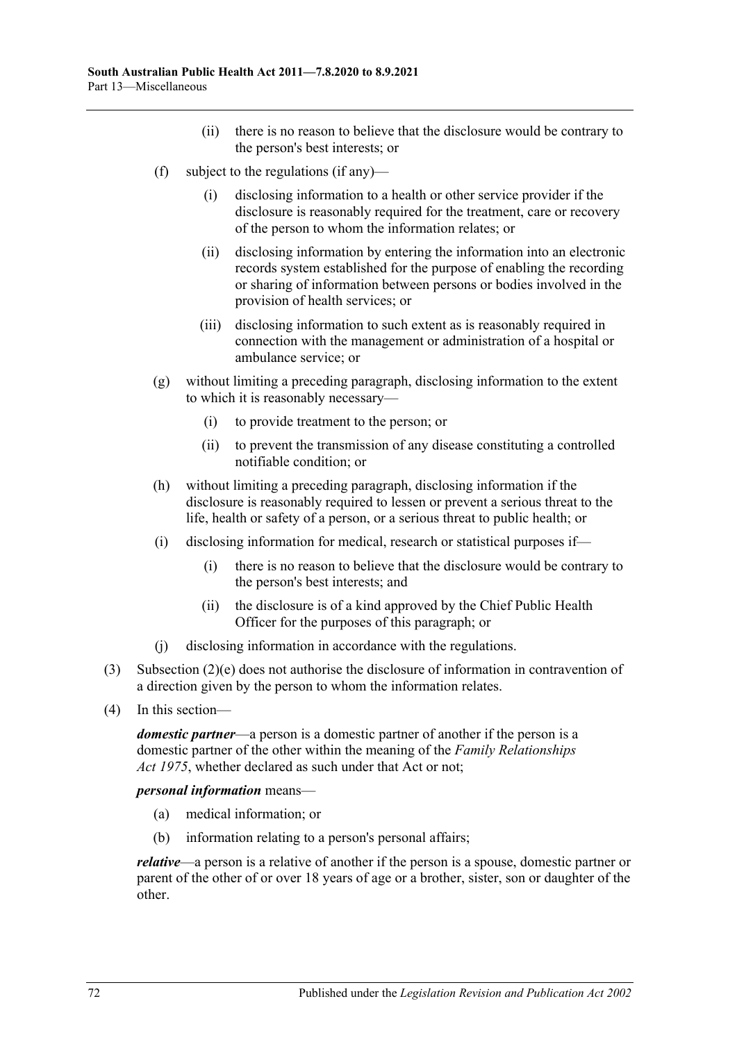(ii) there is no reason to believe that the disclosure would be contrary to the person's best interests; or

(f) subject to the regulations (if any)—

(i) disclosing information to a health or other service provider if the disclosure is reasonably required for the treatment, care or recovery of the person to whom the information relates; or

(ii) disclosing information by entering the information into an electronic records system established for the purpose of enabling the recording or sharing of information between persons or bodies involved in the provision of health services; or

(iii) disclosing information to such extent as is reasonably required in connection with the management or administration of a hospital or ambulance service; or

(g) without limiting a preceding paragraph, disclosing information to the extent to which it is reasonably necessary—

(i) to provide treatment to the person; or

(ii) to prevent the transmission of any disease constituting a controlled notifiable condition; or

(h) without limiting a preceding paragraph, disclosing information if the disclosure is reasonably required to lessen or prevent a serious threat to the life, health or safety of a person, or a serious threat to public health; or

(i) disclosing information for medical, research or statistical purposes if—

(i) there is no reason to believe that the disclosure would be contrary to the person's best interests; and

(ii) the disclosure is of a kind approved by the Chief Public Health Officer for the purposes of this paragraph; or

(j) disclosing information in accordance with the regulations.

(3) Subsection (2)(e) does not authorise the disclosure of information in contravention of a direction given by the person to whom the information relates.

(4) In this section—

***domestic partner***—a person is a domestic partner of another if the person is a domestic partner of the other within the meaning of the *Family Relationships Act 1975*, whether declared as such under that Act or not;

***personal information*** means—

(a) medical information; or

(b) information relating to a person's personal affairs;

***relative***—a person is a relative of another if the person is a spouse, domestic partner or parent of the other of or over 18 years of age or a brother, sister, son or daughter of the other.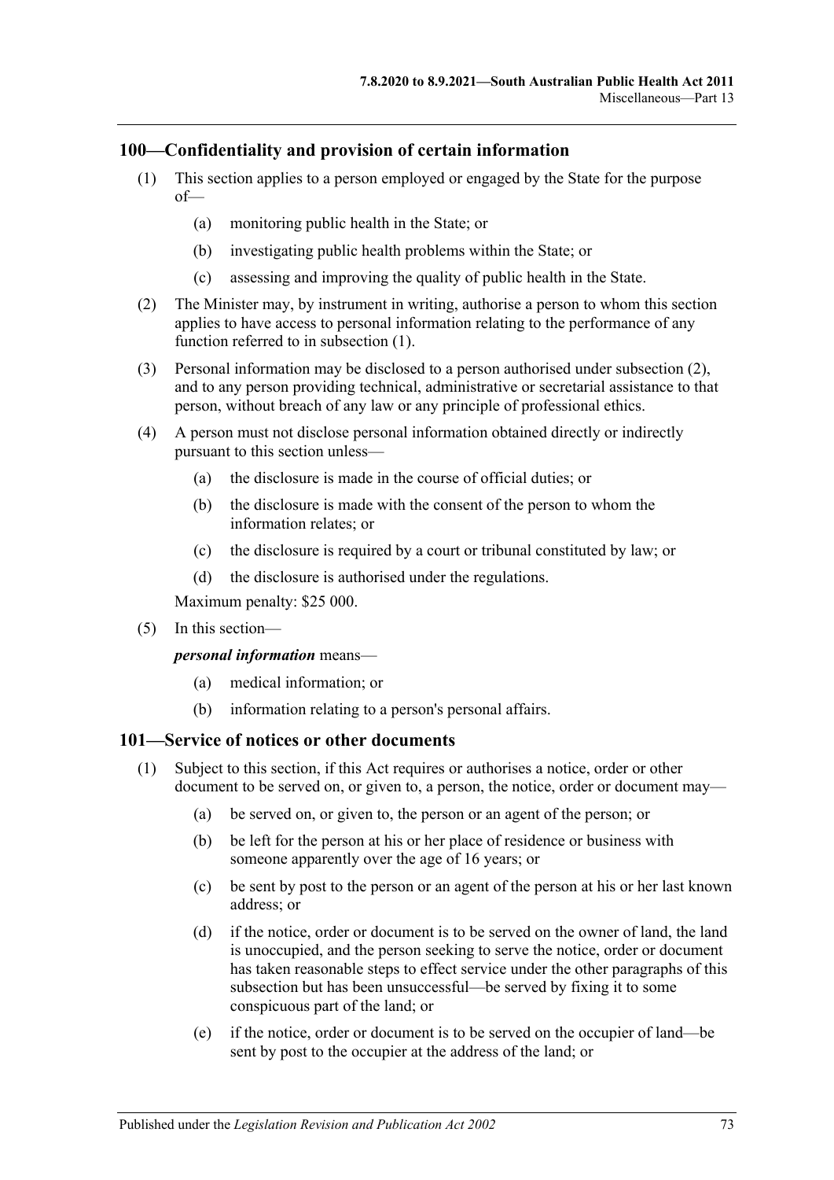## 100—Confidentiality and provision of certain information

(1) This section applies to a person employed or engaged by the State for the purpose of—

(a) monitoring public health in the State; or

(b) investigating public health problems within the State; or

(c) assessing and improving the quality of public health in the State.

(2) The Minister may, by instrument in writing, authorise a person to whom this section applies to have access to personal information relating to the performance of any function referred to in subsection (1).

(3) Personal information may be disclosed to a person authorised under subsection (2), and to any person providing technical, administrative or secretarial assistance to that person, without breach of any law or any principle of professional ethics.

(4) A person must not disclose personal information obtained directly or indirectly pursuant to this section unless—

(a) the disclosure is made in the course of official duties; or

(b) the disclosure is made with the consent of the person to whom the information relates; or

(c) the disclosure is required by a court or tribunal constituted by law; or

(d) the disclosure is authorised under the regulations.

Maximum penalty: $25 000.

(5) In this section—

***personal information*** means—

(a) medical information; or

(b) information relating to a person's personal affairs.

## 101—Service of notices or other documents

(1) Subject to this section, if this Act requires or authorises a notice, order or other document to be served on, or given to, a person, the notice, order or document may—

(a) be served on, or given to, the person or an agent of the person; or

(b) be left for the person at his or her place of residence or business with someone apparently over the age of 16 years; or

(c) be sent by post to the person or an agent of the person at his or her last known address; or

(d) if the notice, order or document is to be served on the owner of land, the land is unoccupied, and the person seeking to serve the notice, order or document has taken reasonable steps to effect service under the other paragraphs of this subsection but has been unsuccessful—be served by fixing it to some conspicuous part of the land; or

(e) if the notice, order or document is to be served on the occupier of land—be sent by post to the occupier at the address of the land; or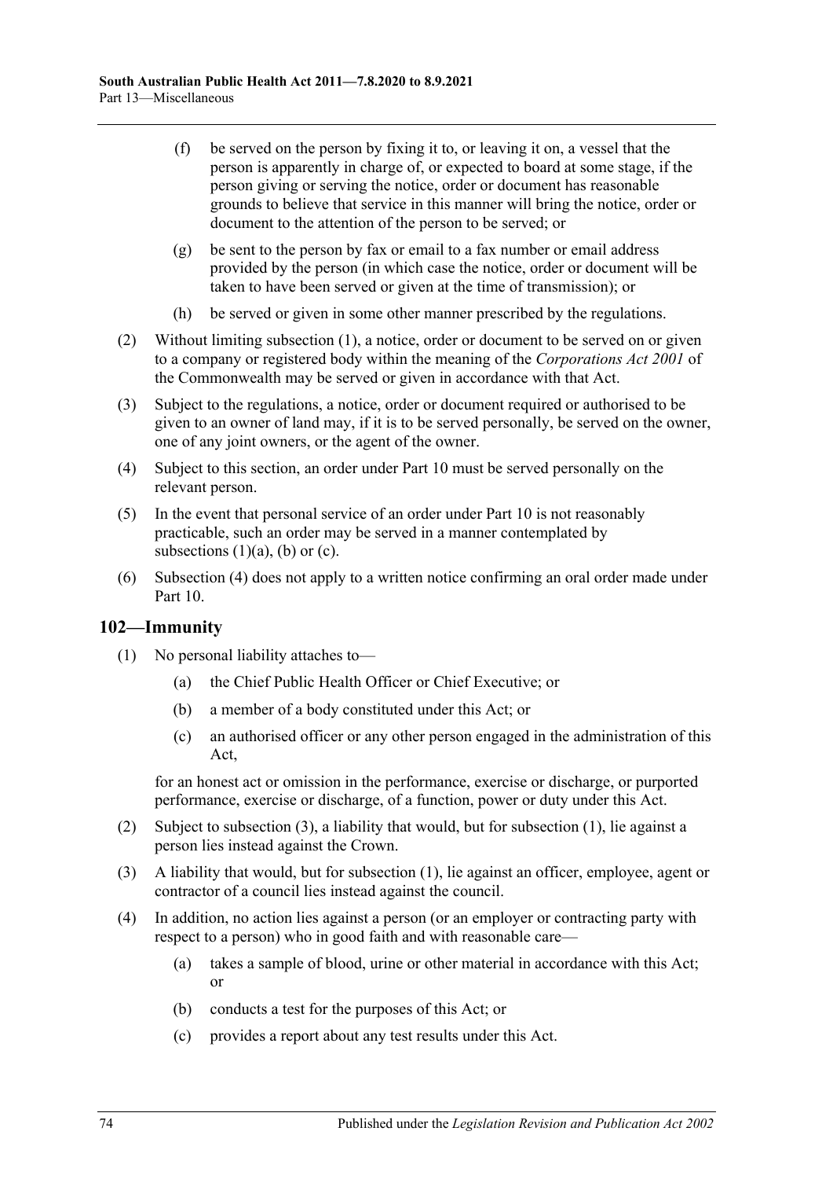(f) be served on the person by fixing it to, or leaving it on, a vessel that the person is apparently in charge of, or expected to board at some stage, if the person giving or serving the notice, order or document has reasonable grounds to believe that service in this manner will bring the notice, order or document to the attention of the person to be served; or

(g) be sent to the person by fax or email to a fax number or email address provided by the person (in which case the notice, order or document will be taken to have been served or given at the time of transmission); or

(h) be served or given in some other manner prescribed by the regulations.

(2) Without limiting subsection (1), a notice, order or document to be served on or given to a company or registered body within the meaning of the *Corporations Act 2001* of the Commonwealth may be served or given in accordance with that Act.

(3) Subject to the regulations, a notice, order or document required or authorised to be given to an owner of land may, if it is to be served personally, be served on the owner, one of any joint owners, or the agent of the owner.

(4) Subject to this section, an order under Part 10 must be served personally on the relevant person.

(5) In the event that personal service of an order under Part 10 is not reasonably practicable, such an order may be served in a manner contemplated by subsections (1)(a), (b) or (c).

(6) Subsection (4) does not apply to a written notice confirming an oral order made under Part 10.

## 102—Immunity

(1) No personal liability attaches to—

(a) the Chief Public Health Officer or Chief Executive; or

(b) a member of a body constituted under this Act; or

(c) an authorised officer or any other person engaged in the administration of this Act,

for an honest act or omission in the performance, exercise or discharge, or purported performance, exercise or discharge, of a function, power or duty under this Act.

(2) Subject to subsection (3), a liability that would, but for subsection (1), lie against a person lies instead against the Crown.

(3) A liability that would, but for subsection (1), lie against an officer, employee, agent or contractor of a council lies instead against the council.

(4) In addition, no action lies against a person (or an employer or contracting party with respect to a person) who in good faith and with reasonable care—

(a) takes a sample of blood, urine or other material in accordance with this Act; or

(b) conducts a test for the purposes of this Act; or

(c) provides a report about any test results under this Act.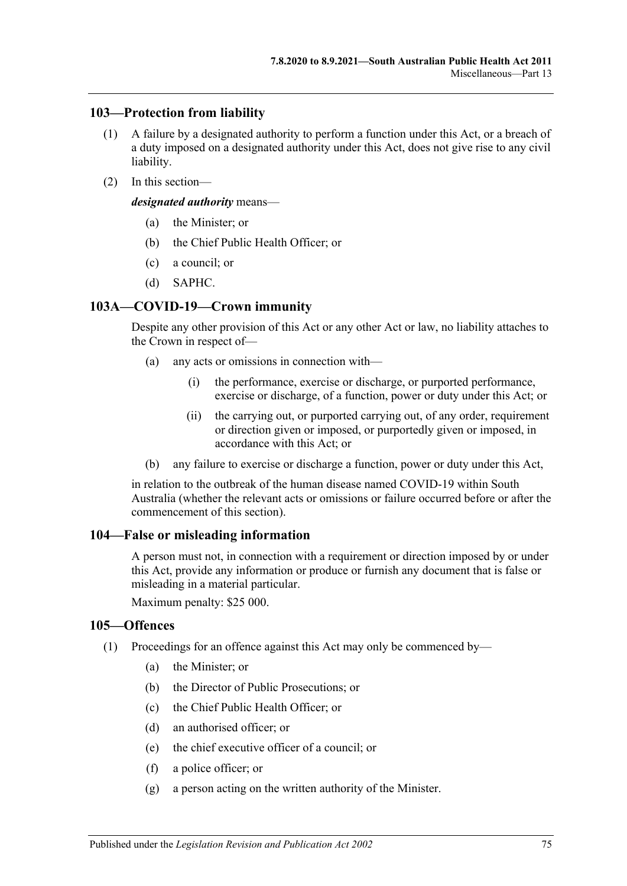## 103—Protection from liability

(1) A failure by a designated authority to perform a function under this Act, or a breach of a duty imposed on a designated authority under this Act, does not give rise to any civil liability.

(2) In this section—

***designated authority*** means—

  (a) the Minister; or

  (b) the Chief Public Health Officer; or

  (c) a council; or

  (d) SAPHC.

## 103A—COVID-19—Crown immunity

Despite any other provision of this Act or any other Act or law, no liability attaches to the Crown in respect of—

  (a) any acts or omissions in connection with—

    (i) the performance, exercise or discharge, or purported performance, exercise or discharge, of a function, power or duty under this Act; or

    (ii) the carrying out, or purported carrying out, of any order, requirement or direction given or imposed, or purportedly given or imposed, in accordance with this Act; or

  (b) any failure to exercise or discharge a function, power or duty under this Act,

in relation to the outbreak of the human disease named COVID-19 within South Australia (whether the relevant acts or omissions or failure occurred before or after the commencement of this section).

## 104—False or misleading information

A person must not, in connection with a requirement or direction imposed by or under this Act, provide any information or produce or furnish any document that is false or misleading in a material particular.

Maximum penalty: $25 000.

## 105—Offences

(1) Proceedings for an offence against this Act may only be commenced by—

  (a) the Minister; or

  (b) the Director of Public Prosecutions; or

  (c) the Chief Public Health Officer; or

  (d) an authorised officer; or

  (e) the chief executive officer of a council; or

  (f) a police officer; or

  (g) a person acting on the written authority of the Minister.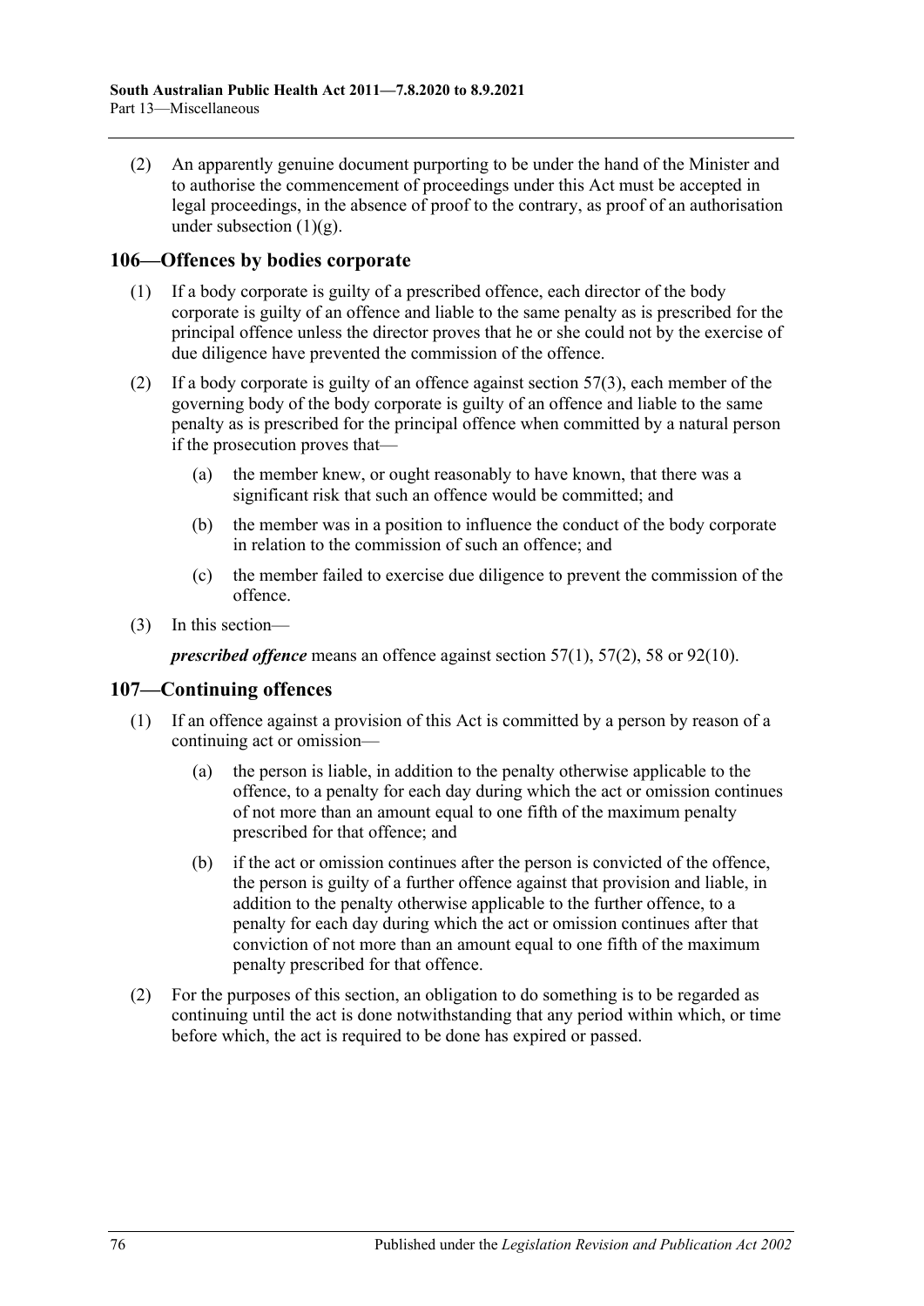(2) An apparently genuine document purporting to be under the hand of the Minister and to authorise the commencement of proceedings under this Act must be accepted in legal proceedings, in the absence of proof to the contrary, as proof of an authorisation under subsection (1)(g).

## 106—Offences by bodies corporate

(1) If a body corporate is guilty of a prescribed offence, each director of the body corporate is guilty of an offence and liable to the same penalty as is prescribed for the principal offence unless the director proves that he or she could not by the exercise of due diligence have prevented the commission of the offence.

(2) If a body corporate is guilty of an offence against section 57(3), each member of the governing body of the body corporate is guilty of an offence and liable to the same penalty as is prescribed for the principal offence when committed by a natural person if the prosecution proves that—

- (a) the member knew, or ought reasonably to have known, that there was a significant risk that such an offence would be committed; and
- (b) the member was in a position to influence the conduct of the body corporate in relation to the commission of such an offence; and
- (c) the member failed to exercise due diligence to prevent the commission of the offence.

(3) In this section—

***prescribed offence*** means an offence against section 57(1), 57(2), 58 or 92(10).

## 107—Continuing offences

(1) If an offence against a provision of this Act is committed by a person by reason of a continuing act or omission—

- (a) the person is liable, in addition to the penalty otherwise applicable to the offence, to a penalty for each day during which the act or omission continues of not more than an amount equal to one fifth of the maximum penalty prescribed for that offence; and
- (b) if the act or omission continues after the person is convicted of the offence, the person is guilty of a further offence against that provision and liable, in addition to the penalty otherwise applicable to the further offence, to a penalty for each day during which the act or omission continues after that conviction of not more than an amount equal to one fifth of the maximum penalty prescribed for that offence.

(2) For the purposes of this section, an obligation to do something is to be regarded as continuing until the act is done notwithstanding that any period within which, or time before which, the act is required to be done has expired or passed.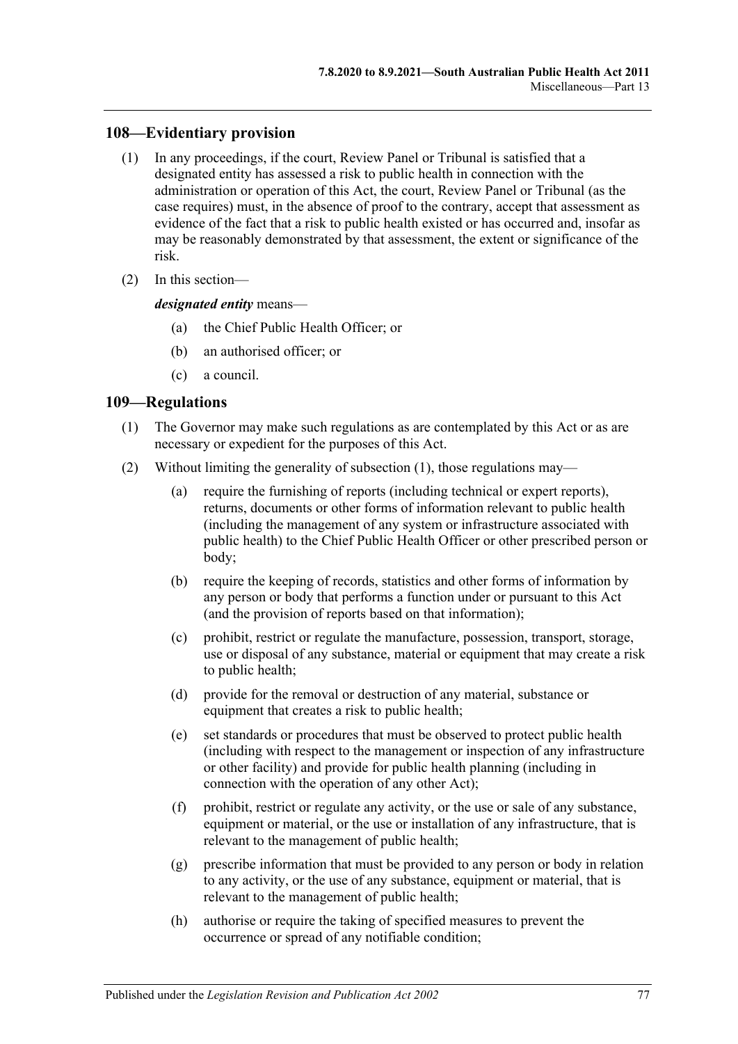## 108—Evidentiary provision

(1) In any proceedings, if the court, Review Panel or Tribunal is satisfied that a designated entity has assessed a risk to public health in connection with the administration or operation of this Act, the court, Review Panel or Tribunal (as the case requires) must, in the absence of proof to the contrary, accept that assessment as evidence of the fact that a risk to public health existed or has occurred and, insofar as may be reasonably demonstrated by that assessment, the extent or significance of the risk.

(2) In this section—

***designated entity*** means—

(a) the Chief Public Health Officer; or

(b) an authorised officer; or

(c) a council.

## 109—Regulations

(1) The Governor may make such regulations as are contemplated by this Act or as are necessary or expedient for the purposes of this Act.

(2) Without limiting the generality of subsection (1), those regulations may—

(a) require the furnishing of reports (including technical or expert reports), returns, documents or other forms of information relevant to public health (including the management of any system or infrastructure associated with public health) to the Chief Public Health Officer or other prescribed person or body;

(b) require the keeping of records, statistics and other forms of information by any person or body that performs a function under or pursuant to this Act (and the provision of reports based on that information);

(c) prohibit, restrict or regulate the manufacture, possession, transport, storage, use or disposal of any substance, material or equipment that may create a risk to public health;

(d) provide for the removal or destruction of any material, substance or equipment that creates a risk to public health;

(e) set standards or procedures that must be observed to protect public health (including with respect to the management or inspection of any infrastructure or other facility) and provide for public health planning (including in connection with the operation of any other Act);

(f) prohibit, restrict or regulate any activity, or the use or sale of any substance, equipment or material, or the use or installation of any infrastructure, that is relevant to the management of public health;

(g) prescribe information that must be provided to any person or body in relation to any activity, or the use of any substance, equipment or material, that is relevant to the management of public health;

(h) authorise or require the taking of specified measures to prevent the occurrence or spread of any notifiable condition;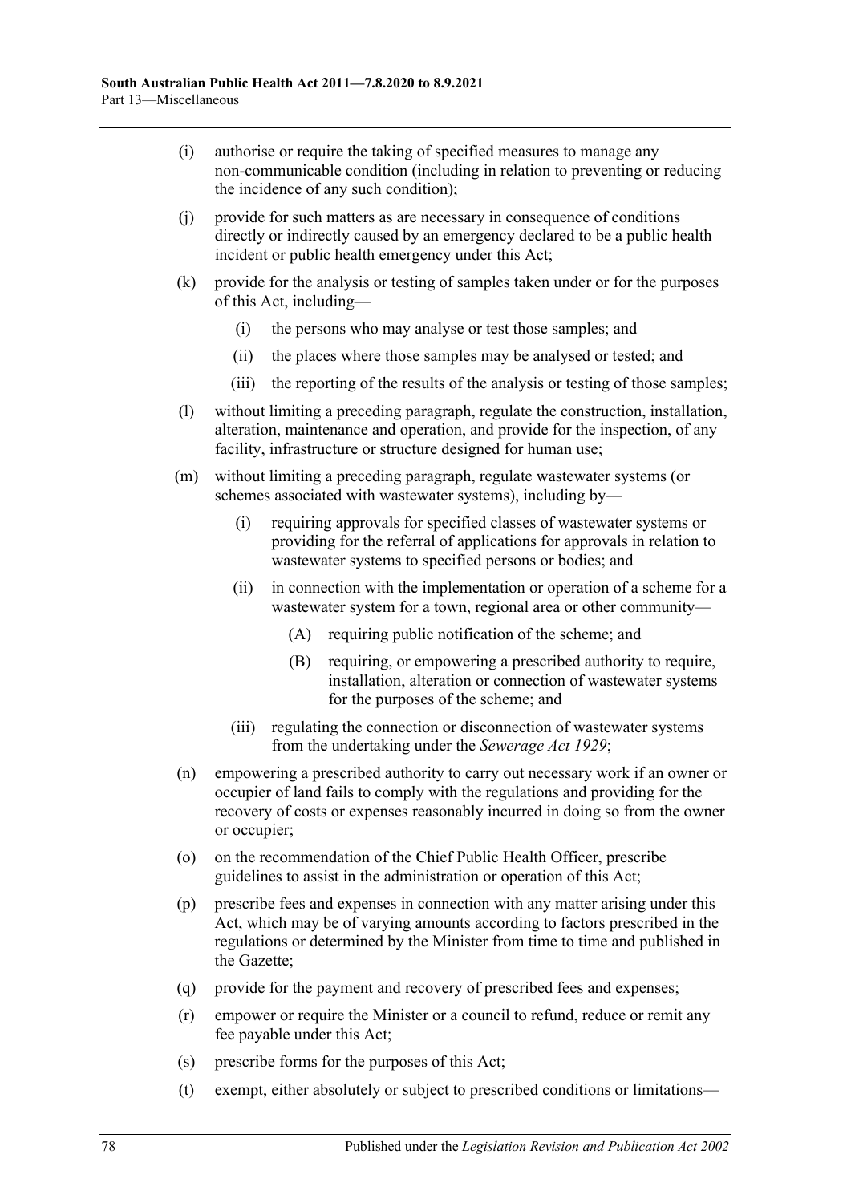(i) authorise or require the taking of specified measures to manage any non-communicable condition (including in relation to preventing or reducing the incidence of any such condition);

(j) provide for such matters as are necessary in consequence of conditions directly or indirectly caused by an emergency declared to be a public health incident or public health emergency under this Act;

(k) provide for the analysis or testing of samples taken under or for the purposes of this Act, including—

  (i) the persons who may analyse or test those samples; and

  (ii) the places where those samples may be analysed or tested; and

  (iii) the reporting of the results of the analysis or testing of those samples;

(l) without limiting a preceding paragraph, regulate the construction, installation, alteration, maintenance and operation, and provide for the inspection, of any facility, infrastructure or structure designed for human use;

(m) without limiting a preceding paragraph, regulate wastewater systems (or schemes associated with wastewater systems), including by—

  (i) requiring approvals for specified classes of wastewater systems or providing for the referral of applications for approvals in relation to wastewater systems to specified persons or bodies; and

  (ii) in connection with the implementation or operation of a scheme for a wastewater system for a town, regional area or other community—

    (A) requiring public notification of the scheme; and

    (B) requiring, or empowering a prescribed authority to require, installation, alteration or connection of wastewater systems for the purposes of the scheme; and

  (iii) regulating the connection or disconnection of wastewater systems from the undertaking under the *Sewerage Act 1929*;

(n) empowering a prescribed authority to carry out necessary work if an owner or occupier of land fails to comply with the regulations and providing for the recovery of costs or expenses reasonably incurred in doing so from the owner or occupier;

(o) on the recommendation of the Chief Public Health Officer, prescribe guidelines to assist in the administration or operation of this Act;

(p) prescribe fees and expenses in connection with any matter arising under this Act, which may be of varying amounts according to factors prescribed in the regulations or determined by the Minister from time to time and published in the Gazette;

(q) provide for the payment and recovery of prescribed fees and expenses;

(r) empower or require the Minister or a council to refund, reduce or remit any fee payable under this Act;

(s) prescribe forms for the purposes of this Act;

(t) exempt, either absolutely or subject to prescribed conditions or limitations—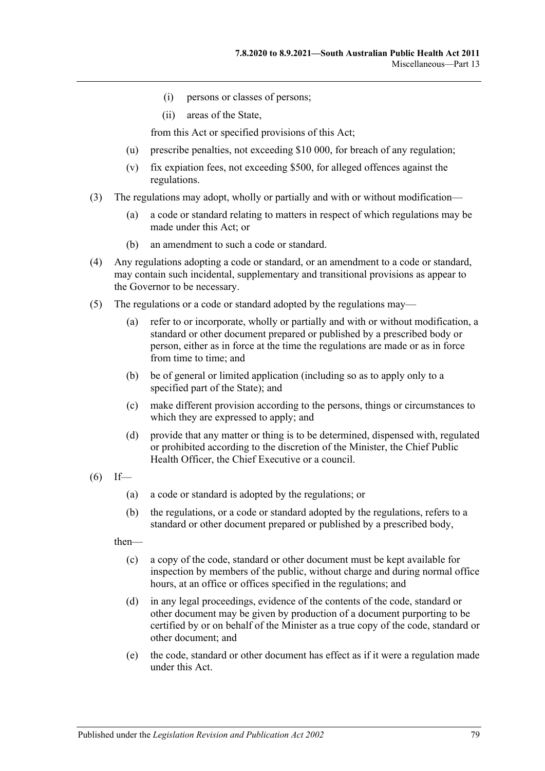(i) persons or classes of persons;

(ii) areas of the State,

from this Act or specified provisions of this Act;

(u) prescribe penalties, not exceeding $10 000, for breach of any regulation;

(v) fix expiation fees, not exceeding $500, for alleged offences against the regulations.

(3) The regulations may adopt, wholly or partially and with or without modification—

(a) a code or standard relating to matters in respect of which regulations may be made under this Act; or

(b) an amendment to such a code or standard.

(4) Any regulations adopting a code or standard, or an amendment to a code or standard, may contain such incidental, supplementary and transitional provisions as appear to the Governor to be necessary.

(5) The regulations or a code or standard adopted by the regulations may—

(a) refer to or incorporate, wholly or partially and with or without modification, a standard or other document prepared or published by a prescribed body or person, either as in force at the time the regulations are made or as in force from time to time; and

(b) be of general or limited application (including so as to apply only to a specified part of the State); and

(c) make different provision according to the persons, things or circumstances to which they are expressed to apply; and

(d) provide that any matter or thing is to be determined, dispensed with, regulated or prohibited according to the discretion of the Minister, the Chief Public Health Officer, the Chief Executive or a council.

(6) If—

(a) a code or standard is adopted by the regulations; or

(b) the regulations, or a code or standard adopted by the regulations, refers to a standard or other document prepared or published by a prescribed body,

then—

(c) a copy of the code, standard or other document must be kept available for inspection by members of the public, without charge and during normal office hours, at an office or offices specified in the regulations; and

(d) in any legal proceedings, evidence of the contents of the code, standard or other document may be given by production of a document purporting to be certified by or on behalf of the Minister as a true copy of the code, standard or other document; and

(e) the code, standard or other document has effect as if it were a regulation made under this Act.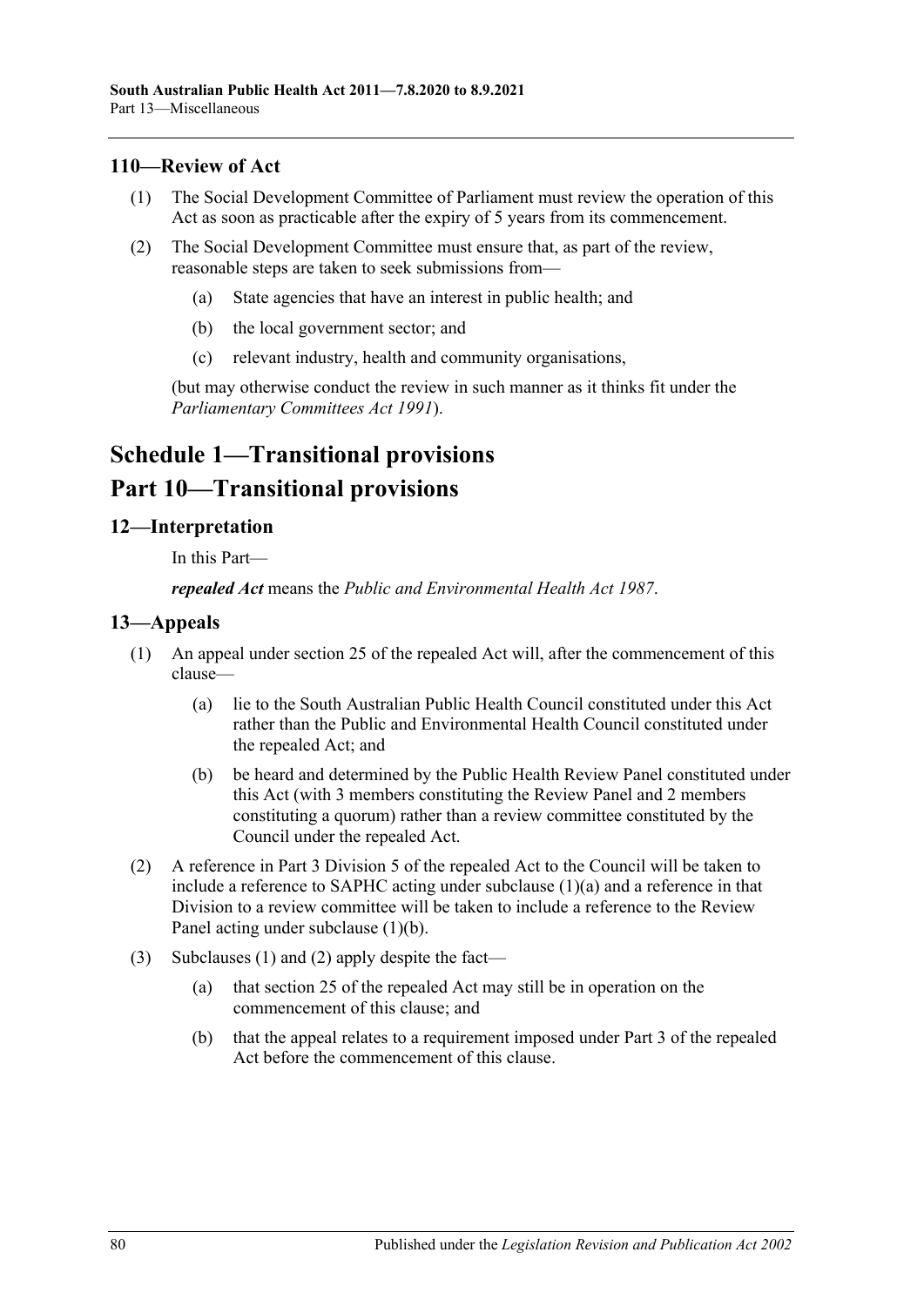## 110—Review of Act

(1) The Social Development Committee of Parliament must review the operation of this Act as soon as practicable after the expiry of 5 years from its commencement.

(2) The Social Development Committee must ensure that, as part of the review, reasonable steps are taken to seek submissions from—

(a) State agencies that have an interest in public health; and

(b) the local government sector; and

(c) relevant industry, health and community organisations,

(but may otherwise conduct the review in such manner as it thinks fit under the *Parliamentary Committees Act 1991*).

# Schedule 1—Transitional provisions

# Part 10—Transitional provisions

## 12—Interpretation

In this Part—

***repealed Act*** means the *Public and Environmental Health Act 1987*.

## 13—Appeals

(1) An appeal under section 25 of the repealed Act will, after the commencement of this clause—

(a) lie to the South Australian Public Health Council constituted under this Act rather than the Public and Environmental Health Council constituted under the repealed Act; and

(b) be heard and determined by the Public Health Review Panel constituted under this Act (with 3 members constituting the Review Panel and 2 members constituting a quorum) rather than a review committee constituted by the Council under the repealed Act.

(2) A reference in Part 3 Division 5 of the repealed Act to the Council will be taken to include a reference to SAPHC acting under subclause (1)(a) and a reference in that Division to a review committee will be taken to include a reference to the Review Panel acting under subclause (1)(b).

(3) Subclauses (1) and (2) apply despite the fact—

(a) that section 25 of the repealed Act may still be in operation on the commencement of this clause; and

(b) that the appeal relates to a requirement imposed under Part 3 of the repealed Act before the commencement of this clause.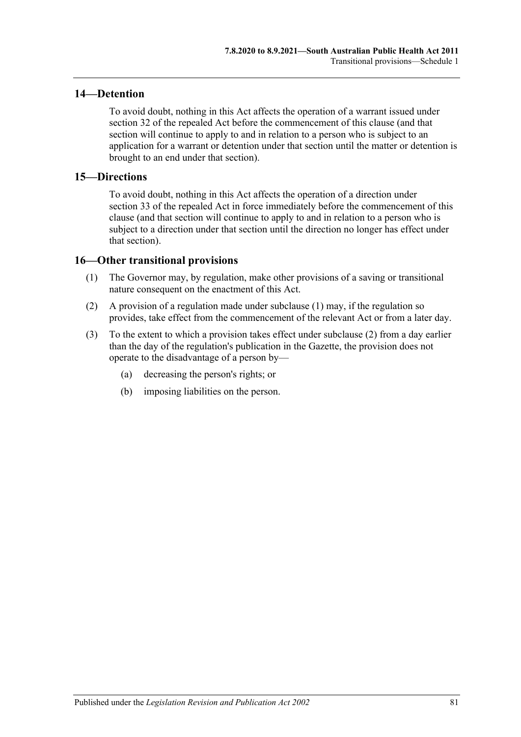## 14—Detention

To avoid doubt, nothing in this Act affects the operation of a warrant issued under section 32 of the repealed Act before the commencement of this clause (and that section will continue to apply to and in relation to a person who is subject to an application for a warrant or detention under that section until the matter or detention is brought to an end under that section).

## 15—Directions

To avoid doubt, nothing in this Act affects the operation of a direction under section 33 of the repealed Act in force immediately before the commencement of this clause (and that section will continue to apply to and in relation to a person who is subject to a direction under that section until the direction no longer has effect under that section).

## 16—Other transitional provisions

(1) The Governor may, by regulation, make other provisions of a saving or transitional nature consequent on the enactment of this Act.

(2) A provision of a regulation made under subclause (1) may, if the regulation so provides, take effect from the commencement of the relevant Act or from a later day.

(3) To the extent to which a provision takes effect under subclause (2) from a day earlier than the day of the regulation's publication in the Gazette, the provision does not operate to the disadvantage of a person by—

- (a) decreasing the person's rights; or
- (b) imposing liabilities on the person.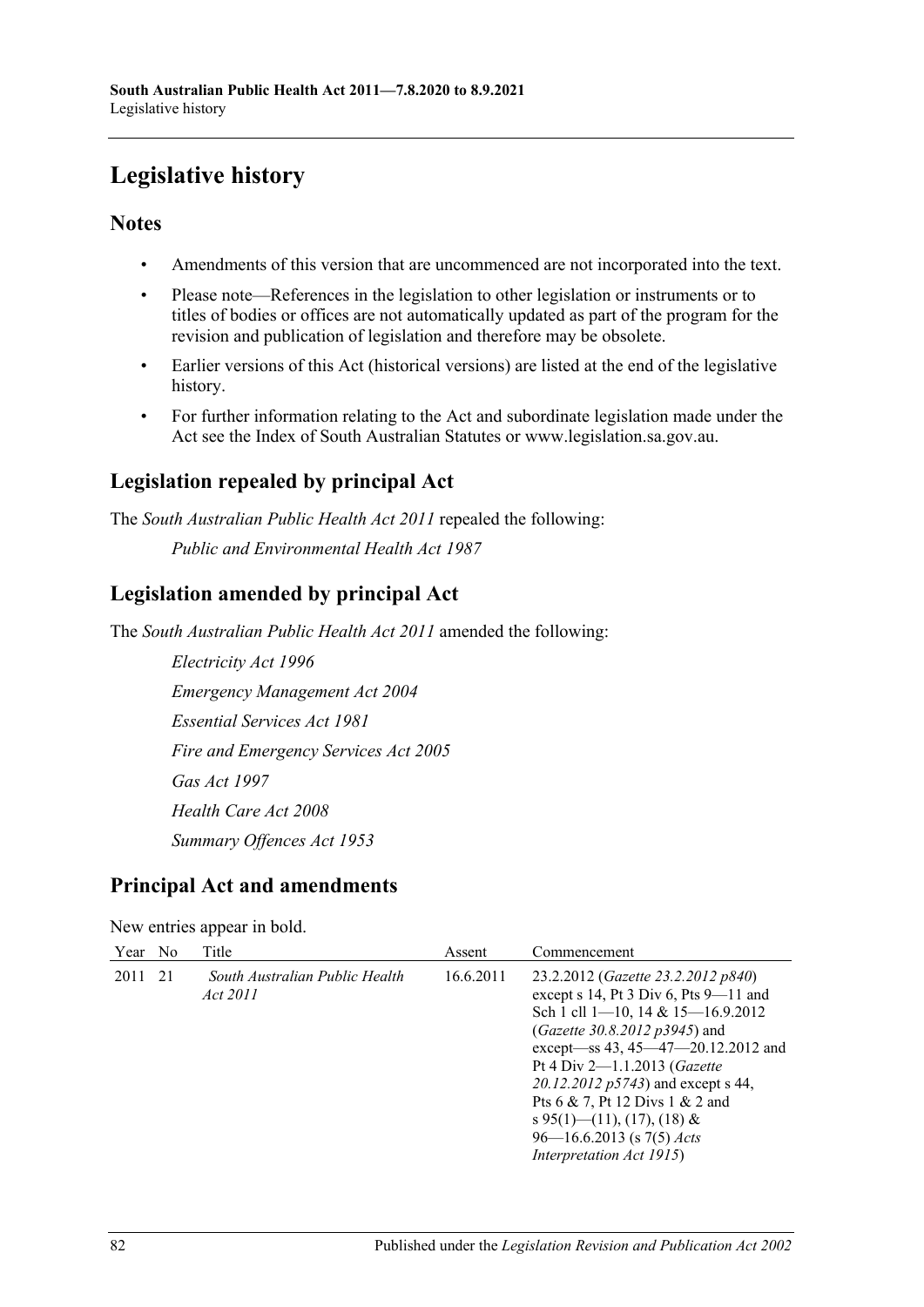# Legislative history

## Notes

- Amendments of this version that are uncommenced are not incorporated into the text.
- Please note—References in the legislation to other legislation or instruments or to titles of bodies or offices are not automatically updated as part of the program for the revision and publication of legislation and therefore may be obsolete.
- Earlier versions of this Act (historical versions) are listed at the end of the legislative history.
- For further information relating to the Act and subordinate legislation made under the Act see the Index of South Australian Statutes or www.legislation.sa.gov.au.

## Legislation repealed by principal Act

The *South Australian Public Health Act 2011* repealed the following:

*Public and Environmental Health Act 1987*

## Legislation amended by principal Act

The *South Australian Public Health Act 2011* amended the following:

*Electricity Act 1996*

*Emergency Management Act 2004*

*Essential Services Act 1981*

*Fire and Emergency Services Act 2005*

*Gas Act 1997*

*Health Care Act 2008*

*Summary Offences Act 1953*

## Principal Act and amendments

New entries appear in bold.

| Year | No | Title | Assent | Commencement |
|---|---|---|---|---|
| 2011 | 21 | *South Australian Public Health Act 2011* | 16.6.2011 | 23.2.2012 (*Gazette 23.2.2012 p840*) except s 14, Pt 3 Div 6, Pts 9—11 and Sch 1 cll 1—10, 14 & 15—16.9.2012 (*Gazette 30.8.2012 p3945*) and except—ss 43, 45—47—20.12.2012 and Pt 4 Div 2—1.1.2013 (*Gazette 20.12.2012 p5743*) and except s 44, Pts 6 & 7, Pt 12 Divs 1 & 2 and s 95(1)—(11), (17), (18) & 96—16.6.2013 (s 7(5) *Acts Interpretation Act 1915*) |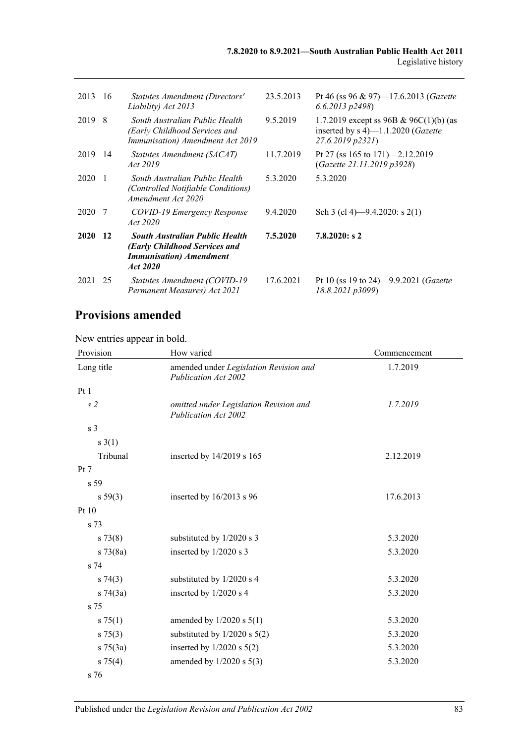| 2013 | 16 | *Statutes Amendment (Directors' Liability) Act 2013* | 23.5.2013 | Pt 46 (ss 96 & 97)—17.6.2013 (*Gazette 6.6.2013 p2498*) |
|---|---|---|---|---|
| 2019 | 8 | *South Australian Public Health (Early Childhood Services and Immunisation) Amendment Act 2019* | 9.5.2019 | 1.7.2019 except ss 96B & 96C(1)(b) (as inserted by s 4)—1.1.2020 (*Gazette 27.6.2019 p2321*) |
| 2019 | 14 | *Statutes Amendment (SACAT) Act 2019* | 11.7.2019 | Pt 27 (ss 165 to 171)—2.12.2019 (*Gazette 21.11.2019 p3928*) |
| 2020 | 1 | *South Australian Public Health (Controlled Notifiable Conditions) Amendment Act 2020* | 5.3.2020 | 5.3.2020 |
| 2020 | 7 | *COVID-19 Emergency Response Act 2020* | 9.4.2020 | Sch 3 (cl 4)—9.4.2020: s 2(1) |
| **2020** | **12** | ***South Australian Public Health (Early Childhood Services and Immunisation) Amendment Act 2020*** | **7.5.2020** | **7.8.2020: s 2** |
| 2021 | 25 | *Statutes Amendment (COVID-19 Permanent Measures) Act 2021* | 17.6.2021 | Pt 10 (ss 19 to 24)—9.9.2021 (*Gazette 18.8.2021 p3099*) |

## Provisions amended

New entries appear in bold.

| Provision | How varied | Commencement |
|---|---|---|
| Long title | amended under *Legislation Revision and Publication Act 2002* | 1.7.2019 |
| Pt 1 | | |
| *s 2* | *omitted under Legislation Revision and Publication Act 2002* | *1.7.2019* |
| s 3 | | |
| s 3(1) | | |
| Tribunal | inserted by 14/2019 s 165 | 2.12.2019 |
| Pt 7 | | |
| s 59 | | |
| s 59(3) | inserted by 16/2013 s 96 | 17.6.2013 |
| Pt 10 | | |
| s 73 | | |
| s 73(8) | substituted by 1/2020 s 3 | 5.3.2020 |
| s 73(8a) | inserted by 1/2020 s 3 | 5.3.2020 |
| s 74 | | |
| s 74(3) | substituted by 1/2020 s 4 | 5.3.2020 |
| s 74(3a) | inserted by 1/2020 s 4 | 5.3.2020 |
| s 75 | | |
| s 75(1) | amended by 1/2020 s 5(1) | 5.3.2020 |
| s 75(3) | substituted by 1/2020 s 5(2) | 5.3.2020 |
| s 75(3a) | inserted by 1/2020 s 5(2) | 5.3.2020 |
| s 75(4) | amended by 1/2020 s 5(3) | 5.3.2020 |
| s 76 | | |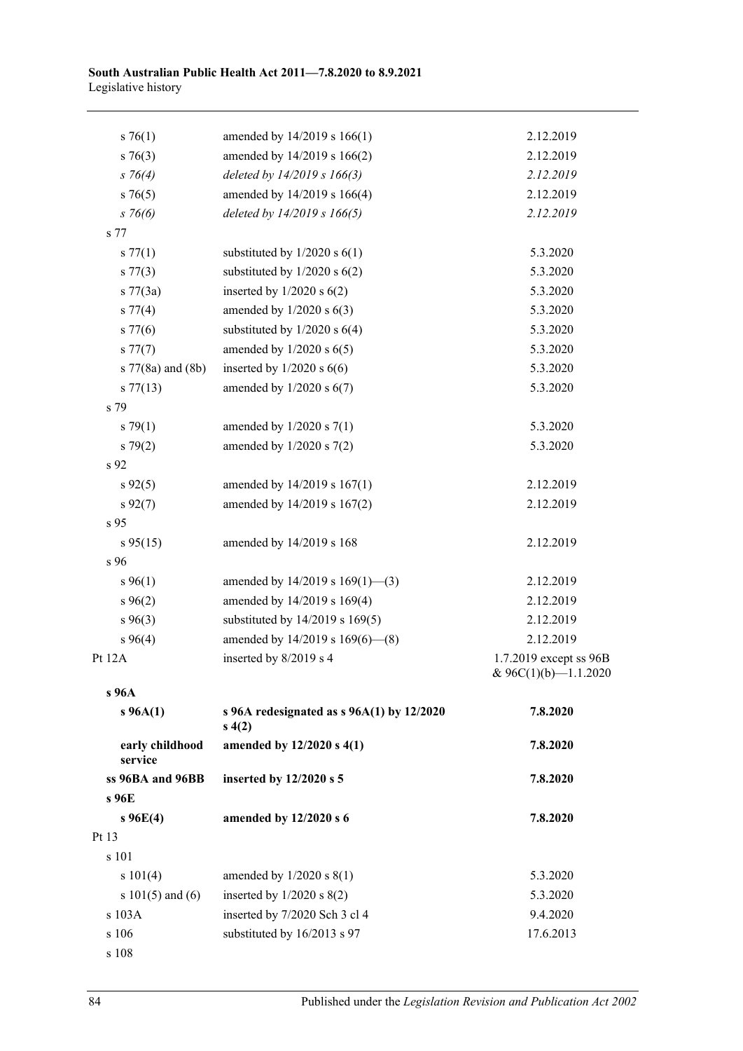| | | |
|---|---|---|
| s 76(1) | amended by 14/2019 s 166(1) | 2.12.2019 |
| s 76(3) | amended by 14/2019 s 166(2) | 2.12.2019 |
| *s 76(4)* | *deleted by 14/2019 s 166(3)* | *2.12.2019* |
| s 76(5) | amended by 14/2019 s 166(4) | 2.12.2019 |
| *s 76(6)* | *deleted by 14/2019 s 166(5)* | *2.12.2019* |
| s 77 | | |
| s 77(1) | substituted by 1/2020 s 6(1) | 5.3.2020 |
| s 77(3) | substituted by 1/2020 s 6(2) | 5.3.2020 |
| s 77(3a) | inserted by 1/2020 s 6(2) | 5.3.2020 |
| s 77(4) | amended by 1/2020 s 6(3) | 5.3.2020 |
| s 77(6) | substituted by 1/2020 s 6(4) | 5.3.2020 |
| s 77(7) | amended by 1/2020 s 6(5) | 5.3.2020 |
| s 77(8a) and (8b) | inserted by 1/2020 s 6(6) | 5.3.2020 |
| s 77(13) | amended by 1/2020 s 6(7) | 5.3.2020 |
| s 79 | | |
| s 79(1) | amended by 1/2020 s 7(1) | 5.3.2020 |
| s 79(2) | amended by 1/2020 s 7(2) | 5.3.2020 |
| s 92 | | |
| s 92(5) | amended by 14/2019 s 167(1) | 2.12.2019 |
| s 92(7) | amended by 14/2019 s 167(2) | 2.12.2019 |
| s 95 | | |
| s 95(15) | amended by 14/2019 s 168 | 2.12.2019 |
| s 96 | | |
| s 96(1) | amended by 14/2019 s 169(1)—(3) | 2.12.2019 |
| s 96(2) | amended by 14/2019 s 169(4) | 2.12.2019 |
| s 96(3) | substituted by 14/2019 s 169(5) | 2.12.2019 |
| s 96(4) | amended by 14/2019 s 169(6)—(8) | 2.12.2019 |
| Pt 12A | inserted by 8/2019 s 4 | 1.7.2019 except ss 96B & 96C(1)(b)—1.1.2020 |
| **s 96A** | | |
| **s 96A(1)** | **s 96A redesignated as s 96A(1) by 12/2020 s 4(2)** | **7.8.2020** |
| **early childhood service** | **amended by 12/2020 s 4(1)** | **7.8.2020** |
| **ss 96BA and 96BB** | **inserted by 12/2020 s 5** | **7.8.2020** |
| **s 96E** | | |
| **s 96E(4)** | **amended by 12/2020 s 6** | **7.8.2020** |
| Pt 13 | | |
| s 101 | | |
| s 101(4) | amended by 1/2020 s 8(1) | 5.3.2020 |
| s 101(5) and (6) | inserted by 1/2020 s 8(2) | 5.3.2020 |
| s 103A | inserted by 7/2020 Sch 3 cl 4 | 9.4.2020 |
| s 106 | substituted by 16/2013 s 97 | 17.6.2013 |
| s 108 | | |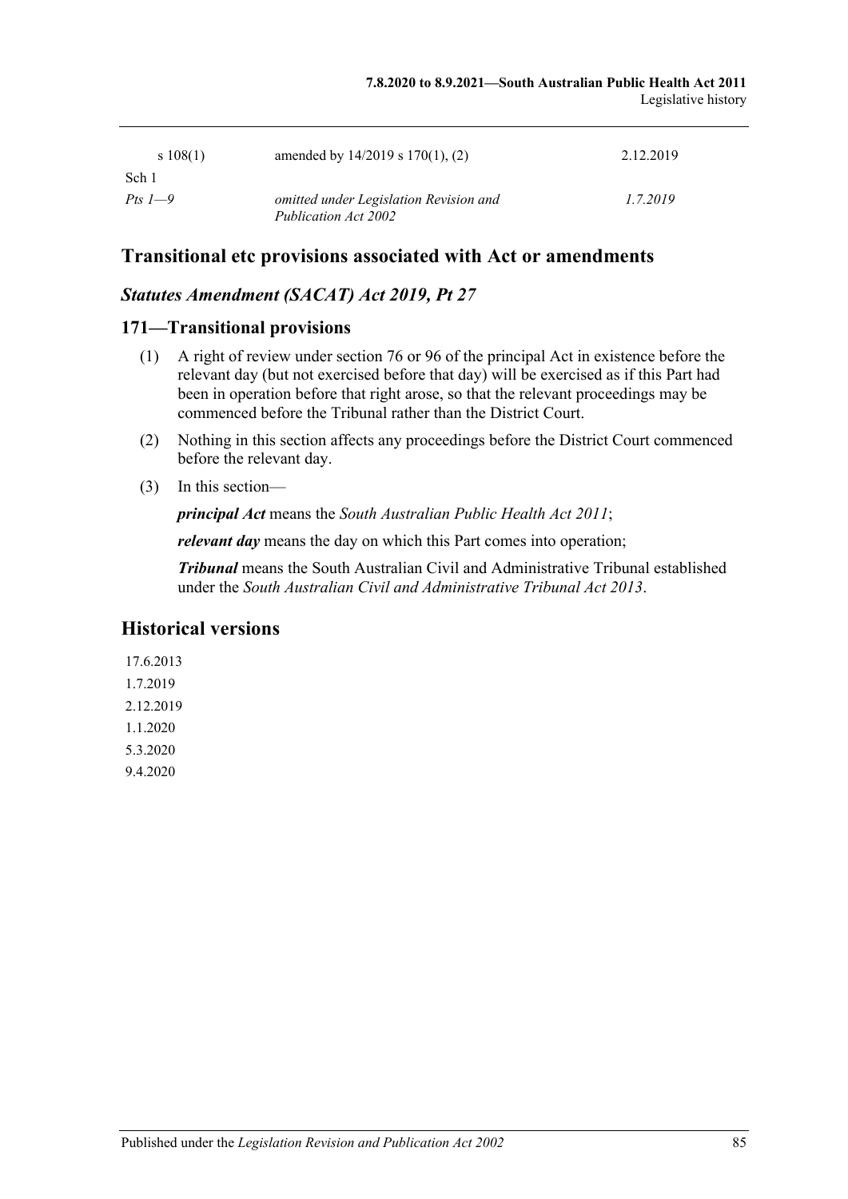| | | |
|---|---|---|
| s 108(1) | amended by 14/2019 s 170(1), (2) | 2.12.2019 |
| Sch 1 | | |
| *Pts 1—9* | *omitted under Legislation Revision and Publication Act 2002* | *1.7.2019* |

## Transitional etc provisions associated with Act or amendments

### *Statutes Amendment (SACAT) Act 2019, Pt 27*

### 171—Transitional provisions

(1) A right of review under section 76 or 96 of the principal Act in existence before the relevant day (but not exercised before that day) will be exercised as if this Part had been in operation before that right arose, so that the relevant proceedings may be commenced before the Tribunal rather than the District Court.

(2) Nothing in this section affects any proceedings before the District Court commenced before the relevant day.

(3) In this section—

***principal Act*** means the *South Australian Public Health Act 2011*;

***relevant day*** means the day on which this Part comes into operation;

***Tribunal*** means the South Australian Civil and Administrative Tribunal established under the *South Australian Civil and Administrative Tribunal Act 2013*.

## Historical versions

17.6.2013

1.7.2019

2.12.2019

1.1.2020

5.3.2020

9.4.2020